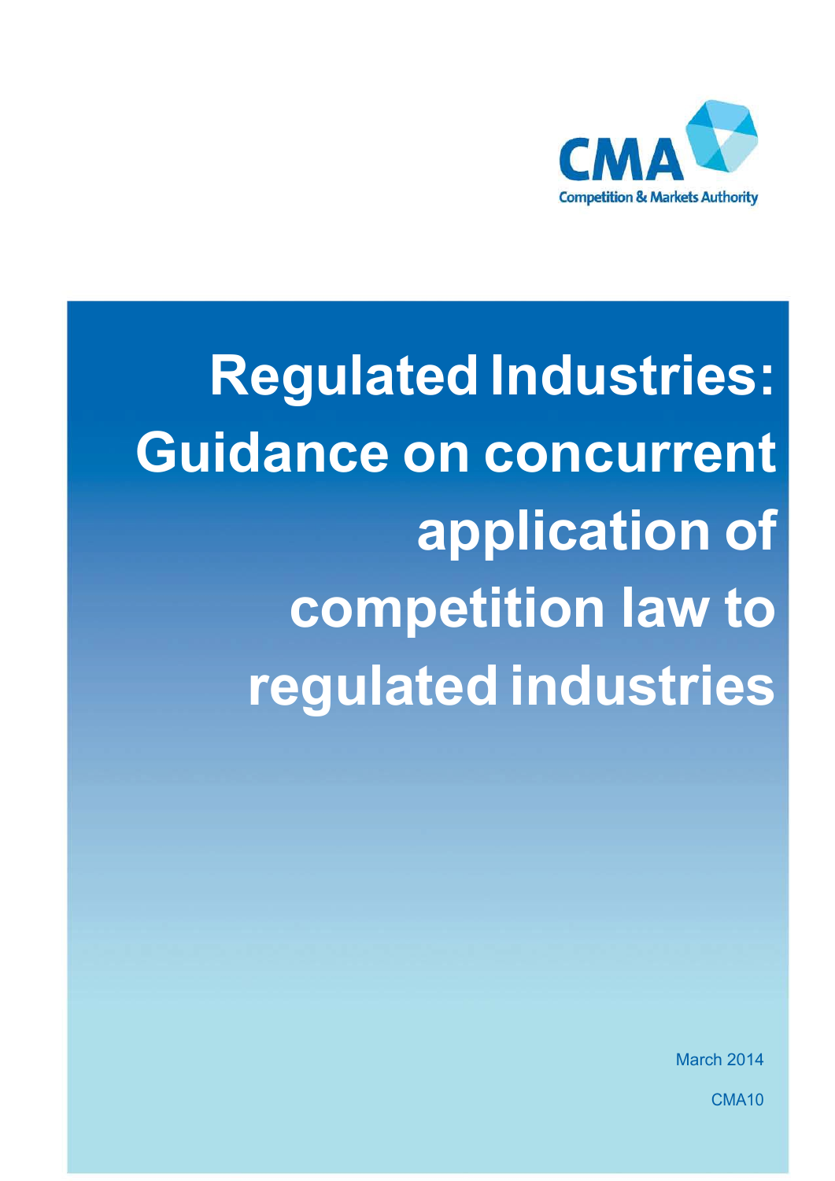CMA

Competition & Markets Authority

# Regulated Industries: Guidance on concurrent application of competition law to regulated industries

March 2014

CMA10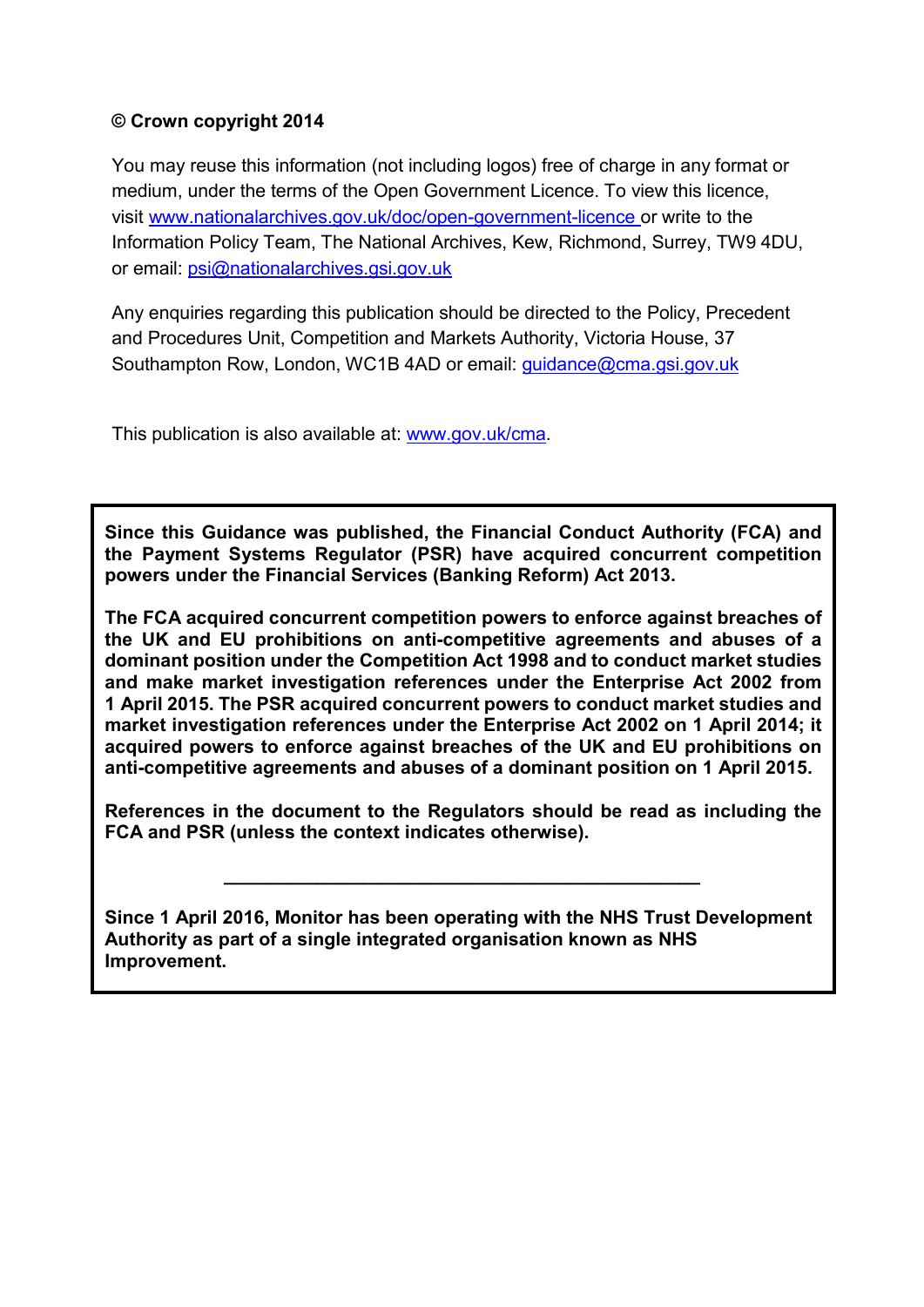**© Crown copyright 2014**

You may reuse this information (not including logos) free of charge in any format or medium, under the terms of the Open Government Licence. To view this licence, visit www.nationalarchives.gov.uk/doc/open-government-licence or write to the Information Policy Team, The National Archives, Kew, Richmond, Surrey, TW9 4DU, or email: psi@nationalarchives.gsi.gov.uk

Any enquiries regarding this publication should be directed to the Policy, Precedent and Procedures Unit, Competition and Markets Authority, Victoria House, 37 Southampton Row, London, WC1B 4AD or email: guidance@cma.gsi.gov.uk

This publication is also available at: www.gov.uk/cma.

**Since this Guidance was published, the Financial Conduct Authority (FCA) and the Payment Systems Regulator (PSR) have acquired concurrent competition powers under the Financial Services (Banking Reform) Act 2013.**

**The FCA acquired concurrent competition powers to enforce against breaches of the UK and EU prohibitions on anti-competitive agreements and abuses of a dominant position under the Competition Act 1998 and to conduct market studies and make market investigation references under the Enterprise Act 2002 from 1 April 2015. The PSR acquired concurrent powers to conduct market studies and market investigation references under the Enterprise Act 2002 on 1 April 2014; it acquired powers to enforce against breaches of the UK and EU prohibitions on anti-competitive agreements and abuses of a dominant position on 1 April 2015.**

**References in the document to the Regulators should be read as including the FCA and PSR (unless the context indicates otherwise).**

---

**Since 1 April 2016, Monitor has been operating with the NHS Trust Development Authority as part of a single integrated organisation known as NHS Improvement.**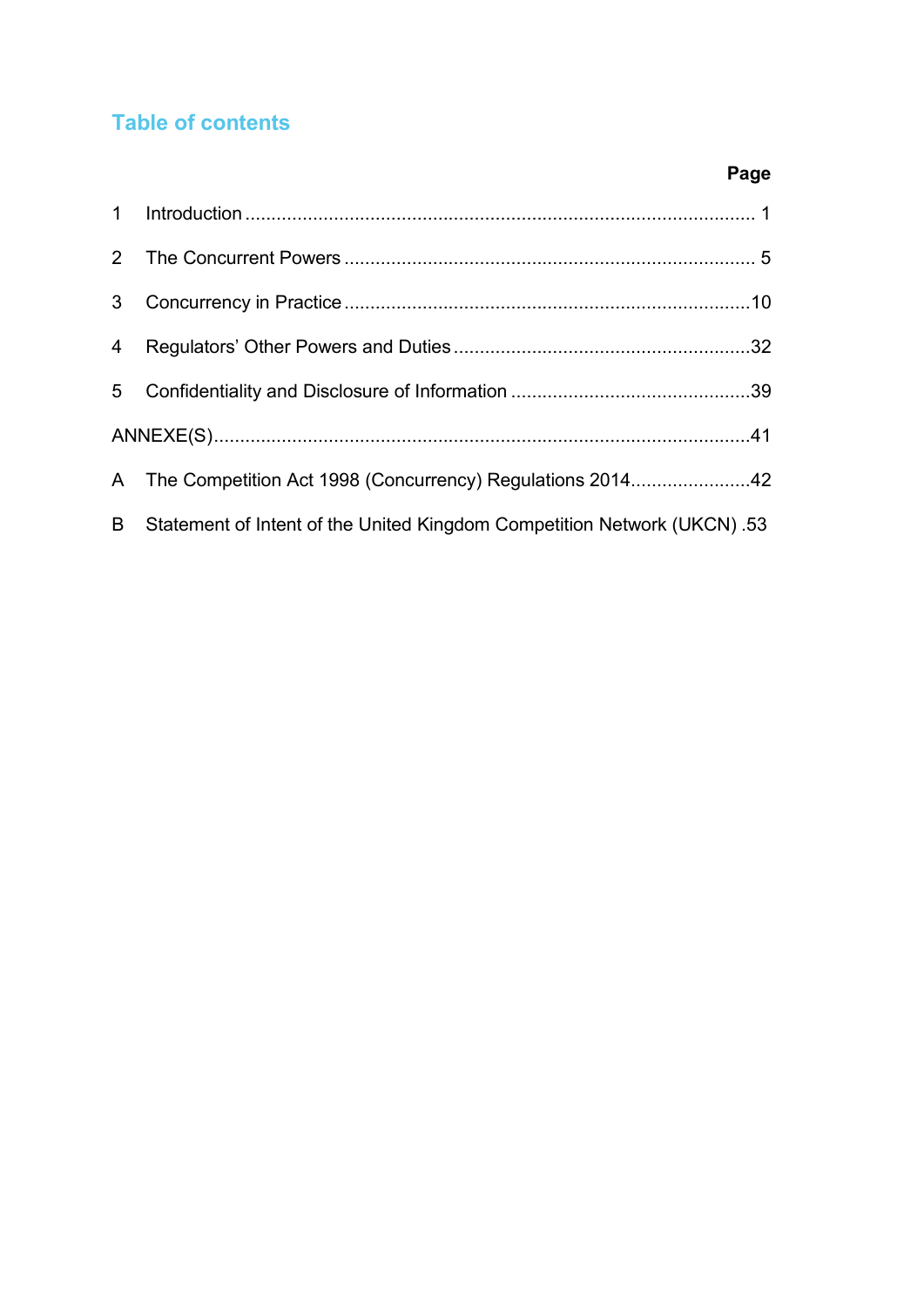## Table of contents

| | | Page |
|---|---|---|
| 1 | Introduction | 1 |
| 2 | The Concurrent Powers | 5 |
| 3 | Concurrency in Practice | 10 |
| 4 | Regulators' Other Powers and Duties | 32 |
| 5 | Confidentiality and Disclosure of Information | 39 |
| ANNEXE(S) | | 41 |
| A | The Competition Act 1998 (Concurrency) Regulations 2014 | 42 |
| B | Statement of Intent of the United Kingdom Competition Network (UKCN) | 53 |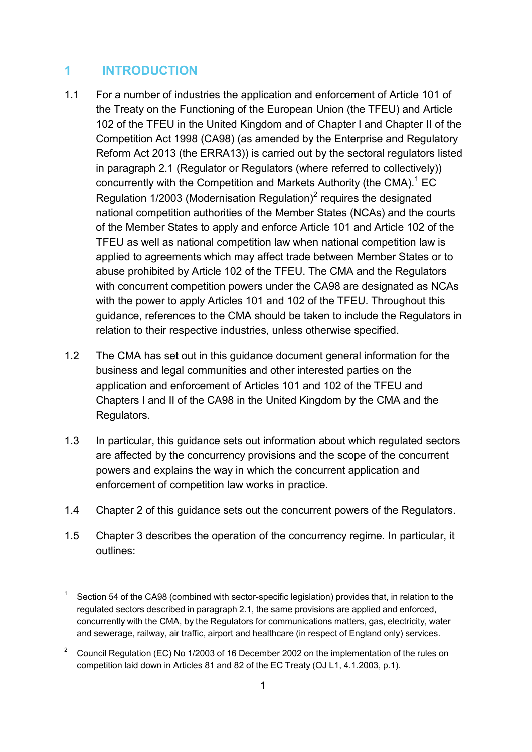# 1 INTRODUCTION

1.1 For a number of industries the application and enforcement of Article 101 of the Treaty on the Functioning of the European Union (the TFEU) and Article 102 of the TFEU in the United Kingdom and of Chapter I and Chapter II of the Competition Act 1998 (CA98) (as amended by the Enterprise and Regulatory Reform Act 2013 (the ERRA13)) is carried out by the sectoral regulators listed in paragraph 2.1 (Regulator or Regulators (where referred to collectively)) concurrently with the Competition and Markets Authority (the CMA).[1] EC Regulation 1/2003 (Modernisation Regulation)[2] requires the designated national competition authorities of the Member States (NCAs) and the courts of the Member States to apply and enforce Article 101 and Article 102 of the TFEU as well as national competition law when national competition law is applied to agreements which may affect trade between Member States or to abuse prohibited by Article 102 of the TFEU. The CMA and the Regulators with concurrent competition powers under the CA98 are designated as NCAs with the power to apply Articles 101 and 102 of the TFEU. Throughout this guidance, references to the CMA should be taken to include the Regulators in relation to their respective industries, unless otherwise specified.

1.2 The CMA has set out in this guidance document general information for the business and legal communities and other interested parties on the application and enforcement of Articles 101 and 102 of the TFEU and Chapters I and II of the CA98 in the United Kingdom by the CMA and the Regulators.

1.3 In particular, this guidance sets out information about which regulated sectors are affected by the concurrency provisions and the scope of the concurrent powers and explains the way in which the concurrent application and enforcement of competition law works in practice.

1.4 Chapter 2 of this guidance sets out the concurrent powers of the Regulators.

1.5 Chapter 3 describes the operation of the concurrency regime. In particular, it outlines:

---

[1] Section 54 of the CA98 (combined with sector-specific legislation) provides that, in relation to the regulated sectors described in paragraph 2.1, the same provisions are applied and enforced, concurrently with the CMA, by the Regulators for communications matters, gas, electricity, water and sewerage, railway, air traffic, airport and healthcare (in respect of England only) services.

[2] Council Regulation (EC) No 1/2003 of 16 December 2002 on the implementation of the rules on competition laid down in Articles 81 and 82 of the EC Treaty (OJ L1, 4.1.2003, p.1).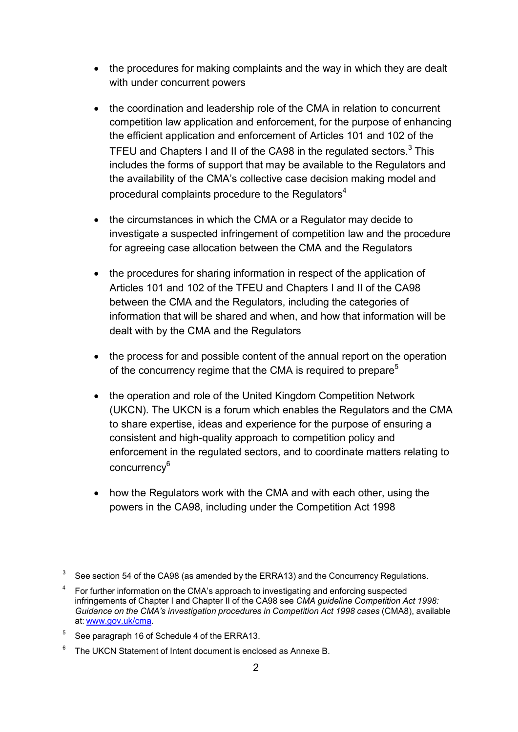- the procedures for making complaints and the way in which they are dealt with under concurrent powers
- the coordination and leadership role of the CMA in relation to concurrent competition law application and enforcement, for the purpose of enhancing the efficient application and enforcement of Articles 101 and 102 of the TFEU and Chapters I and II of the CA98 in the regulated sectors.[3] This includes the forms of support that may be available to the Regulators and the availability of the CMA's collective case decision making model and procedural complaints procedure to the Regulators[4]
- the circumstances in which the CMA or a Regulator may decide to investigate a suspected infringement of competition law and the procedure for agreeing case allocation between the CMA and the Regulators
- the procedures for sharing information in respect of the application of Articles 101 and 102 of the TFEU and Chapters I and II of the CA98 between the CMA and the Regulators, including the categories of information that will be shared and when, and how that information will be dealt with by the CMA and the Regulators
- the process for and possible content of the annual report on the operation of the concurrency regime that the CMA is required to prepare[5]
- the operation and role of the United Kingdom Competition Network (UKCN). The UKCN is a forum which enables the Regulators and the CMA to share expertise, ideas and experience for the purpose of ensuring a consistent and high-quality approach to competition policy and enforcement in the regulated sectors, and to coordinate matters relating to concurrency[6]
- how the Regulators work with the CMA and with each other, using the powers in the CA98, including under the Competition Act 1998

[3] See section 54 of the CA98 (as amended by the ERRA13) and the Concurrency Regulations.

[4] For further information on the CMA's approach to investigating and enforcing suspected infringements of Chapter I and Chapter II of the CA98 see *CMA guideline Competition Act 1998: Guidance on the CMA's investigation procedures in Competition Act 1998 cases* (CMA8), available at: www.gov.uk/cma.

[5] See paragraph 16 of Schedule 4 of the ERRA13.

[6] The UKCN Statement of Intent document is enclosed as Annexe B.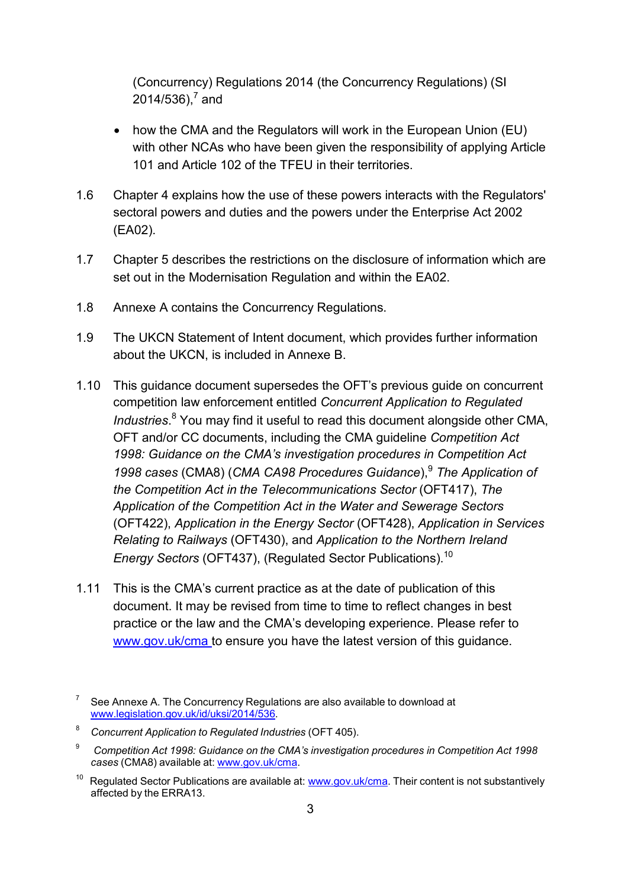(Concurrency) Regulations 2014 (the Concurrency Regulations) (SI 2014/536),[7] and

- how the CMA and the Regulators will work in the European Union (EU) with other NCAs who have been given the responsibility of applying Article 101 and Article 102 of the TFEU in their territories.

1.6 Chapter 4 explains how the use of these powers interacts with the Regulators' sectoral powers and duties and the powers under the Enterprise Act 2002 (EA02).

1.7 Chapter 5 describes the restrictions on the disclosure of information which are set out in the Modernisation Regulation and within the EA02.

1.8 Annexe A contains the Concurrency Regulations.

1.9 The UKCN Statement of Intent document, which provides further information about the UKCN, is included in Annexe B.

1.10 This guidance document supersedes the OFT's previous guide on concurrent competition law enforcement entitled *Concurrent Application to Regulated Industries*.[8] You may find it useful to read this document alongside other CMA, OFT and/or CC documents, including the CMA guideline *Competition Act 1998: Guidance on the CMA's investigation procedures in Competition Act 1998 cases* (CMA8) (*CMA CA98 Procedures Guidance*),[9] *The Application of the Competition Act in the Telecommunications Sector* (OFT417), *The Application of the Competition Act in the Water and Sewerage Sectors* (OFT422), *Application in the Energy Sector* (OFT428), *Application in Services Relating to Railways* (OFT430), and *Application to the Northern Ireland Energy Sectors* (OFT437), (Regulated Sector Publications).[10]

1.11 This is the CMA's current practice as at the date of publication of this document. It may be revised from time to time to reflect changes in best practice or the law and the CMA's developing experience. Please refer to www.gov.uk/cma to ensure you have the latest version of this guidance.

---

[7] See Annexe A. The Concurrency Regulations are also available to download at www.legislation.gov.uk/id/uksi/2014/536.

[8] *Concurrent Application to Regulated Industries* (OFT 405).

[9] *Competition Act 1998: Guidance on the CMA's investigation procedures in Competition Act 1998 cases* (CMA8) available at: www.gov.uk/cma.

[10] Regulated Sector Publications are available at: www.gov.uk/cma. Their content is not substantively affected by the ERRA13.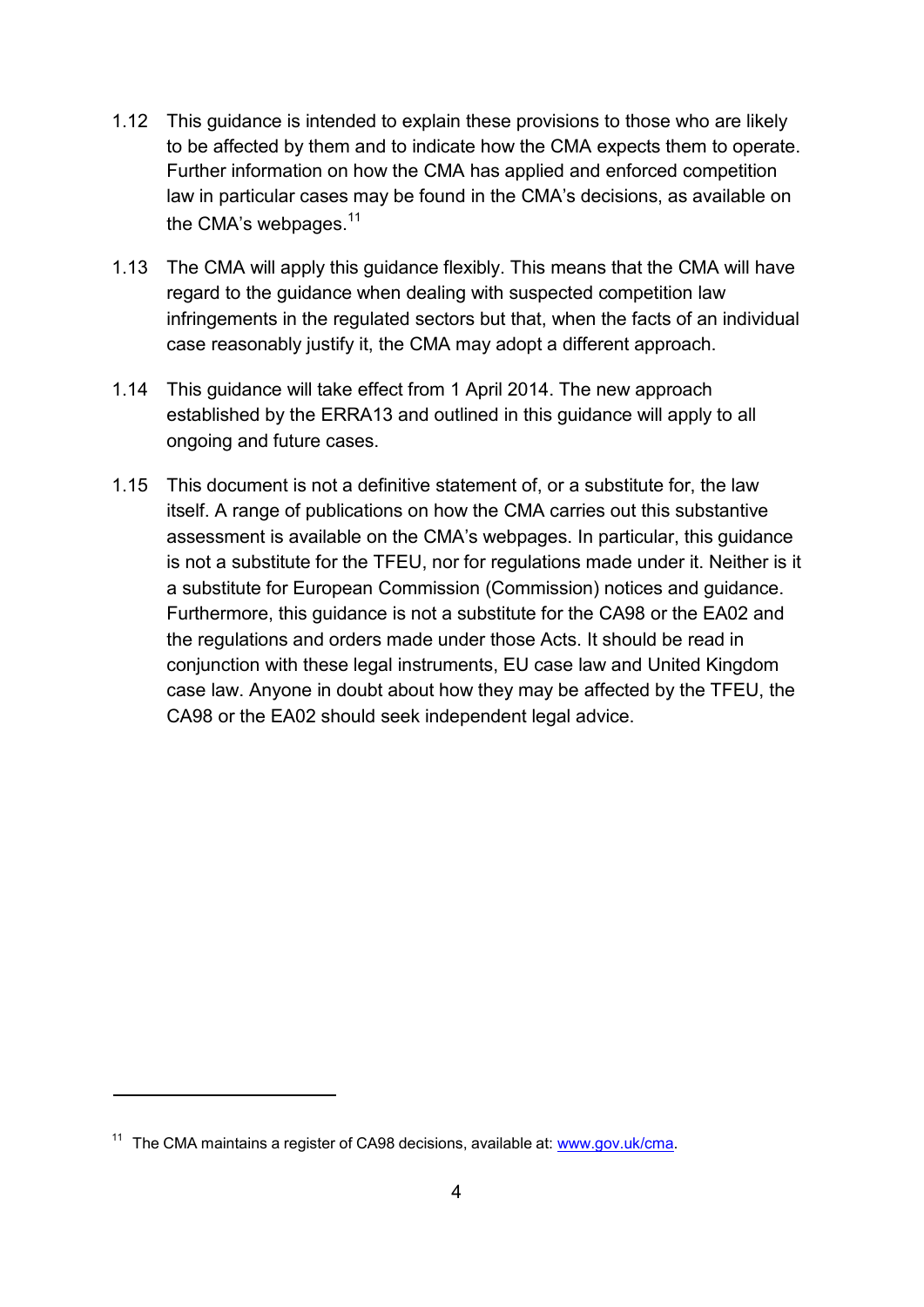1.12 This guidance is intended to explain these provisions to those who are likely to be affected by them and to indicate how the CMA expects them to operate. Further information on how the CMA has applied and enforced competition law in particular cases may be found in the CMA's decisions, as available on the CMA's webpages.[11]

1.13 The CMA will apply this guidance flexibly. This means that the CMA will have regard to the guidance when dealing with suspected competition law infringements in the regulated sectors but that, when the facts of an individual case reasonably justify it, the CMA may adopt a different approach.

1.14 This guidance will take effect from 1 April 2014. The new approach established by the ERRA13 and outlined in this guidance will apply to all ongoing and future cases.

1.15 This document is not a definitive statement of, or a substitute for, the law itself. A range of publications on how the CMA carries out this substantive assessment is available on the CMA's webpages. In particular, this guidance is not a substitute for the TFEU, nor for regulations made under it. Neither is it a substitute for European Commission (Commission) notices and guidance. Furthermore, this guidance is not a substitute for the CA98 or the EA02 and the regulations and orders made under those Acts. It should be read in conjunction with these legal instruments, EU case law and United Kingdom case law. Anyone in doubt about how they may be affected by the TFEU, the CA98 or the EA02 should seek independent legal advice.

---

[11] The CMA maintains a register of CA98 decisions, available at: [www.gov.uk/cma](http://www.gov.uk/cma).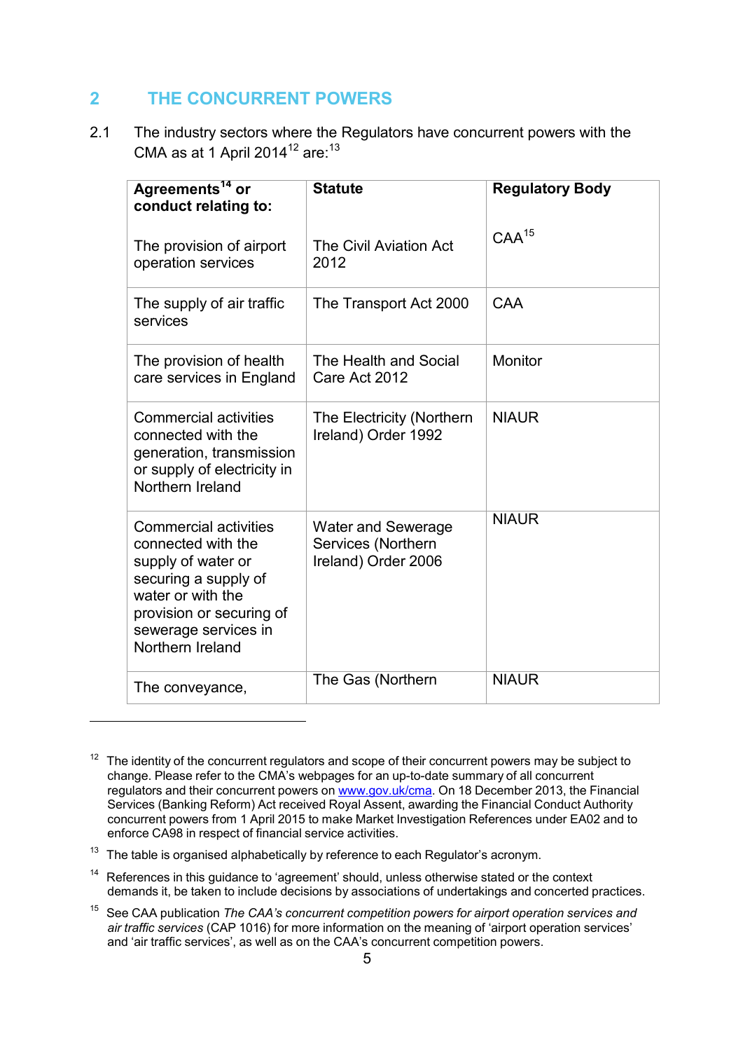## 2 THE CONCURRENT POWERS

2.1 The industry sectors where the Regulators have concurrent powers with the CMA as at 1 April 2014[12] are:[13]

| **Agreements[14] or conduct relating to:** | **Statute** | **Regulatory Body** |
|---|---|---|
| The provision of airport operation services | The Civil Aviation Act 2012 | CAA[15] |
| The supply of air traffic services | The Transport Act 2000 | CAA |
| The provision of health care services in England | The Health and Social Care Act 2012 | Monitor |
| Commercial activities connected with the generation, transmission or supply of electricity in Northern Ireland | The Electricity (Northern Ireland) Order 1992 | NIAUR |
| Commercial activities connected with the supply of water or securing a supply of water or with the provision or securing of sewerage services in Northern Ireland | Water and Sewerage Services (Northern Ireland) Order 2006 | NIAUR |
| The conveyance, | The Gas (Northern | NIAUR |

---

[12] The identity of the concurrent regulators and scope of their concurrent powers may be subject to change. Please refer to the CMA's webpages for an up-to-date summary of all concurrent regulators and their concurrent powers on www.gov.uk/cma. On 18 December 2013, the Financial Services (Banking Reform) Act received Royal Assent, awarding the Financial Conduct Authority concurrent powers from 1 April 2015 to make Market Investigation References under EA02 and to enforce CA98 in respect of financial service activities.

[13] The table is organised alphabetically by reference to each Regulator's acronym.

[14] References in this guidance to 'agreement' should, unless otherwise stated or the context demands it, be taken to include decisions by associations of undertakings and concerted practices.

[15] See CAA publication *The CAA's concurrent competition powers for airport operation services and air traffic services* (CAP 1016) for more information on the meaning of 'airport operation services' and 'air traffic services', as well as on the CAA's concurrent competition powers.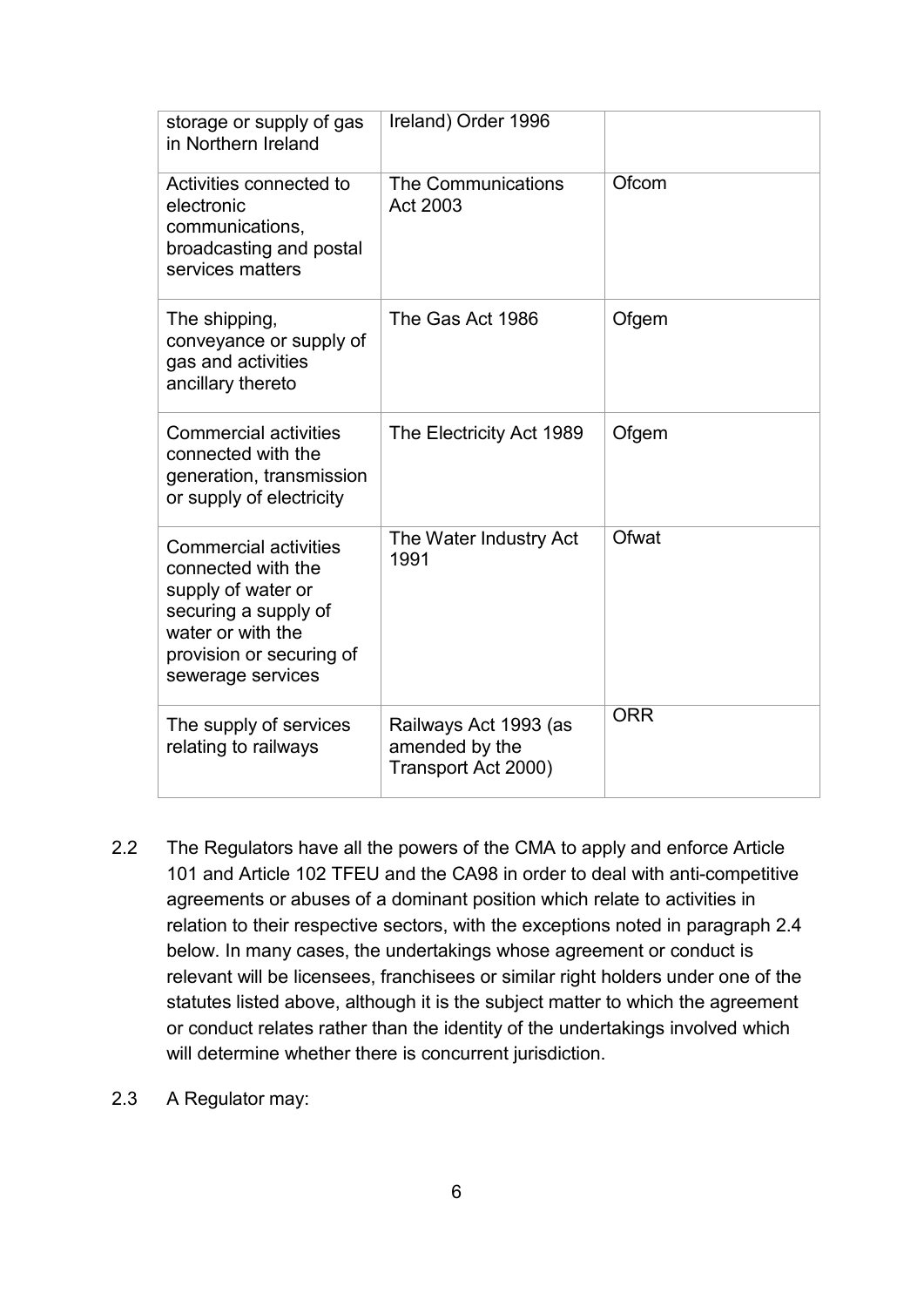| | | |
|---|---|---|
| storage or supply of gas in Northern Ireland | Ireland) Order 1996 | |
| Activities connected to electronic communications, broadcasting and postal services matters | The Communications Act 2003 | Ofcom |
| The shipping, conveyance or supply of gas and activities ancillary thereto | The Gas Act 1986 | Ofgem |
| Commercial activities connected with the generation, transmission or supply of electricity | The Electricity Act 1989 | Ofgem |
| Commercial activities connected with the supply of water or securing a supply of water or with the provision or securing of sewerage services | The Water Industry Act 1991 | Ofwat |
| The supply of services relating to railways | Railways Act 1993 (as amended by the Transport Act 2000) | ORR |

2.2 The Regulators have all the powers of the CMA to apply and enforce Article 101 and Article 102 TFEU and the CA98 in order to deal with anti-competitive agreements or abuses of a dominant position which relate to activities in relation to their respective sectors, with the exceptions noted in paragraph 2.4 below. In many cases, the undertakings whose agreement or conduct is relevant will be licensees, franchisees or similar right holders under one of the statutes listed above, although it is the subject matter to which the agreement or conduct relates rather than the identity of the undertakings involved which will determine whether there is concurrent jurisdiction.

2.3 A Regulator may: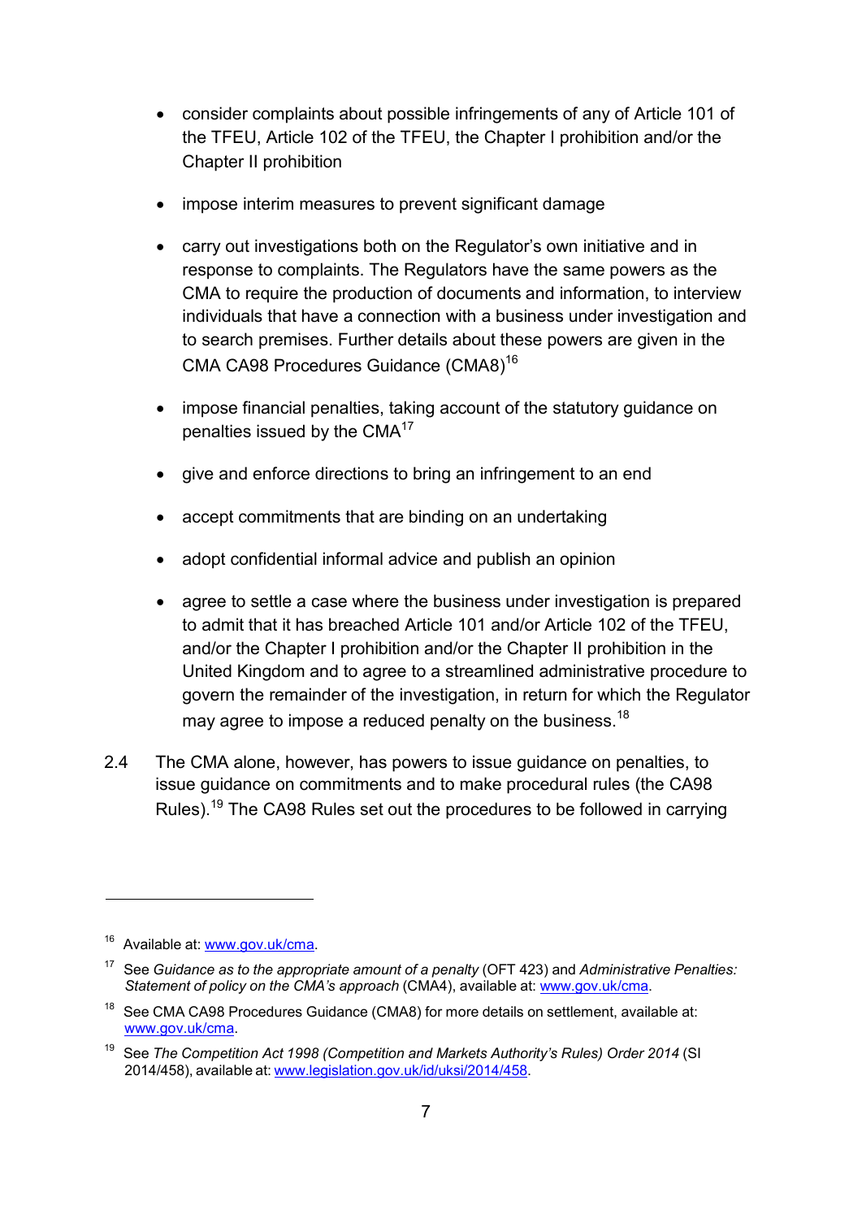- consider complaints about possible infringements of any of Article 101 of the TFEU, Article 102 of the TFEU, the Chapter I prohibition and/or the Chapter II prohibition

- impose interim measures to prevent significant damage

- carry out investigations both on the Regulator's own initiative and in response to complaints. The Regulators have the same powers as the CMA to require the production of documents and information, to interview individuals that have a connection with a business under investigation and to search premises. Further details about these powers are given in the CMA CA98 Procedures Guidance (CMA8)[16]

- impose financial penalties, taking account of the statutory guidance on penalties issued by the CMA[17]

- give and enforce directions to bring an infringement to an end

- accept commitments that are binding on an undertaking

- adopt confidential informal advice and publish an opinion

- agree to settle a case where the business under investigation is prepared to admit that it has breached Article 101 and/or Article 102 of the TFEU, and/or the Chapter I prohibition and/or the Chapter II prohibition in the United Kingdom and to agree to a streamlined administrative procedure to govern the remainder of the investigation, in return for which the Regulator may agree to impose a reduced penalty on the business.[18]

2.4 The CMA alone, however, has powers to issue guidance on penalties, to issue guidance on commitments and to make procedural rules (the CA98 Rules).[19] The CA98 Rules set out the procedures to be followed in carrying

---

[16] Available at: www.gov.uk/cma.

[17] See *Guidance as to the appropriate amount of a penalty* (OFT 423) and *Administrative Penalties: Statement of policy on the CMA's approach* (CMA4), available at: www.gov.uk/cma.

[18] See CMA CA98 Procedures Guidance (CMA8) for more details on settlement, available at: www.gov.uk/cma.

[19] See *The Competition Act 1998 (Competition and Markets Authority's Rules) Order 2014* (SI 2014/458), available at: www.legislation.gov.uk/id/uksi/2014/458.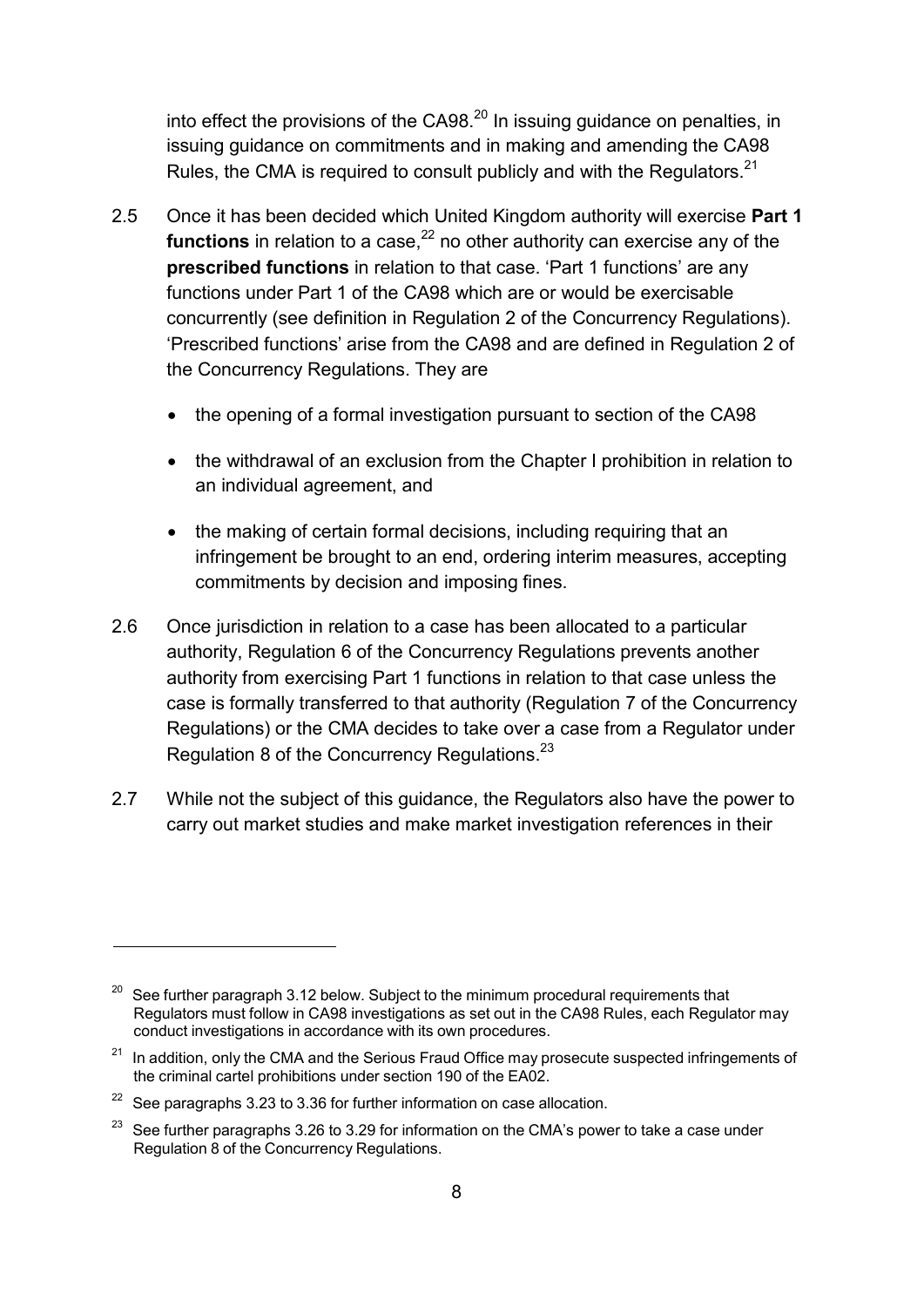into effect the provisions of the CA98.[20] In issuing guidance on penalties, in issuing guidance on commitments and in making and amending the CA98 Rules, the CMA is required to consult publicly and with the Regulators.[21]

2.5 Once it has been decided which United Kingdom authority will exercise **Part 1 functions** in relation to a case,[22] no other authority can exercise any of the **prescribed functions** in relation to that case. 'Part 1 functions' are any functions under Part 1 of the CA98 which are or would be exercisable concurrently (see definition in Regulation 2 of the Concurrency Regulations). 'Prescribed functions' arise from the CA98 and are defined in Regulation 2 of the Concurrency Regulations. They are

- the opening of a formal investigation pursuant to section of the CA98
- the withdrawal of an exclusion from the Chapter I prohibition in relation to an individual agreement, and
- the making of certain formal decisions, including requiring that an infringement be brought to an end, ordering interim measures, accepting commitments by decision and imposing fines.

2.6 Once jurisdiction in relation to a case has been allocated to a particular authority, Regulation 6 of the Concurrency Regulations prevents another authority from exercising Part 1 functions in relation to that case unless the case is formally transferred to that authority (Regulation 7 of the Concurrency Regulations) or the CMA decides to take over a case from a Regulator under Regulation 8 of the Concurrency Regulations.[23]

2.7 While not the subject of this guidance, the Regulators also have the power to carry out market studies and make market investigation references in their

---

[20] See further paragraph 3.12 below. Subject to the minimum procedural requirements that Regulators must follow in CA98 investigations as set out in the CA98 Rules, each Regulator may conduct investigations in accordance with its own procedures.

[21] In addition, only the CMA and the Serious Fraud Office may prosecute suspected infringements of the criminal cartel prohibitions under section 190 of the EA02.

[22] See paragraphs 3.23 to 3.36 for further information on case allocation.

[23] See further paragraphs 3.26 to 3.29 for information on the CMA's power to take a case under Regulation 8 of the Concurrency Regulations.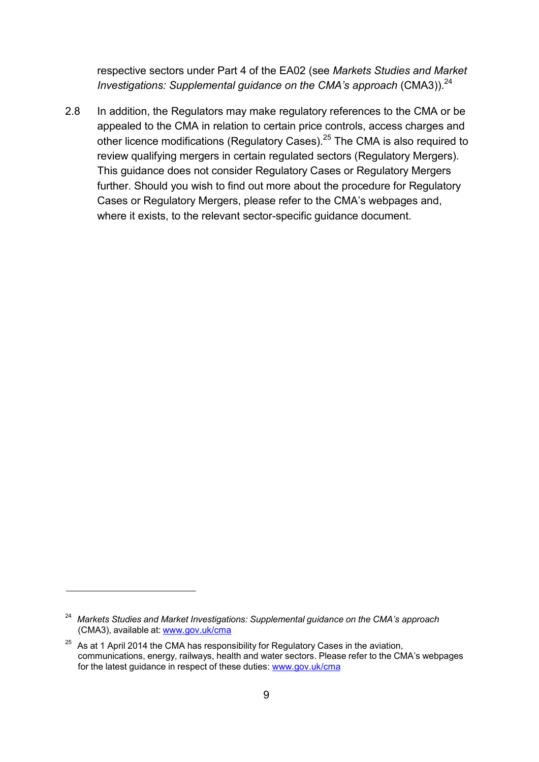respective sectors under Part 4 of the EA02 (see *Markets Studies and Market Investigations: Supplemental guidance on the CMA's approach* (CMA3)).[24]

2.8 In addition, the Regulators may make regulatory references to the CMA or be appealed to the CMA in relation to certain price controls, access charges and other licence modifications (Regulatory Cases).[25] The CMA is also required to review qualifying mergers in certain regulated sectors (Regulatory Mergers). This guidance does not consider Regulatory Cases or Regulatory Mergers further. Should you wish to find out more about the procedure for Regulatory Cases or Regulatory Mergers, please refer to the CMA's webpages and, where it exists, to the relevant sector-specific guidance document.

---

[24] *Markets Studies and Market Investigations: Supplemental guidance on the CMA's approach* (CMA3), available at: [www.gov.uk/cma](http://www.gov.uk/cma)

[25] As at 1 April 2014 the CMA has responsibility for Regulatory Cases in the aviation, communications, energy, railways, health and water sectors. Please refer to the CMA's webpages for the latest guidance in respect of these duties: [www.gov.uk/cma](http://www.gov.uk/cma)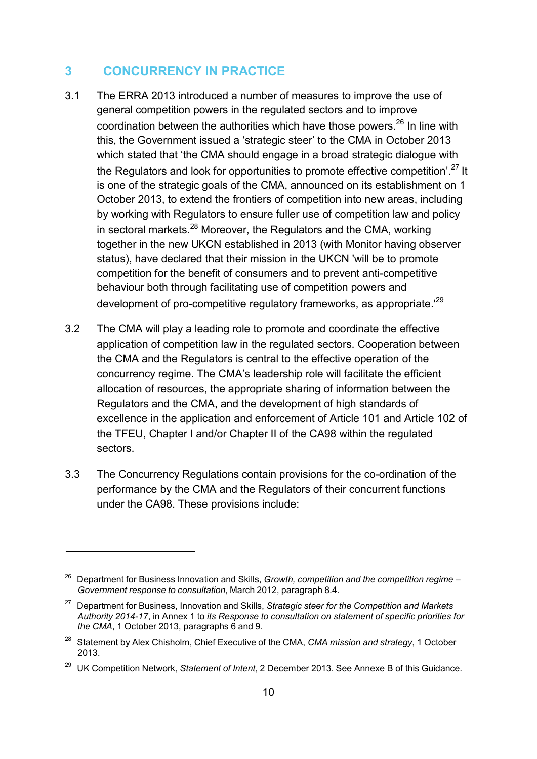## 3 CONCURRENCY IN PRACTICE

3.1 The ERRA 2013 introduced a number of measures to improve the use of general competition powers in the regulated sectors and to improve coordination between the authorities which have those powers.[26] In line with this, the Government issued a 'strategic steer' to the CMA in October 2013 which stated that 'the CMA should engage in a broad strategic dialogue with the Regulators and look for opportunities to promote effective competition'.[27] It is one of the strategic goals of the CMA, announced on its establishment on 1 October 2013, to extend the frontiers of competition into new areas, including by working with Regulators to ensure fuller use of competition law and policy in sectoral markets.[28] Moreover, the Regulators and the CMA, working together in the new UKCN established in 2013 (with Monitor having observer status), have declared that their mission in the UKCN 'will be to promote competition for the benefit of consumers and to prevent anti-competitive behaviour both through facilitating use of competition powers and development of pro-competitive regulatory frameworks, as appropriate.'[29]

3.2 The CMA will play a leading role to promote and coordinate the effective application of competition law in the regulated sectors. Cooperation between the CMA and the Regulators is central to the effective operation of the concurrency regime. The CMA's leadership role will facilitate the efficient allocation of resources, the appropriate sharing of information between the Regulators and the CMA, and the development of high standards of excellence in the application and enforcement of Article 101 and Article 102 of the TFEU, Chapter I and/or Chapter II of the CA98 within the regulated sectors.

3.3 The Concurrency Regulations contain provisions for the co-ordination of the performance by the CMA and the Regulators of their concurrent functions under the CA98. These provisions include:

---

[26] Department for Business Innovation and Skills, *Growth, competition and the competition regime – Government response to consultation*, March 2012, paragraph 8.4.

[27] Department for Business, Innovation and Skills, *Strategic steer for the Competition and Markets Authority 2014-17*, in Annex 1 to *its Response to consultation on statement of specific priorities for the CMA*, 1 October 2013, paragraphs 6 and 9.

[28] Statement by Alex Chisholm, Chief Executive of the CMA, *CMA mission and strategy*, 1 October 2013.

[29] UK Competition Network, *Statement of Intent*, 2 December 2013. See Annexe B of this Guidance.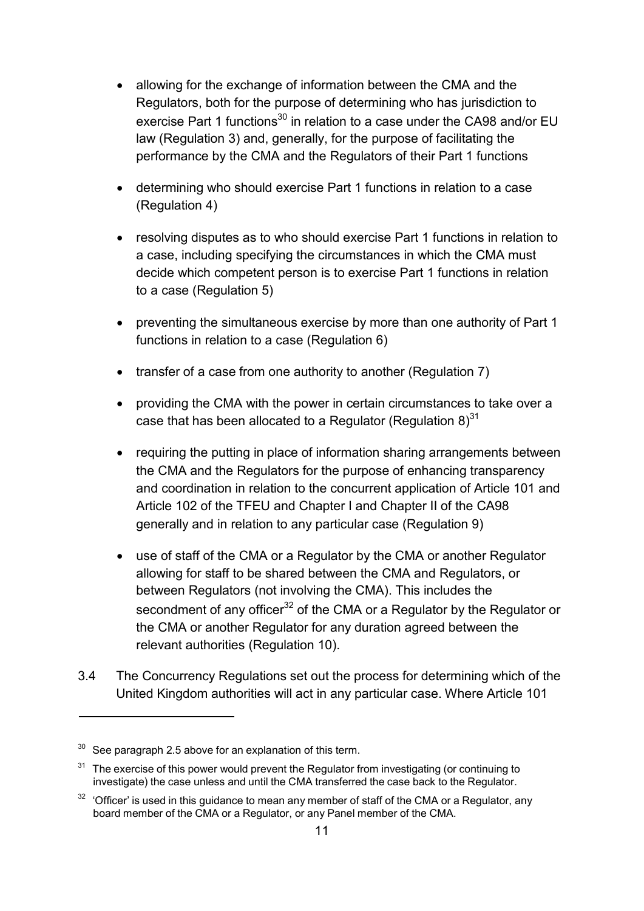- allowing for the exchange of information between the CMA and the Regulators, both for the purpose of determining who has jurisdiction to exercise Part 1 functions[30] in relation to a case under the CA98 and/or EU law (Regulation 3) and, generally, for the purpose of facilitating the performance by the CMA and the Regulators of their Part 1 functions
- determining who should exercise Part 1 functions in relation to a case (Regulation 4)
- resolving disputes as to who should exercise Part 1 functions in relation to a case, including specifying the circumstances in which the CMA must decide which competent person is to exercise Part 1 functions in relation to a case (Regulation 5)
- preventing the simultaneous exercise by more than one authority of Part 1 functions in relation to a case (Regulation 6)
- transfer of a case from one authority to another (Regulation 7)
- providing the CMA with the power in certain circumstances to take over a case that has been allocated to a Regulator (Regulation 8)[31]
- requiring the putting in place of information sharing arrangements between the CMA and the Regulators for the purpose of enhancing transparency and coordination in relation to the concurrent application of Article 101 and Article 102 of the TFEU and Chapter I and Chapter II of the CA98 generally and in relation to any particular case (Regulation 9)
- use of staff of the CMA or a Regulator by the CMA or another Regulator allowing for staff to be shared between the CMA and Regulators, or between Regulators (not involving the CMA). This includes the secondment of any officer[32] of the CMA or a Regulator by the Regulator or the CMA or another Regulator for any duration agreed between the relevant authorities (Regulation 10).

3.4 The Concurrency Regulations set out the process for determining which of the United Kingdom authorities will act in any particular case. Where Article 101

---

[30] See paragraph 2.5 above for an explanation of this term.

[31] The exercise of this power would prevent the Regulator from investigating (or continuing to investigate) the case unless and until the CMA transferred the case back to the Regulator.

[32] 'Officer' is used in this guidance to mean any member of staff of the CMA or a Regulator, any board member of the CMA or a Regulator, or any Panel member of the CMA.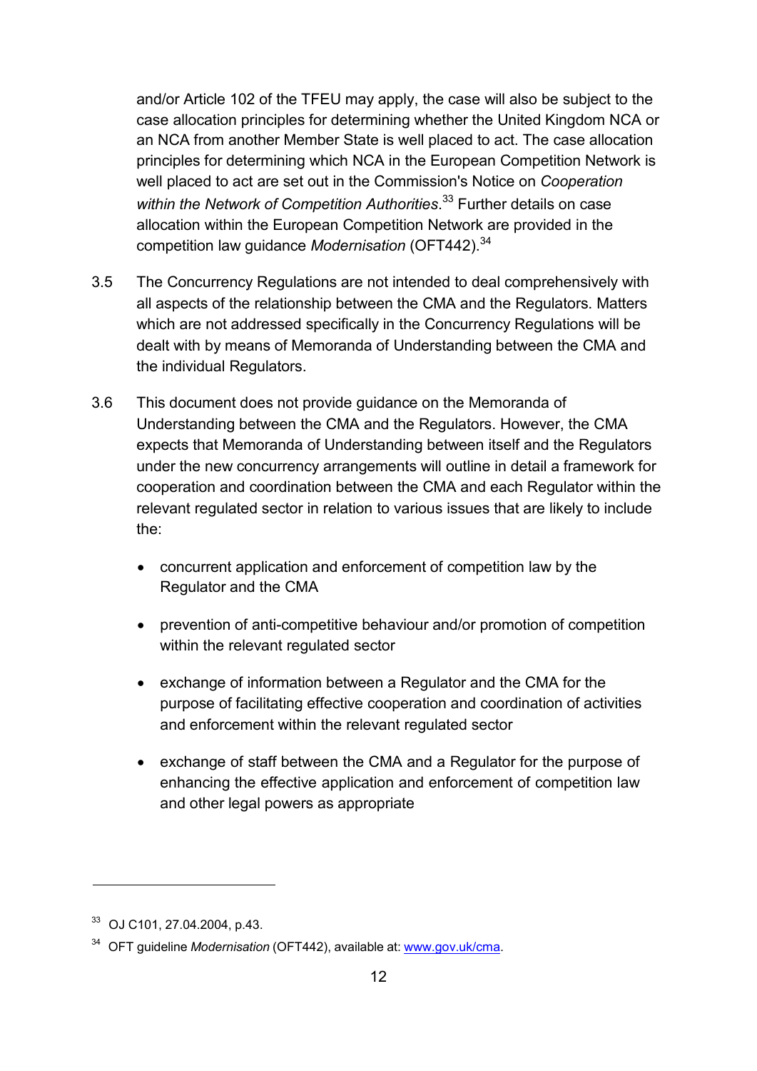and/or Article 102 of the TFEU may apply, the case will also be subject to the case allocation principles for determining whether the United Kingdom NCA or an NCA from another Member State is well placed to act. The case allocation principles for determining which NCA in the European Competition Network is well placed to act are set out in the Commission's Notice on *Cooperation within the Network of Competition Authorities*.[33] Further details on case allocation within the European Competition Network are provided in the competition law guidance *Modernisation* (OFT442).[34]

3.5 The Concurrency Regulations are not intended to deal comprehensively with all aspects of the relationship between the CMA and the Regulators. Matters which are not addressed specifically in the Concurrency Regulations will be dealt with by means of Memoranda of Understanding between the CMA and the individual Regulators.

3.6 This document does not provide guidance on the Memoranda of Understanding between the CMA and the Regulators. However, the CMA expects that Memoranda of Understanding between itself and the Regulators under the new concurrency arrangements will outline in detail a framework for cooperation and coordination between the CMA and each Regulator within the relevant regulated sector in relation to various issues that are likely to include the:

- concurrent application and enforcement of competition law by the Regulator and the CMA
- prevention of anti-competitive behaviour and/or promotion of competition within the relevant regulated sector
- exchange of information between a Regulator and the CMA for the purpose of facilitating effective cooperation and coordination of activities and enforcement within the relevant regulated sector
- exchange of staff between the CMA and a Regulator for the purpose of enhancing the effective application and enforcement of competition law and other legal powers as appropriate

---

[33] OJ C101, 27.04.2004, p.43.

[34] OFT guideline *Modernisation* (OFT442), available at: [www.gov.uk/cma](www.gov.uk/cma).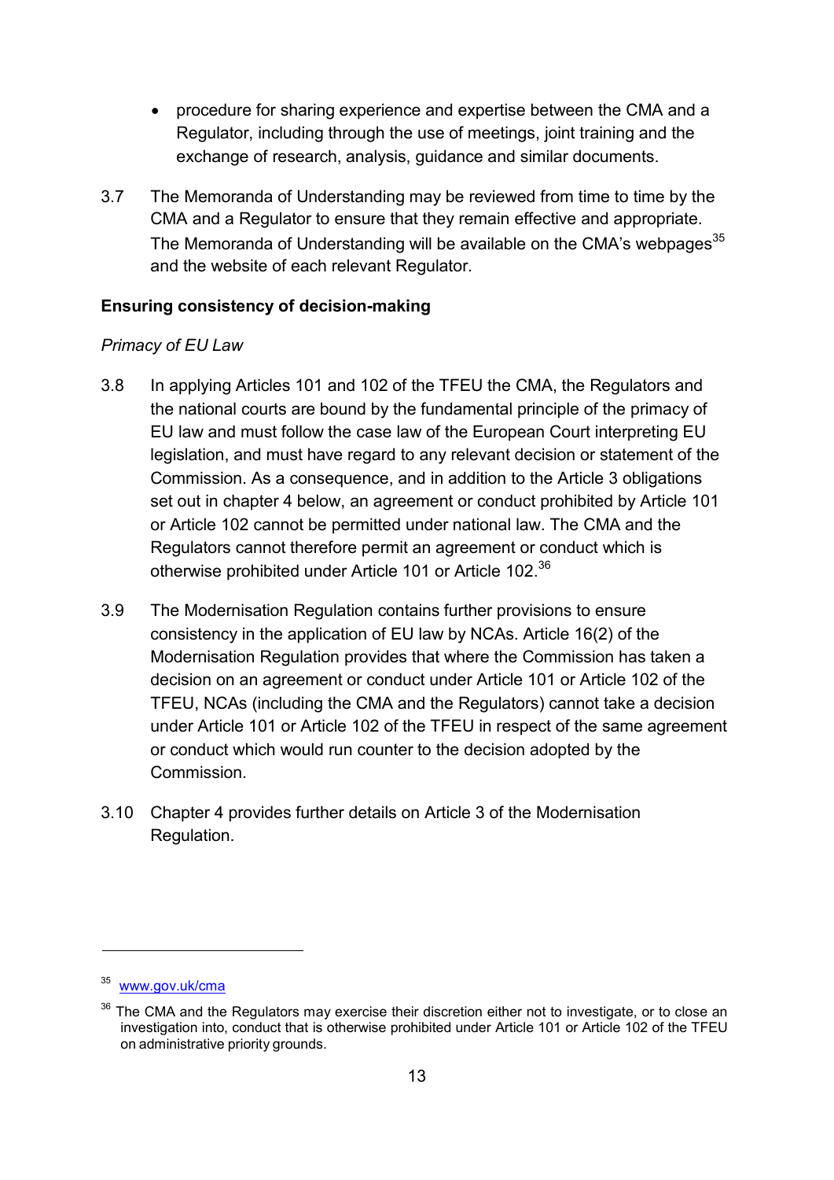- procedure for sharing experience and expertise between the CMA and a Regulator, including through the use of meetings, joint training and the exchange of research, analysis, guidance and similar documents.

3.7 The Memoranda of Understanding may be reviewed from time to time by the CMA and a Regulator to ensure that they remain effective and appropriate. The Memoranda of Understanding will be available on the CMA's webpages[35] and the website of each relevant Regulator.

**Ensuring consistency of decision-making**

*Primacy of EU Law*

3.8 In applying Articles 101 and 102 of the TFEU the CMA, the Regulators and the national courts are bound by the fundamental principle of the primacy of EU law and must follow the case law of the European Court interpreting EU legislation, and must have regard to any relevant decision or statement of the Commission. As a consequence, and in addition to the Article 3 obligations set out in chapter 4 below, an agreement or conduct prohibited by Article 101 or Article 102 cannot be permitted under national law. The CMA and the Regulators cannot therefore permit an agreement or conduct which is otherwise prohibited under Article 101 or Article 102.[36]

3.9 The Modernisation Regulation contains further provisions to ensure consistency in the application of EU law by NCAs. Article 16(2) of the Modernisation Regulation provides that where the Commission has taken a decision on an agreement or conduct under Article 101 or Article 102 of the TFEU, NCAs (including the CMA and the Regulators) cannot take a decision under Article 101 or Article 102 of the TFEU in respect of the same agreement or conduct which would run counter to the decision adopted by the Commission.

3.10 Chapter 4 provides further details on Article 3 of the Modernisation Regulation.

---

[35] www.gov.uk/cma

[36] The CMA and the Regulators may exercise their discretion either not to investigate, or to close an investigation into, conduct that is otherwise prohibited under Article 101 or Article 102 of the TFEU on administrative priority grounds.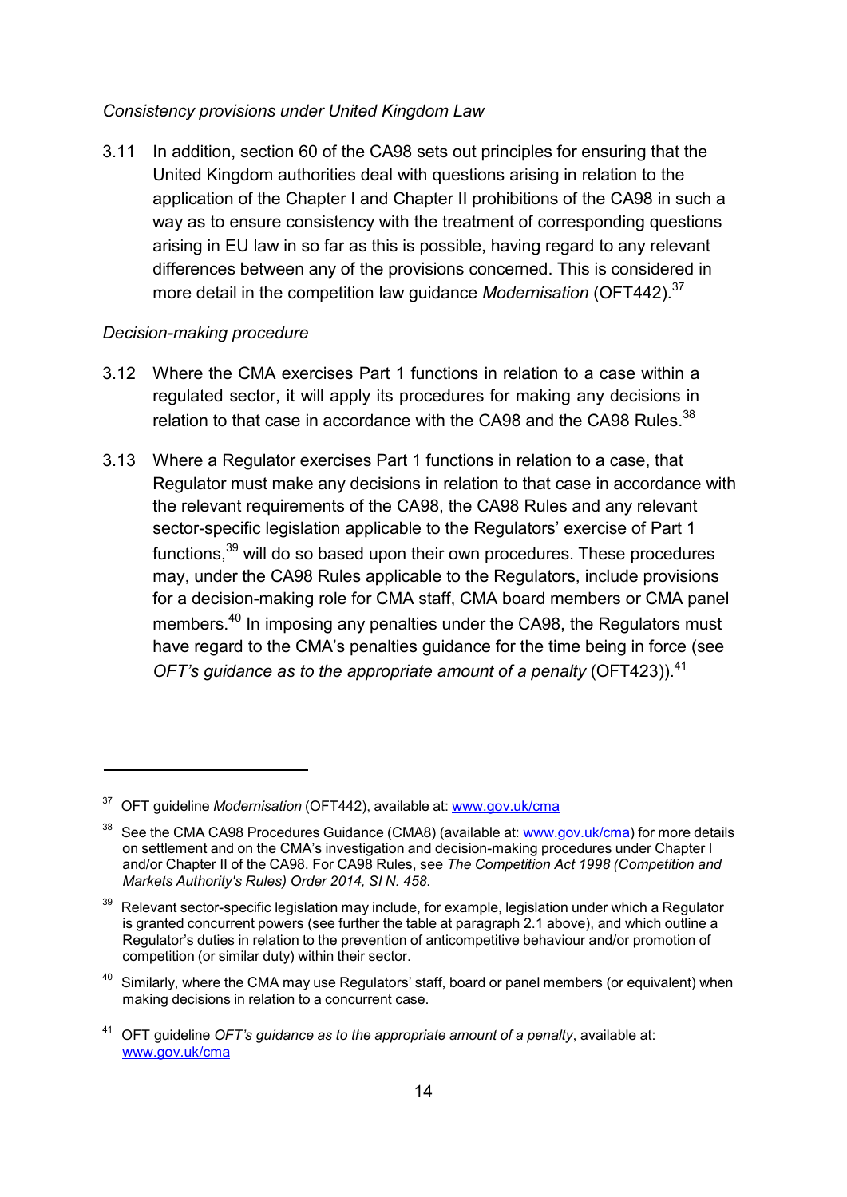*Consistency provisions under United Kingdom Law*

3.11 In addition, section 60 of the CA98 sets out principles for ensuring that the United Kingdom authorities deal with questions arising in relation to the application of the Chapter I and Chapter II prohibitions of the CA98 in such a way as to ensure consistency with the treatment of corresponding questions arising in EU law in so far as this is possible, having regard to any relevant differences between any of the provisions concerned. This is considered in more detail in the competition law guidance *Modernisation* (OFT442).[37]

*Decision-making procedure*

3.12 Where the CMA exercises Part 1 functions in relation to a case within a regulated sector, it will apply its procedures for making any decisions in relation to that case in accordance with the CA98 and the CA98 Rules.[38]

3.13 Where a Regulator exercises Part 1 functions in relation to a case, that Regulator must make any decisions in relation to that case in accordance with the relevant requirements of the CA98, the CA98 Rules and any relevant sector-specific legislation applicable to the Regulators' exercise of Part 1 functions,[39] will do so based upon their own procedures. These procedures may, under the CA98 Rules applicable to the Regulators, include provisions for a decision-making role for CMA staff, CMA board members or CMA panel members.[40] In imposing any penalties under the CA98, the Regulators must have regard to the CMA's penalties guidance for the time being in force (see *OFT's guidance as to the appropriate amount of a penalty* (OFT423)).[41]

---

[37] OFT guideline *Modernisation* (OFT442), available at: www.gov.uk/cma

[38] See the CMA CA98 Procedures Guidance (CMA8) (available at: www.gov.uk/cma) for more details on settlement and on the CMA's investigation and decision-making procedures under Chapter I and/or Chapter II of the CA98. For CA98 Rules, see *The Competition Act 1998 (Competition and Markets Authority's Rules) Order 2014, SI N. 458*.

[39] Relevant sector-specific legislation may include, for example, legislation under which a Regulator is granted concurrent powers (see further the table at paragraph 2.1 above), and which outline a Regulator's duties in relation to the prevention of anticompetitive behaviour and/or promotion of competition (or similar duty) within their sector.

[40] Similarly, where the CMA may use Regulators' staff, board or panel members (or equivalent) when making decisions in relation to a concurrent case.

[41] OFT guideline *OFT's guidance as to the appropriate amount of a penalty*, available at: www.gov.uk/cma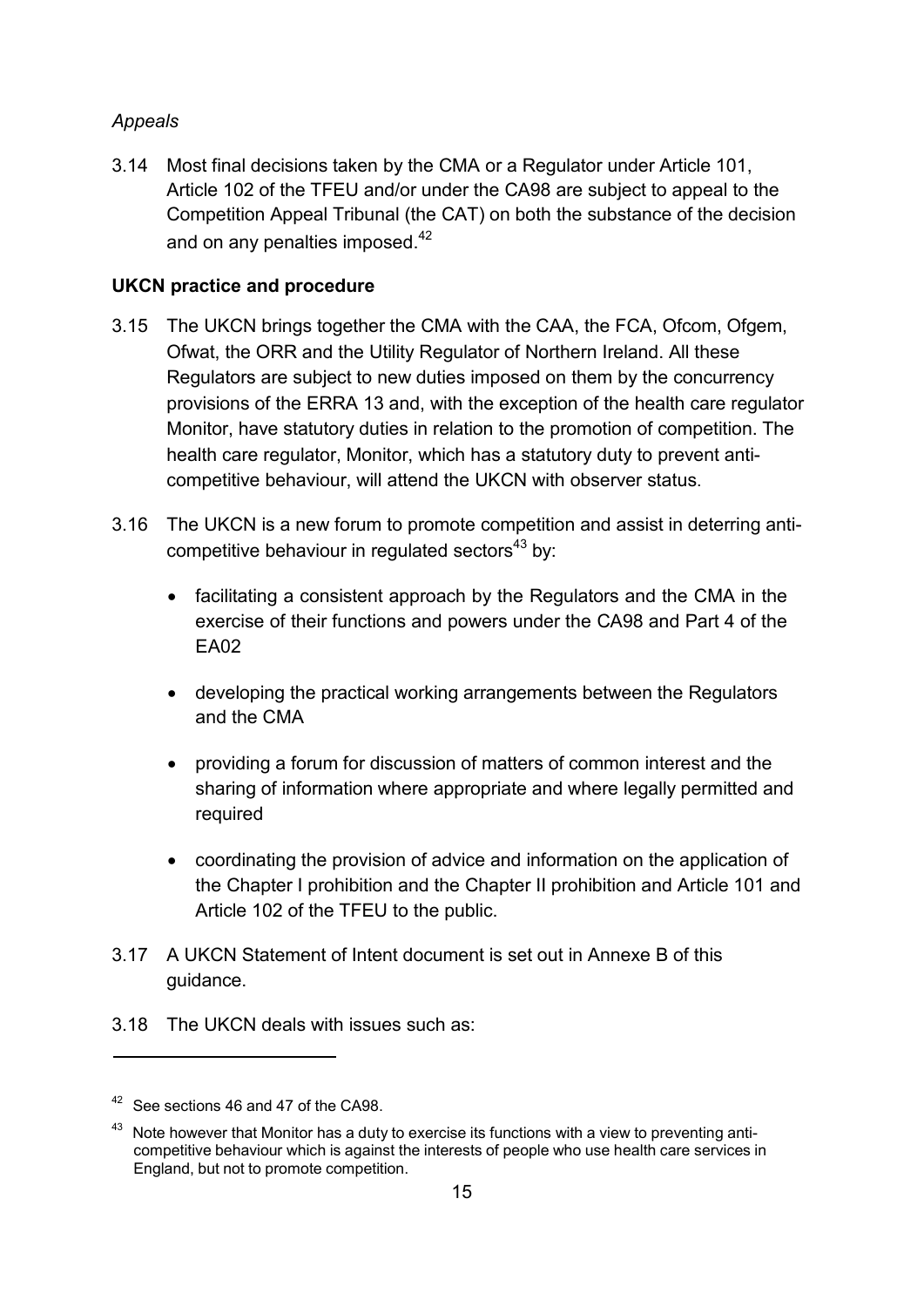*Appeals*

3.14 Most final decisions taken by the CMA or a Regulator under Article 101, Article 102 of the TFEU and/or under the CA98 are subject to appeal to the Competition Appeal Tribunal (the CAT) on both the substance of the decision and on any penalties imposed.[42]

**UKCN practice and procedure**

3.15 The UKCN brings together the CMA with the CAA, the FCA, Ofcom, Ofgem, Ofwat, the ORR and the Utility Regulator of Northern Ireland. All these Regulators are subject to new duties imposed on them by the concurrency provisions of the ERRA 13 and, with the exception of the health care regulator Monitor, have statutory duties in relation to the promotion of competition. The health care regulator, Monitor, which has a statutory duty to prevent anti-competitive behaviour, will attend the UKCN with observer status.

3.16 The UKCN is a new forum to promote competition and assist in deterring anti-competitive behaviour in regulated sectors[43] by:

- facilitating a consistent approach by the Regulators and the CMA in the exercise of their functions and powers under the CA98 and Part 4 of the EA02
- developing the practical working arrangements between the Regulators and the CMA
- providing a forum for discussion of matters of common interest and the sharing of information where appropriate and where legally permitted and required
- coordinating the provision of advice and information on the application of the Chapter I prohibition and the Chapter II prohibition and Article 101 and Article 102 of the TFEU to the public.

3.17 A UKCN Statement of Intent document is set out in Annexe B of this guidance.

3.18 The UKCN deals with issues such as:

---

[42] See sections 46 and 47 of the CA98.

[43] Note however that Monitor has a duty to exercise its functions with a view to preventing anti-competitive behaviour which is against the interests of people who use health care services in England, but not to promote competition.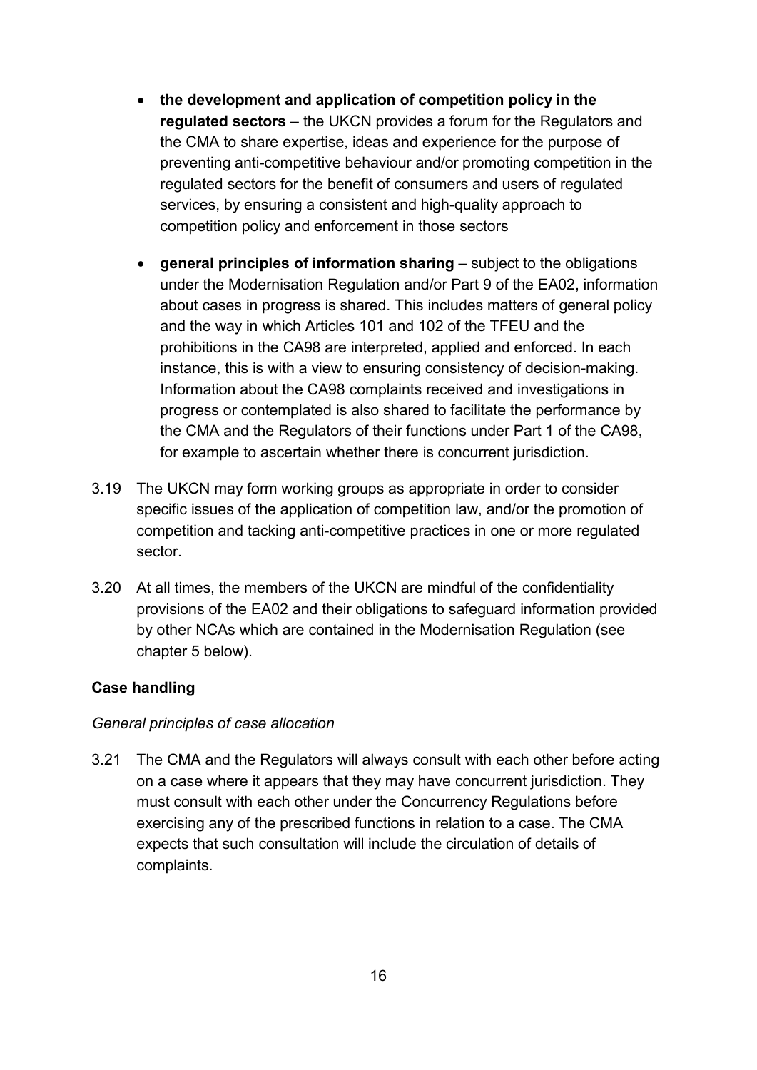- **the development and application of competition policy in the regulated sectors** – the UKCN provides a forum for the Regulators and the CMA to share expertise, ideas and experience for the purpose of preventing anti-competitive behaviour and/or promoting competition in the regulated sectors for the benefit of consumers and users of regulated services, by ensuring a consistent and high-quality approach to competition policy and enforcement in those sectors

- **general principles of information sharing** – subject to the obligations under the Modernisation Regulation and/or Part 9 of the EA02, information about cases in progress is shared. This includes matters of general policy and the way in which Articles 101 and 102 of the TFEU and the prohibitions in the CA98 are interpreted, applied and enforced. In each instance, this is with a view to ensuring consistency of decision-making. Information about the CA98 complaints received and investigations in progress or contemplated is also shared to facilitate the performance by the CMA and the Regulators of their functions under Part 1 of the CA98, for example to ascertain whether there is concurrent jurisdiction.

3.19 The UKCN may form working groups as appropriate in order to consider specific issues of the application of competition law, and/or the promotion of competition and tacking anti-competitive practices in one or more regulated sector.

3.20 At all times, the members of the UKCN are mindful of the confidentiality provisions of the EA02 and their obligations to safeguard information provided by other NCAs which are contained in the Modernisation Regulation (see chapter 5 below).

### Case handling

*General principles of case allocation*

3.21 The CMA and the Regulators will always consult with each other before acting on a case where it appears that they may have concurrent jurisdiction. They must consult with each other under the Concurrency Regulations before exercising any of the prescribed functions in relation to a case. The CMA expects that such consultation will include the circulation of details of complaints.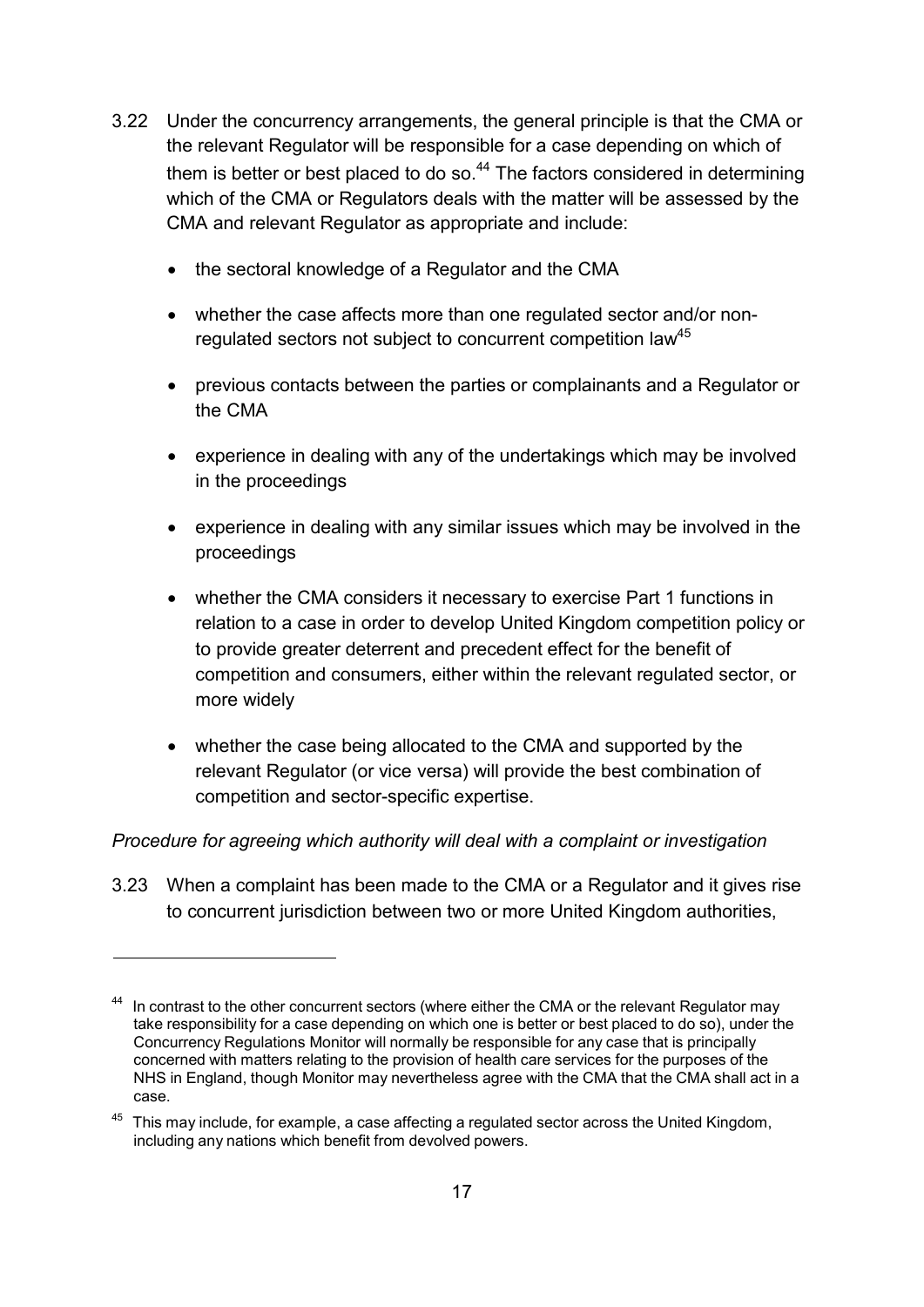3.22 Under the concurrency arrangements, the general principle is that the CMA or the relevant Regulator will be responsible for a case depending on which of them is better or best placed to do so.[44] The factors considered in determining which of the CMA or Regulators deals with the matter will be assessed by the CMA and relevant Regulator as appropriate and include:

- the sectoral knowledge of a Regulator and the CMA
- whether the case affects more than one regulated sector and/or non-regulated sectors not subject to concurrent competition law[45]
- previous contacts between the parties or complainants and a Regulator or the CMA
- experience in dealing with any of the undertakings which may be involved in the proceedings
- experience in dealing with any similar issues which may be involved in the proceedings
- whether the CMA considers it necessary to exercise Part 1 functions in relation to a case in order to develop United Kingdom competition policy or to provide greater deterrent and precedent effect for the benefit of competition and consumers, either within the relevant regulated sector, or more widely
- whether the case being allocated to the CMA and supported by the relevant Regulator (or vice versa) will provide the best combination of competition and sector-specific expertise.

*Procedure for agreeing which authority will deal with a complaint or investigation*

3.23 When a complaint has been made to the CMA or a Regulator and it gives rise to concurrent jurisdiction between two or more United Kingdom authorities,

---

[44] In contrast to the other concurrent sectors (where either the CMA or the relevant Regulator may take responsibility for a case depending on which one is better or best placed to do so), under the Concurrency Regulations Monitor will normally be responsible for any case that is principally concerned with matters relating to the provision of health care services for the purposes of the NHS in England, though Monitor may nevertheless agree with the CMA that the CMA shall act in a case.

[45] This may include, for example, a case affecting a regulated sector across the United Kingdom, including any nations which benefit from devolved powers.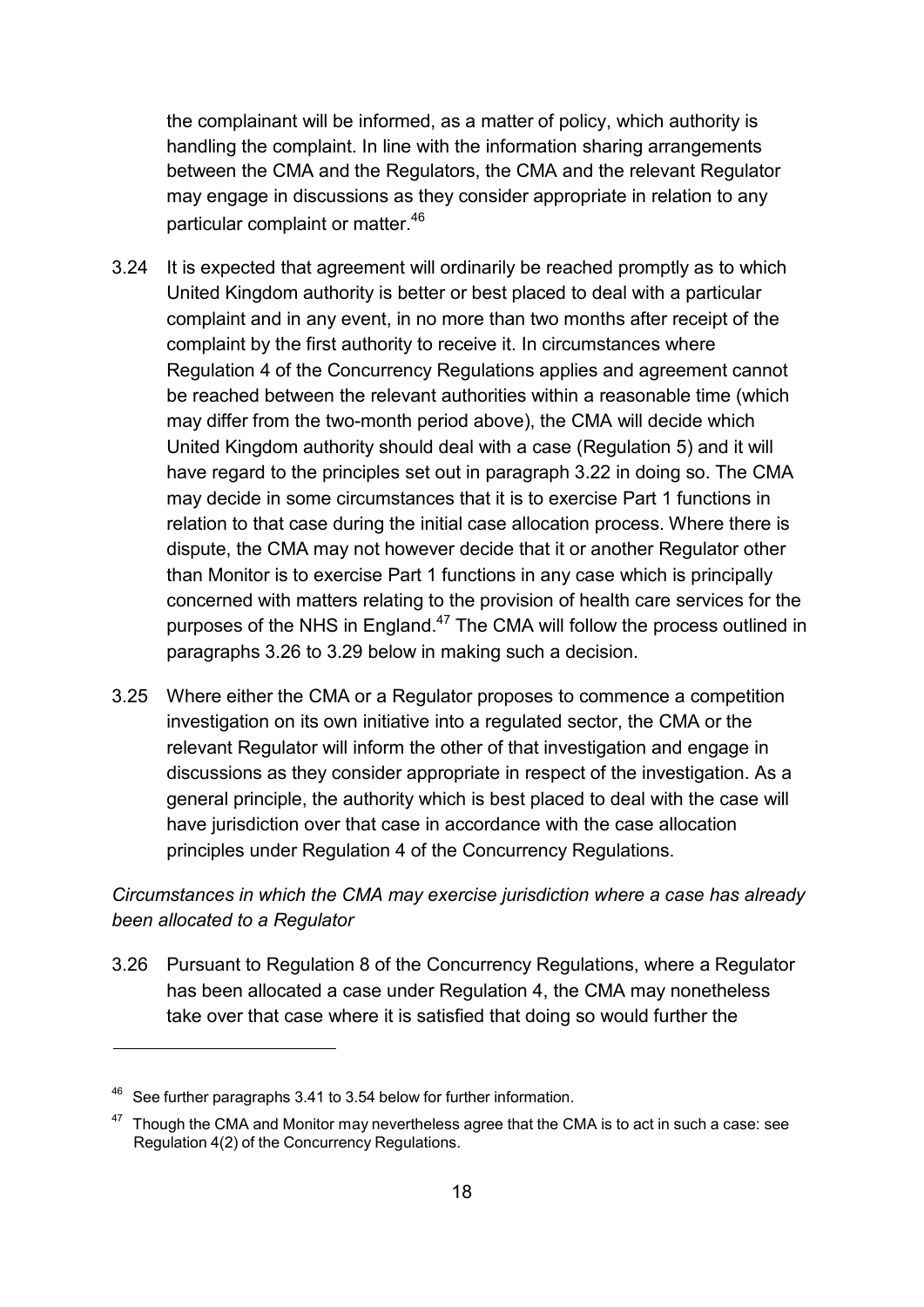the complainant will be informed, as a matter of policy, which authority is handling the complaint. In line with the information sharing arrangements between the CMA and the Regulators, the CMA and the relevant Regulator may engage in discussions as they consider appropriate in relation to any particular complaint or matter.[46]

3.24 It is expected that agreement will ordinarily be reached promptly as to which United Kingdom authority is better or best placed to deal with a particular complaint and in any event, in no more than two months after receipt of the complaint by the first authority to receive it. In circumstances where Regulation 4 of the Concurrency Regulations applies and agreement cannot be reached between the relevant authorities within a reasonable time (which may differ from the two-month period above), the CMA will decide which United Kingdom authority should deal with a case (Regulation 5) and it will have regard to the principles set out in paragraph 3.22 in doing so. The CMA may decide in some circumstances that it is to exercise Part 1 functions in relation to that case during the initial case allocation process. Where there is dispute, the CMA may not however decide that it or another Regulator other than Monitor is to exercise Part 1 functions in any case which is principally concerned with matters relating to the provision of health care services for the purposes of the NHS in England.[47] The CMA will follow the process outlined in paragraphs 3.26 to 3.29 below in making such a decision.

3.25 Where either the CMA or a Regulator proposes to commence a competition investigation on its own initiative into a regulated sector, the CMA or the relevant Regulator will inform the other of that investigation and engage in discussions as they consider appropriate in respect of the investigation. As a general principle, the authority which is best placed to deal with the case will have jurisdiction over that case in accordance with the case allocation principles under Regulation 4 of the Concurrency Regulations.

*Circumstances in which the CMA may exercise jurisdiction where a case has already been allocated to a Regulator*

3.26 Pursuant to Regulation 8 of the Concurrency Regulations, where a Regulator has been allocated a case under Regulation 4, the CMA may nonetheless take over that case where it is satisfied that doing so would further the

---

[46] See further paragraphs 3.41 to 3.54 below for further information.

[47] Though the CMA and Monitor may nevertheless agree that the CMA is to act in such a case: see Regulation 4(2) of the Concurrency Regulations.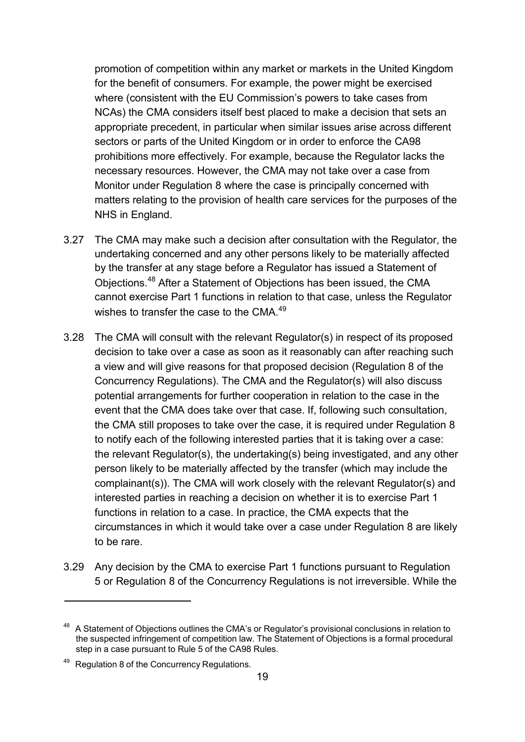promotion of competition within any market or markets in the United Kingdom for the benefit of consumers. For example, the power might be exercised where (consistent with the EU Commission's powers to take cases from NCAs) the CMA considers itself best placed to make a decision that sets an appropriate precedent, in particular when similar issues arise across different sectors or parts of the United Kingdom or in order to enforce the CA98 prohibitions more effectively. For example, because the Regulator lacks the necessary resources. However, the CMA may not take over a case from Monitor under Regulation 8 where the case is principally concerned with matters relating to the provision of health care services for the purposes of the NHS in England.

3.27 The CMA may make such a decision after consultation with the Regulator, the undertaking concerned and any other persons likely to be materially affected by the transfer at any stage before a Regulator has issued a Statement of Objections.[48] After a Statement of Objections has been issued, the CMA cannot exercise Part 1 functions in relation to that case, unless the Regulator wishes to transfer the case to the CMA.[49]

3.28 The CMA will consult with the relevant Regulator(s) in respect of its proposed decision to take over a case as soon as it reasonably can after reaching such a view and will give reasons for that proposed decision (Regulation 8 of the Concurrency Regulations). The CMA and the Regulator(s) will also discuss potential arrangements for further cooperation in relation to the case in the event that the CMA does take over that case. If, following such consultation, the CMA still proposes to take over the case, it is required under Regulation 8 to notify each of the following interested parties that it is taking over a case: the relevant Regulator(s), the undertaking(s) being investigated, and any other person likely to be materially affected by the transfer (which may include the complainant(s)). The CMA will work closely with the relevant Regulator(s) and interested parties in reaching a decision on whether it is to exercise Part 1 functions in relation to a case. In practice, the CMA expects that the circumstances in which it would take over a case under Regulation 8 are likely to be rare.

3.29 Any decision by the CMA to exercise Part 1 functions pursuant to Regulation 5 or Regulation 8 of the Concurrency Regulations is not irreversible. While the

---

[48] A Statement of Objections outlines the CMA's or Regulator's provisional conclusions in relation to the suspected infringement of competition law. The Statement of Objections is a formal procedural step in a case pursuant to Rule 5 of the CA98 Rules.

[49] Regulation 8 of the Concurrency Regulations.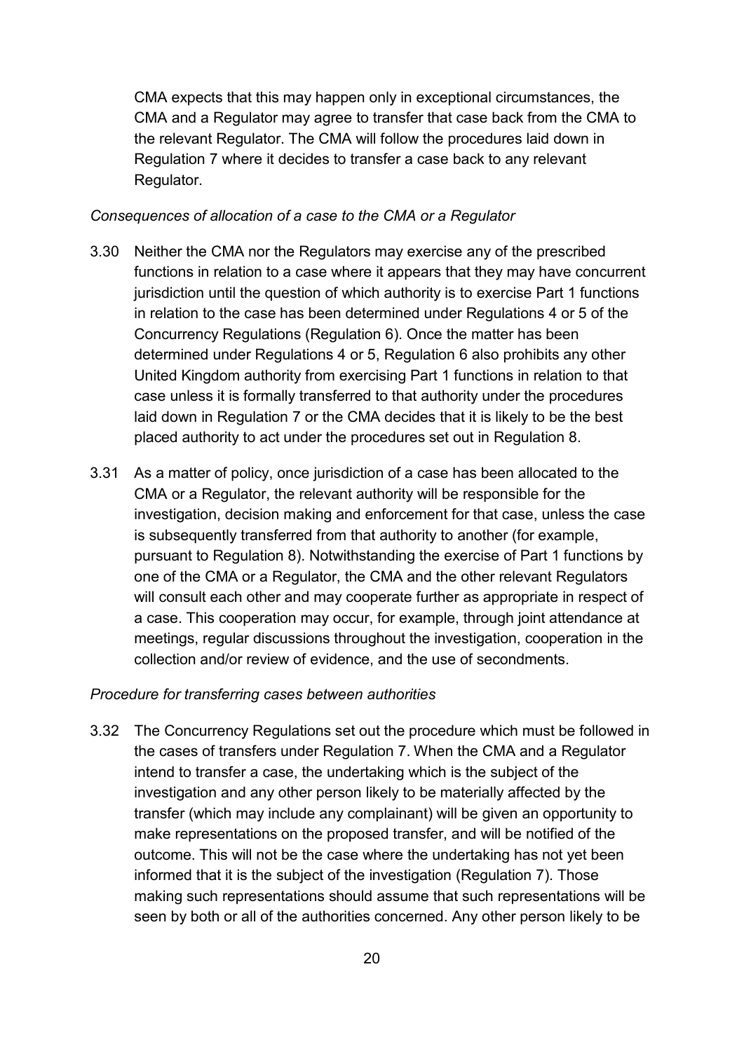CMA expects that this may happen only in exceptional circumstances, the CMA and a Regulator may agree to transfer that case back from the CMA to the relevant Regulator. The CMA will follow the procedures laid down in Regulation 7 where it decides to transfer a case back to any relevant Regulator.

*Consequences of allocation of a case to the CMA or a Regulator*

3.30 Neither the CMA nor the Regulators may exercise any of the prescribed functions in relation to a case where it appears that they may have concurrent jurisdiction until the question of which authority is to exercise Part 1 functions in relation to the case has been determined under Regulations 4 or 5 of the Concurrency Regulations (Regulation 6). Once the matter has been determined under Regulations 4 or 5, Regulation 6 also prohibits any other United Kingdom authority from exercising Part 1 functions in relation to that case unless it is formally transferred to that authority under the procedures laid down in Regulation 7 or the CMA decides that it is likely to be the best placed authority to act under the procedures set out in Regulation 8.

3.31 As a matter of policy, once jurisdiction of a case has been allocated to the CMA or a Regulator, the relevant authority will be responsible for the investigation, decision making and enforcement for that case, unless the case is subsequently transferred from that authority to another (for example, pursuant to Regulation 8). Notwithstanding the exercise of Part 1 functions by one of the CMA or a Regulator, the CMA and the other relevant Regulators will consult each other and may cooperate further as appropriate in respect of a case. This cooperation may occur, for example, through joint attendance at meetings, regular discussions throughout the investigation, cooperation in the collection and/or review of evidence, and the use of secondments.

*Procedure for transferring cases between authorities*

3.32 The Concurrency Regulations set out the procedure which must be followed in the cases of transfers under Regulation 7. When the CMA and a Regulator intend to transfer a case, the undertaking which is the subject of the investigation and any other person likely to be materially affected by the transfer (which may include any complainant) will be given an opportunity to make representations on the proposed transfer, and will be notified of the outcome. This will not be the case where the undertaking has not yet been informed that it is the subject of the investigation (Regulation 7). Those making such representations should assume that such representations will be seen by both or all of the authorities concerned. Any other person likely to be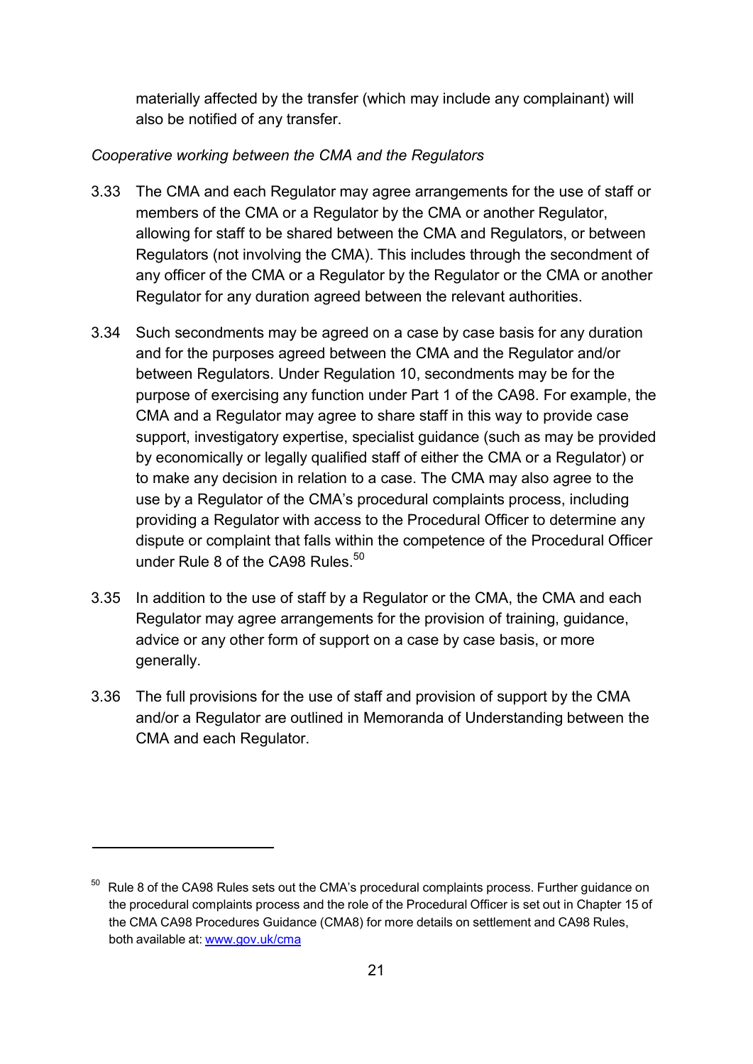materially affected by the transfer (which may include any complainant) will also be notified of any transfer.

*Cooperative working between the CMA and the Regulators*

3.33 The CMA and each Regulator may agree arrangements for the use of staff or members of the CMA or a Regulator by the CMA or another Regulator, allowing for staff to be shared between the CMA and Regulators, or between Regulators (not involving the CMA). This includes through the secondment of any officer of the CMA or a Regulator by the Regulator or the CMA or another Regulator for any duration agreed between the relevant authorities.

3.34 Such secondments may be agreed on a case by case basis for any duration and for the purposes agreed between the CMA and the Regulator and/or between Regulators. Under Regulation 10, secondments may be for the purpose of exercising any function under Part 1 of the CA98. For example, the CMA and a Regulator may agree to share staff in this way to provide case support, investigatory expertise, specialist guidance (such as may be provided by economically or legally qualified staff of either the CMA or a Regulator) or to make any decision in relation to a case. The CMA may also agree to the use by a Regulator of the CMA's procedural complaints process, including providing a Regulator with access to the Procedural Officer to determine any dispute or complaint that falls within the competence of the Procedural Officer under Rule 8 of the CA98 Rules.[50]

3.35 In addition to the use of staff by a Regulator or the CMA, the CMA and each Regulator may agree arrangements for the provision of training, guidance, advice or any other form of support on a case by case basis, or more generally.

3.36 The full provisions for the use of staff and provision of support by the CMA and/or a Regulator are outlined in Memoranda of Understanding between the CMA and each Regulator.

---

[50] Rule 8 of the CA98 Rules sets out the CMA's procedural complaints process. Further guidance on the procedural complaints process and the role of the Procedural Officer is set out in Chapter 15 of the CMA CA98 Procedures Guidance (CMA8) for more details on settlement and CA98 Rules, both available at: [www.gov.uk/cma](http://www.gov.uk/cma)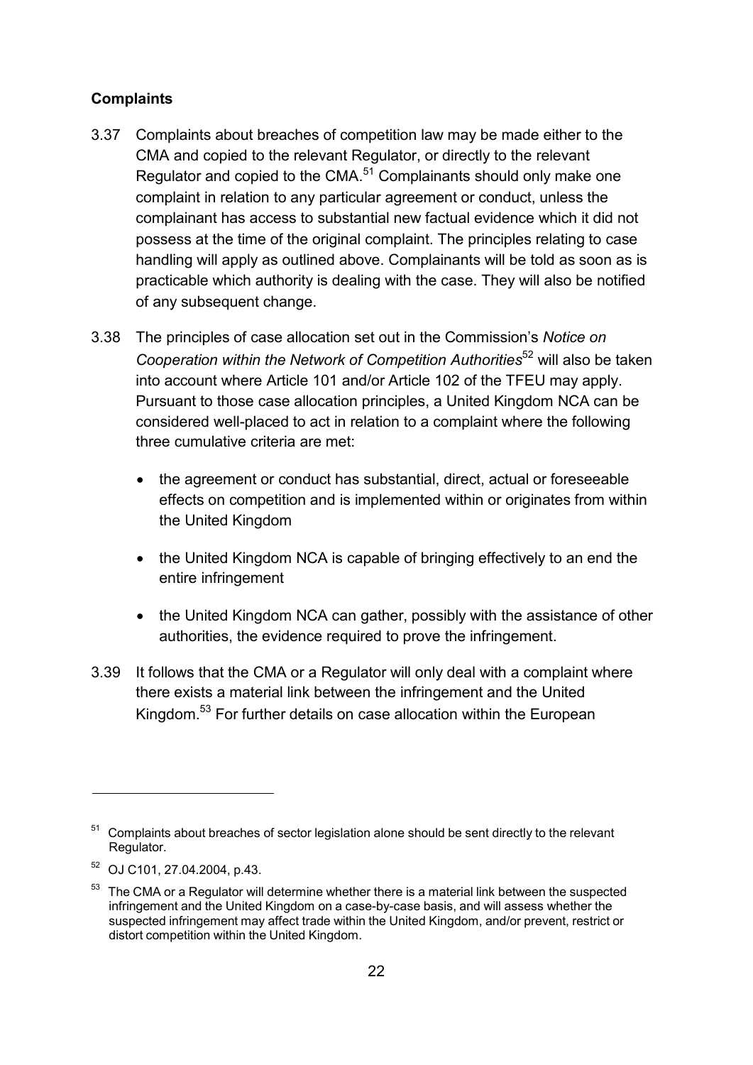**Complaints**

3.37 Complaints about breaches of competition law may be made either to the CMA and copied to the relevant Regulator, or directly to the relevant Regulator and copied to the CMA.[51] Complainants should only make one complaint in relation to any particular agreement or conduct, unless the complainant has access to substantial new factual evidence which it did not possess at the time of the original complaint. The principles relating to case handling will apply as outlined above. Complainants will be told as soon as is practicable which authority is dealing with the case. They will also be notified of any subsequent change.

3.38 The principles of case allocation set out in the Commission's *Notice on Cooperation within the Network of Competition Authorities*[52] will also be taken into account where Article 101 and/or Article 102 of the TFEU may apply. Pursuant to those case allocation principles, a United Kingdom NCA can be considered well-placed to act in relation to a complaint where the following three cumulative criteria are met:

- the agreement or conduct has substantial, direct, actual or foreseeable effects on competition and is implemented within or originates from within the United Kingdom
- the United Kingdom NCA is capable of bringing effectively to an end the entire infringement
- the United Kingdom NCA can gather, possibly with the assistance of other authorities, the evidence required to prove the infringement.

3.39 It follows that the CMA or a Regulator will only deal with a complaint where there exists a material link between the infringement and the United Kingdom.[53] For further details on case allocation within the European

---

[51] Complaints about breaches of sector legislation alone should be sent directly to the relevant Regulator.

[52] OJ C101, 27.04.2004, p.43.

[53] The CMA or a Regulator will determine whether there is a material link between the suspected infringement and the United Kingdom on a case-by-case basis, and will assess whether the suspected infringement may affect trade within the United Kingdom, and/or prevent, restrict or distort competition within the United Kingdom.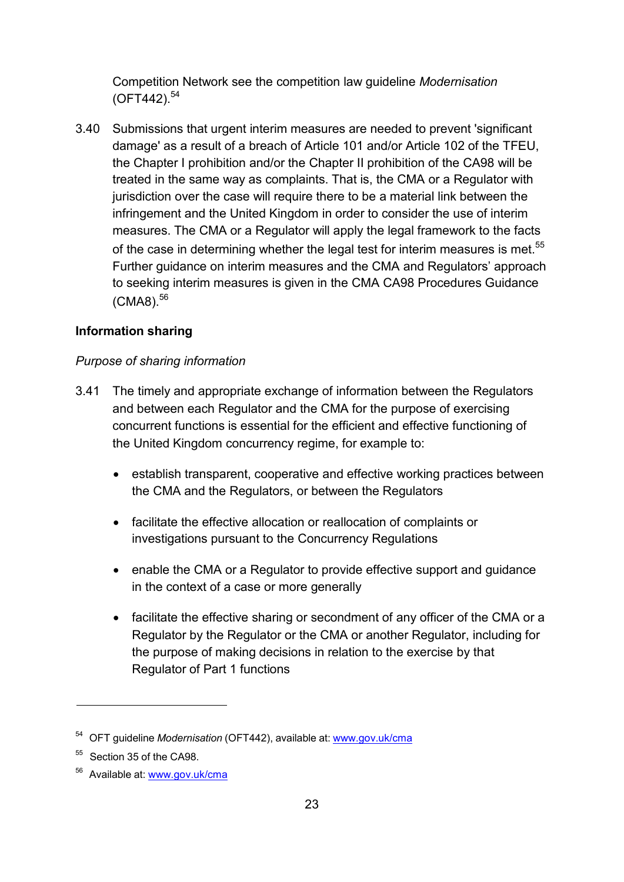Competition Network see the competition law guideline *Modernisation* (OFT442).[54]

3.40 Submissions that urgent interim measures are needed to prevent 'significant damage' as a result of a breach of Article 101 and/or Article 102 of the TFEU, the Chapter I prohibition and/or the Chapter II prohibition of the CA98 will be treated in the same way as complaints. That is, the CMA or a Regulator with jurisdiction over the case will require there to be a material link between the infringement and the United Kingdom in order to consider the use of interim measures. The CMA or a Regulator will apply the legal framework to the facts of the case in determining whether the legal test for interim measures is met.[55] Further guidance on interim measures and the CMA and Regulators' approach to seeking interim measures is given in the CMA CA98 Procedures Guidance (CMA8).[56]

**Information sharing**

*Purpose of sharing information*

3.41 The timely and appropriate exchange of information between the Regulators and between each Regulator and the CMA for the purpose of exercising concurrent functions is essential for the efficient and effective functioning of the United Kingdom concurrency regime, for example to:

- establish transparent, cooperative and effective working practices between the CMA and the Regulators, or between the Regulators
- facilitate the effective allocation or reallocation of complaints or investigations pursuant to the Concurrency Regulations
- enable the CMA or a Regulator to provide effective support and guidance in the context of a case or more generally
- facilitate the effective sharing or secondment of any officer of the CMA or a Regulator by the Regulator or the CMA or another Regulator, including for the purpose of making decisions in relation to the exercise by that Regulator of Part 1 functions

---

[54] OFT guideline *Modernisation* (OFT442), available at: www.gov.uk/cma

[55] Section 35 of the CA98.

[56] Available at: www.gov.uk/cma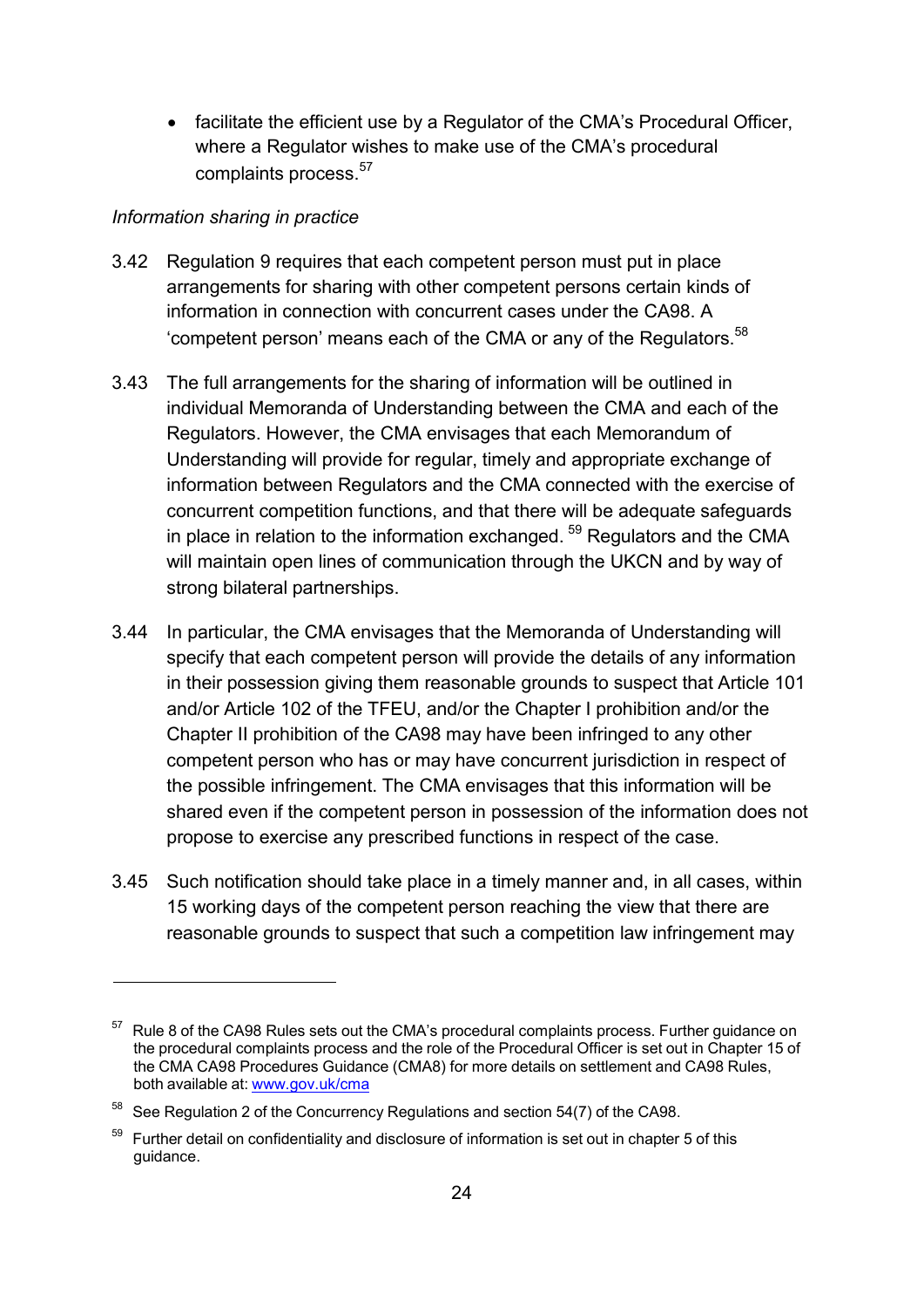- facilitate the efficient use by a Regulator of the CMA's Procedural Officer, where a Regulator wishes to make use of the CMA's procedural complaints process.[57]

*Information sharing in practice*

3.42 Regulation 9 requires that each competent person must put in place arrangements for sharing with other competent persons certain kinds of information in connection with concurrent cases under the CA98. A 'competent person' means each of the CMA or any of the Regulators.[58]

3.43 The full arrangements for the sharing of information will be outlined in individual Memoranda of Understanding between the CMA and each of the Regulators. However, the CMA envisages that each Memorandum of Understanding will provide for regular, timely and appropriate exchange of information between Regulators and the CMA connected with the exercise of concurrent competition functions, and that there will be adequate safeguards in place in relation to the information exchanged.[59] Regulators and the CMA will maintain open lines of communication through the UKCN and by way of strong bilateral partnerships.

3.44 In particular, the CMA envisages that the Memoranda of Understanding will specify that each competent person will provide the details of any information in their possession giving them reasonable grounds to suspect that Article 101 and/or Article 102 of the TFEU, and/or the Chapter I prohibition and/or the Chapter II prohibition of the CA98 may have been infringed to any other competent person who has or may have concurrent jurisdiction in respect of the possible infringement. The CMA envisages that this information will be shared even if the competent person in possession of the information does not propose to exercise any prescribed functions in respect of the case.

3.45 Such notification should take place in a timely manner and, in all cases, within 15 working days of the competent person reaching the view that there are reasonable grounds to suspect that such a competition law infringement may

---

[57] Rule 8 of the CA98 Rules sets out the CMA's procedural complaints process. Further guidance on the procedural complaints process and the role of the Procedural Officer is set out in Chapter 15 of the CMA CA98 Procedures Guidance (CMA8) for more details on settlement and CA98 Rules, both available at: www.gov.uk/cma

[58] See Regulation 2 of the Concurrency Regulations and section 54(7) of the CA98.

[59] Further detail on confidentiality and disclosure of information is set out in chapter 5 of this guidance.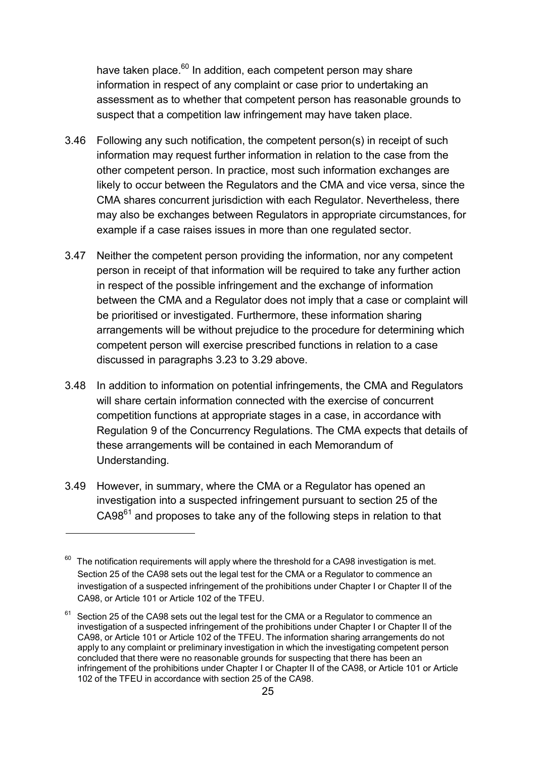have taken place.[60] In addition, each competent person may share information in respect of any complaint or case prior to undertaking an assessment as to whether that competent person has reasonable grounds to suspect that a competition law infringement may have taken place.

3.46 Following any such notification, the competent person(s) in receipt of such information may request further information in relation to the case from the other competent person. In practice, most such information exchanges are likely to occur between the Regulators and the CMA and vice versa, since the CMA shares concurrent jurisdiction with each Regulator. Nevertheless, there may also be exchanges between Regulators in appropriate circumstances, for example if a case raises issues in more than one regulated sector.

3.47 Neither the competent person providing the information, nor any competent person in receipt of that information will be required to take any further action in respect of the possible infringement and the exchange of information between the CMA and a Regulator does not imply that a case or complaint will be prioritised or investigated. Furthermore, these information sharing arrangements will be without prejudice to the procedure for determining which competent person will exercise prescribed functions in relation to a case discussed in paragraphs 3.23 to 3.29 above.

3.48 In addition to information on potential infringements, the CMA and Regulators will share certain information connected with the exercise of concurrent competition functions at appropriate stages in a case, in accordance with Regulation 9 of the Concurrency Regulations. The CMA expects that details of these arrangements will be contained in each Memorandum of Understanding.

3.49 However, in summary, where the CMA or a Regulator has opened an investigation into a suspected infringement pursuant to section 25 of the CA98[61] and proposes to take any of the following steps in relation to that

---

[60] The notification requirements will apply where the threshold for a CA98 investigation is met. Section 25 of the CA98 sets out the legal test for the CMA or a Regulator to commence an investigation of a suspected infringement of the prohibitions under Chapter I or Chapter II of the CA98, or Article 101 or Article 102 of the TFEU.

[61] Section 25 of the CA98 sets out the legal test for the CMA or a Regulator to commence an investigation of a suspected infringement of the prohibitions under Chapter I or Chapter II of the CA98, or Article 101 or Article 102 of the TFEU. The information sharing arrangements do not apply to any complaint or preliminary investigation in which the investigating competent person concluded that there were no reasonable grounds for suspecting that there has been an infringement of the prohibitions under Chapter I or Chapter II of the CA98, or Article 101 or Article 102 of the TFEU in accordance with section 25 of the CA98.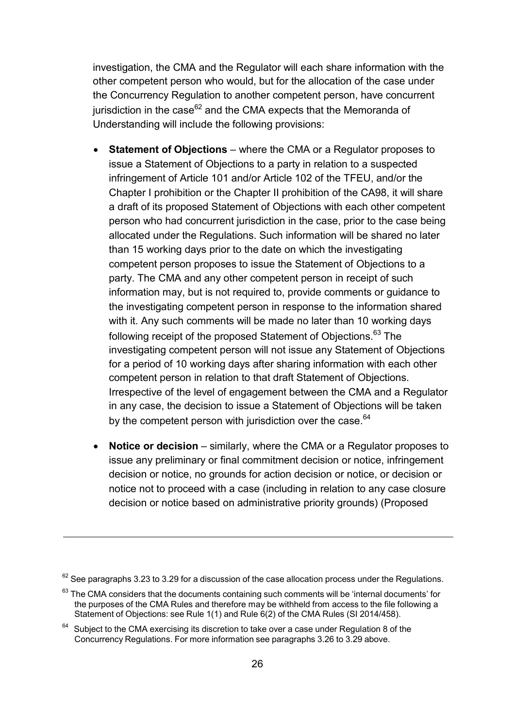investigation, the CMA and the Regulator will each share information with the other competent person who would, but for the allocation of the case under the Concurrency Regulation to another competent person, have concurrent jurisdiction in the case[62] and the CMA expects that the Memoranda of Understanding will include the following provisions:

- **Statement of Objections** – where the CMA or a Regulator proposes to issue a Statement of Objections to a party in relation to a suspected infringement of Article 101 and/or Article 102 of the TFEU, and/or the Chapter I prohibition or the Chapter II prohibition of the CA98, it will share a draft of its proposed Statement of Objections with each other competent person who had concurrent jurisdiction in the case, prior to the case being allocated under the Regulations. Such information will be shared no later than 15 working days prior to the date on which the investigating competent person proposes to issue the Statement of Objections to a party. The CMA and any other competent person in receipt of such information may, but is not required to, provide comments or guidance to the investigating competent person in response to the information shared with it. Any such comments will be made no later than 10 working days following receipt of the proposed Statement of Objections.[63] The investigating competent person will not issue any Statement of Objections for a period of 10 working days after sharing information with each other competent person in relation to that draft Statement of Objections. Irrespective of the level of engagement between the CMA and a Regulator in any case, the decision to issue a Statement of Objections will be taken by the competent person with jurisdiction over the case.[64]

- **Notice or decision** – similarly, where the CMA or a Regulator proposes to issue any preliminary or final commitment decision or notice, infringement decision or notice, no grounds for action decision or notice, or decision or notice not to proceed with a case (including in relation to any case closure decision or notice based on administrative priority grounds) (Proposed

---

[62] See paragraphs 3.23 to 3.29 for a discussion of the case allocation process under the Regulations.

[63] The CMA considers that the documents containing such comments will be 'internal documents' for the purposes of the CMA Rules and therefore may be withheld from access to the file following a Statement of Objections: see Rule 1(1) and Rule 6(2) of the CMA Rules (SI 2014/458).

[64] Subject to the CMA exercising its discretion to take over a case under Regulation 8 of the Concurrency Regulations. For more information see paragraphs 3.26 to 3.29 above.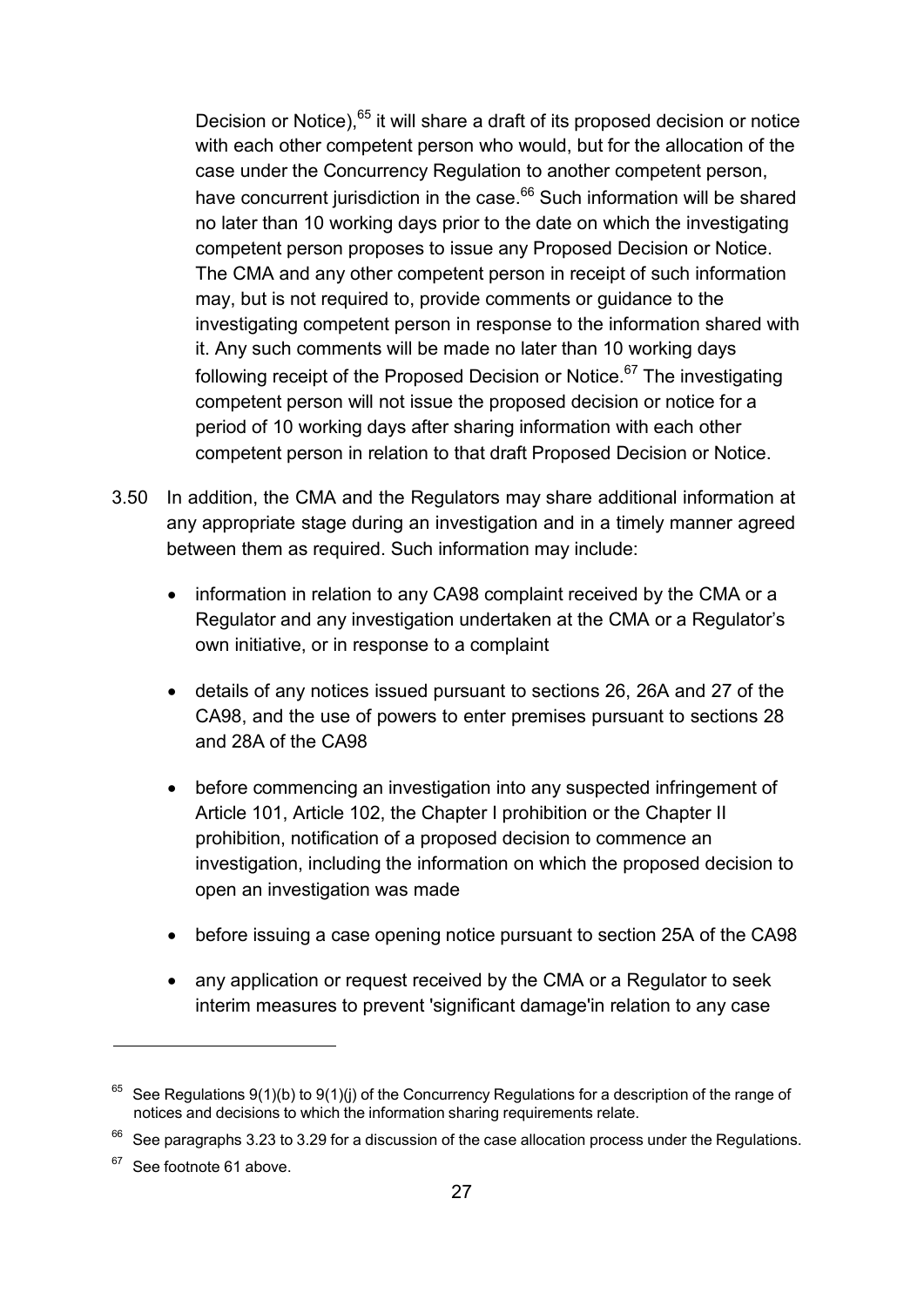Decision or Notice),[65] it will share a draft of its proposed decision or notice with each other competent person who would, but for the allocation of the case under the Concurrency Regulation to another competent person, have concurrent jurisdiction in the case.[66] Such information will be shared no later than 10 working days prior to the date on which the investigating competent person proposes to issue any Proposed Decision or Notice. The CMA and any other competent person in receipt of such information may, but is not required to, provide comments or guidance to the investigating competent person in response to the information shared with it. Any such comments will be made no later than 10 working days following receipt of the Proposed Decision or Notice.[67] The investigating competent person will not issue the proposed decision or notice for a period of 10 working days after sharing information with each other competent person in relation to that draft Proposed Decision or Notice.

3.50 In addition, the CMA and the Regulators may share additional information at any appropriate stage during an investigation and in a timely manner agreed between them as required. Such information may include:

- information in relation to any CA98 complaint received by the CMA or a Regulator and any investigation undertaken at the CMA or a Regulator's own initiative, or in response to a complaint
- details of any notices issued pursuant to sections 26, 26A and 27 of the CA98, and the use of powers to enter premises pursuant to sections 28 and 28A of the CA98
- before commencing an investigation into any suspected infringement of Article 101, Article 102, the Chapter I prohibition or the Chapter II prohibition, notification of a proposed decision to commence an investigation, including the information on which the proposed decision to open an investigation was made
- before issuing a case opening notice pursuant to section 25A of the CA98
- any application or request received by the CMA or a Regulator to seek interim measures to prevent 'significant damage'in relation to any case

---

[65] See Regulations 9(1)(b) to 9(1)(j) of the Concurrency Regulations for a description of the range of notices and decisions to which the information sharing requirements relate.

[66] See paragraphs 3.23 to 3.29 for a discussion of the case allocation process under the Regulations.

[67] See footnote 61 above.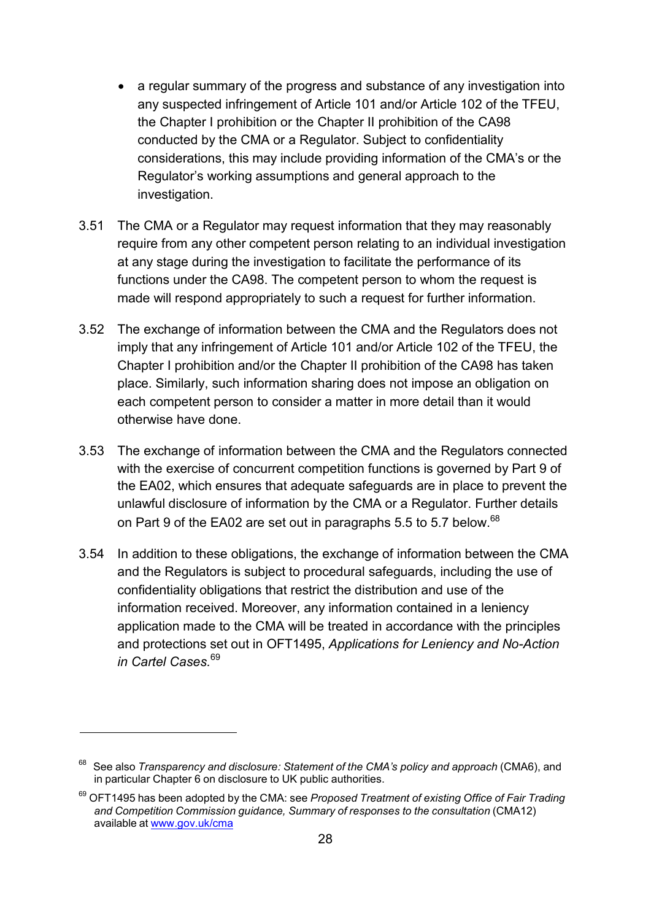- a regular summary of the progress and substance of any investigation into any suspected infringement of Article 101 and/or Article 102 of the TFEU, the Chapter I prohibition or the Chapter II prohibition of the CA98 conducted by the CMA or a Regulator. Subject to confidentiality considerations, this may include providing information of the CMA's or the Regulator's working assumptions and general approach to the investigation.

3.51 The CMA or a Regulator may request information that they may reasonably require from any other competent person relating to an individual investigation at any stage during the investigation to facilitate the performance of its functions under the CA98. The competent person to whom the request is made will respond appropriately to such a request for further information.

3.52 The exchange of information between the CMA and the Regulators does not imply that any infringement of Article 101 and/or Article 102 of the TFEU, the Chapter I prohibition and/or the Chapter II prohibition of the CA98 has taken place. Similarly, such information sharing does not impose an obligation on each competent person to consider a matter in more detail than it would otherwise have done.

3.53 The exchange of information between the CMA and the Regulators connected with the exercise of concurrent competition functions is governed by Part 9 of the EA02, which ensures that adequate safeguards are in place to prevent the unlawful disclosure of information by the CMA or a Regulator. Further details on Part 9 of the EA02 are set out in paragraphs 5.5 to 5.7 below.[68]

3.54 In addition to these obligations, the exchange of information between the CMA and the Regulators is subject to procedural safeguards, including the use of confidentiality obligations that restrict the distribution and use of the information received. Moreover, any information contained in a leniency application made to the CMA will be treated in accordance with the principles and protections set out in OFT1495, *Applications for Leniency and No-Action in Cartel Cases.*[69]

---

[68] See also *Transparency and disclosure: Statement of the CMA's policy and approach* (CMA6), and in particular Chapter 6 on disclosure to UK public authorities.

[69] OFT1495 has been adopted by the CMA: see *Proposed Treatment of existing Office of Fair Trading and Competition Commission guidance, Summary of responses to the consultation* (CMA12) available at www.gov.uk/cma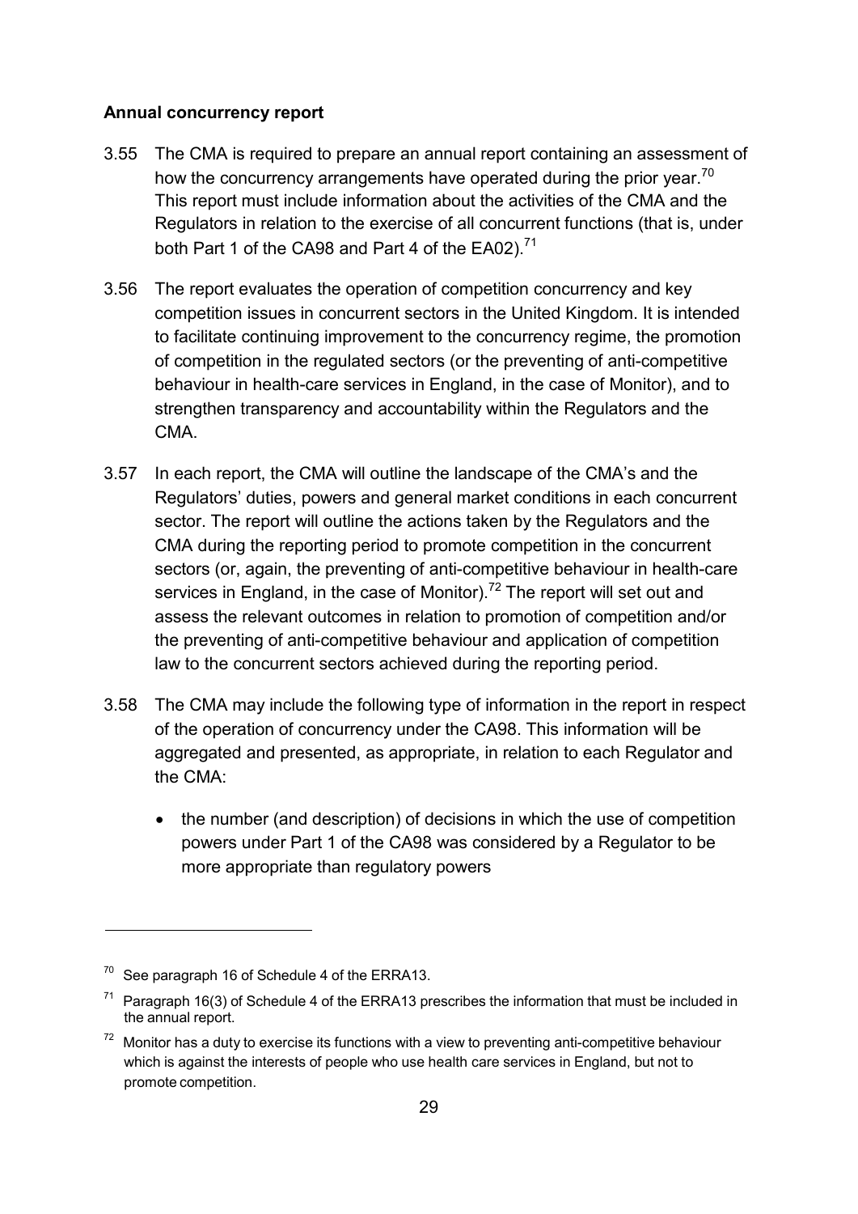**Annual concurrency report**

3.55 The CMA is required to prepare an annual report containing an assessment of how the concurrency arrangements have operated during the prior year.[70] This report must include information about the activities of the CMA and the Regulators in relation to the exercise of all concurrent functions (that is, under both Part 1 of the CA98 and Part 4 of the EA02).[71]

3.56 The report evaluates the operation of competition concurrency and key competition issues in concurrent sectors in the United Kingdom. It is intended to facilitate continuing improvement to the concurrency regime, the promotion of competition in the regulated sectors (or the preventing of anti-competitive behaviour in health-care services in England, in the case of Monitor), and to strengthen transparency and accountability within the Regulators and the CMA.

3.57 In each report, the CMA will outline the landscape of the CMA's and the Regulators' duties, powers and general market conditions in each concurrent sector. The report will outline the actions taken by the Regulators and the CMA during the reporting period to promote competition in the concurrent sectors (or, again, the preventing of anti-competitive behaviour in health-care services in England, in the case of Monitor).[72] The report will set out and assess the relevant outcomes in relation to promotion of competition and/or the preventing of anti-competitive behaviour and application of competition law to the concurrent sectors achieved during the reporting period.

3.58 The CMA may include the following type of information in the report in respect of the operation of concurrency under the CA98. This information will be aggregated and presented, as appropriate, in relation to each Regulator and the CMA:

- the number (and description) of decisions in which the use of competition powers under Part 1 of the CA98 was considered by a Regulator to be more appropriate than regulatory powers

---

[70] See paragraph 16 of Schedule 4 of the ERRA13.

[71] Paragraph 16(3) of Schedule 4 of the ERRA13 prescribes the information that must be included in the annual report.

[72] Monitor has a duty to exercise its functions with a view to preventing anti-competitive behaviour which is against the interests of people who use health care services in England, but not to promote competition.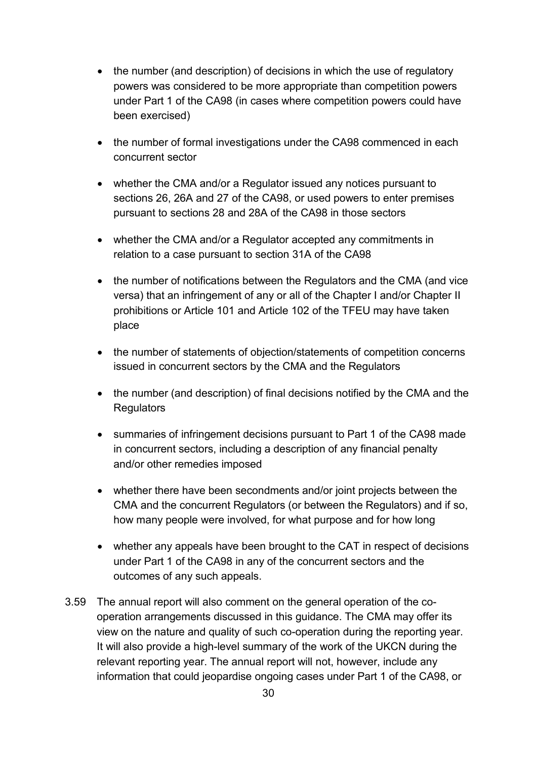- the number (and description) of decisions in which the use of regulatory powers was considered to be more appropriate than competition powers under Part 1 of the CA98 (in cases where competition powers could have been exercised)
- the number of formal investigations under the CA98 commenced in each concurrent sector
- whether the CMA and/or a Regulator issued any notices pursuant to sections 26, 26A and 27 of the CA98, or used powers to enter premises pursuant to sections 28 and 28A of the CA98 in those sectors
- whether the CMA and/or a Regulator accepted any commitments in relation to a case pursuant to section 31A of the CA98
- the number of notifications between the Regulators and the CMA (and vice versa) that an infringement of any or all of the Chapter I and/or Chapter II prohibitions or Article 101 and Article 102 of the TFEU may have taken place
- the number of statements of objection/statements of competition concerns issued in concurrent sectors by the CMA and the Regulators
- the number (and description) of final decisions notified by the CMA and the Regulators
- summaries of infringement decisions pursuant to Part 1 of the CA98 made in concurrent sectors, including a description of any financial penalty and/or other remedies imposed
- whether there have been secondments and/or joint projects between the CMA and the concurrent Regulators (or between the Regulators) and if so, how many people were involved, for what purpose and for how long
- whether any appeals have been brought to the CAT in respect of decisions under Part 1 of the CA98 in any of the concurrent sectors and the outcomes of any such appeals.

3.59 The annual report will also comment on the general operation of the co-operation arrangements discussed in this guidance. The CMA may offer its view on the nature and quality of such co-operation during the reporting year. It will also provide a high-level summary of the work of the UKCN during the relevant reporting year. The annual report will not, however, include any information that could jeopardise ongoing cases under Part 1 of the CA98, or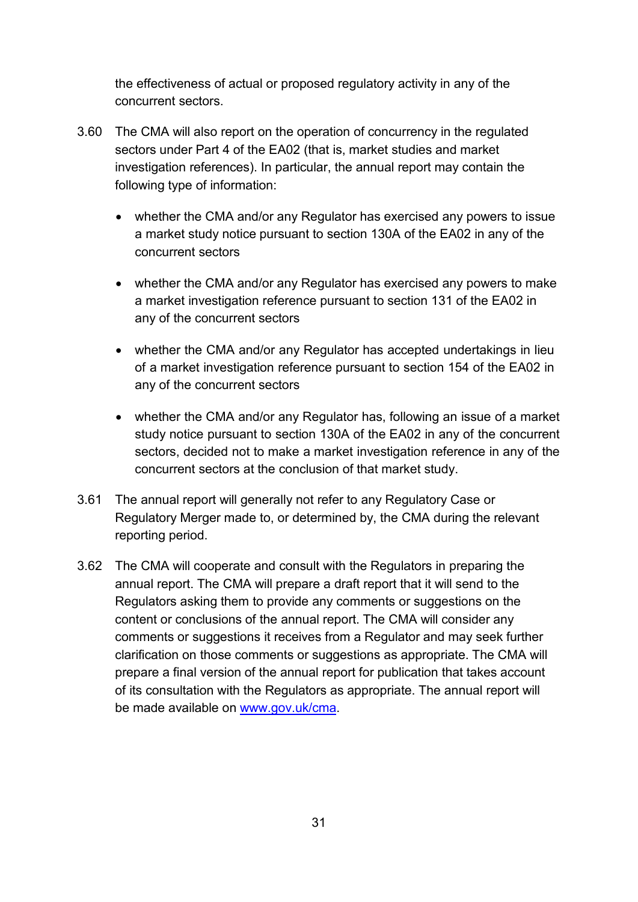the effectiveness of actual or proposed regulatory activity in any of the concurrent sectors.

3.60 The CMA will also report on the operation of concurrency in the regulated sectors under Part 4 of the EA02 (that is, market studies and market investigation references). In particular, the annual report may contain the following type of information:

- whether the CMA and/or any Regulator has exercised any powers to issue a market study notice pursuant to section 130A of the EA02 in any of the concurrent sectors
- whether the CMA and/or any Regulator has exercised any powers to make a market investigation reference pursuant to section 131 of the EA02 in any of the concurrent sectors
- whether the CMA and/or any Regulator has accepted undertakings in lieu of a market investigation reference pursuant to section 154 of the EA02 in any of the concurrent sectors
- whether the CMA and/or any Regulator has, following an issue of a market study notice pursuant to section 130A of the EA02 in any of the concurrent sectors, decided not to make a market investigation reference in any of the concurrent sectors at the conclusion of that market study.

3.61 The annual report will generally not refer to any Regulatory Case or Regulatory Merger made to, or determined by, the CMA during the relevant reporting period.

3.62 The CMA will cooperate and consult with the Regulators in preparing the annual report. The CMA will prepare a draft report that it will send to the Regulators asking them to provide any comments or suggestions on the content or conclusions of the annual report. The CMA will consider any comments or suggestions it receives from a Regulator and may seek further clarification on those comments or suggestions as appropriate. The CMA will prepare a final version of the annual report for publication that takes account of its consultation with the Regulators as appropriate. The annual report will be made available on [www.gov.uk/cma](http://www.gov.uk/cma).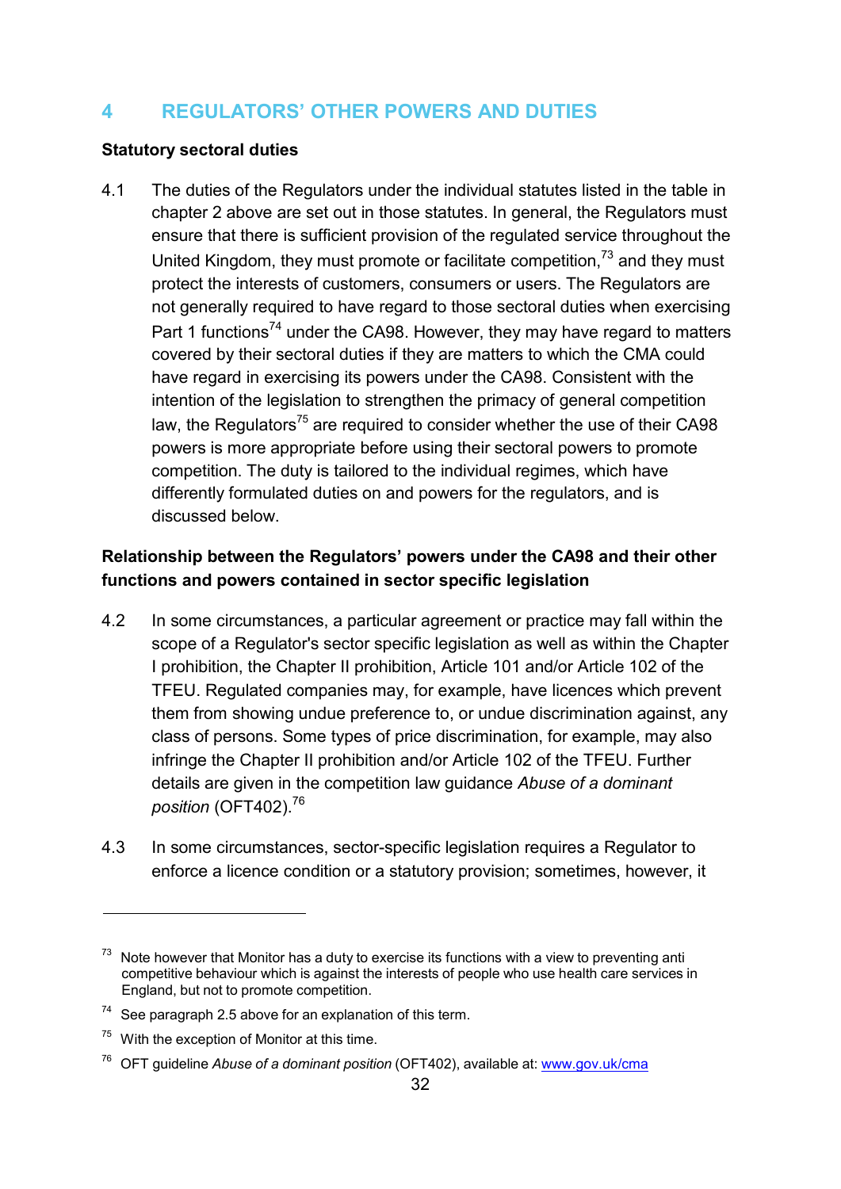## 4 REGULATORS' OTHER POWERS AND DUTIES

**Statutory sectoral duties**

4.1 The duties of the Regulators under the individual statutes listed in the table in chapter 2 above are set out in those statutes. In general, the Regulators must ensure that there is sufficient provision of the regulated service throughout the United Kingdom, they must promote or facilitate competition,[73] and they must protect the interests of customers, consumers or users. The Regulators are not generally required to have regard to those sectoral duties when exercising Part 1 functions[74] under the CA98. However, they may have regard to matters covered by their sectoral duties if they are matters to which the CMA could have regard in exercising its powers under the CA98. Consistent with the intention of the legislation to strengthen the primacy of general competition law, the Regulators[75] are required to consider whether the use of their CA98 powers is more appropriate before using their sectoral powers to promote competition. The duty is tailored to the individual regimes, which have differently formulated duties on and powers for the regulators, and is discussed below.

**Relationship between the Regulators' powers under the CA98 and their other functions and powers contained in sector specific legislation**

4.2 In some circumstances, a particular agreement or practice may fall within the scope of a Regulator's sector specific legislation as well as within the Chapter I prohibition, the Chapter II prohibition, Article 101 and/or Article 102 of the TFEU. Regulated companies may, for example, have licences which prevent them from showing undue preference to, or undue discrimination against, any class of persons. Some types of price discrimination, for example, may also infringe the Chapter II prohibition and/or Article 102 of the TFEU. Further details are given in the competition law guidance *Abuse of a dominant position* (OFT402).[76]

4.3 In some circumstances, sector-specific legislation requires a Regulator to enforce a licence condition or a statutory provision; sometimes, however, it

---

[73] Note however that Monitor has a duty to exercise its functions with a view to preventing anti competitive behaviour which is against the interests of people who use health care services in England, but not to promote competition.

[74] See paragraph 2.5 above for an explanation of this term.

[75] With the exception of Monitor at this time.

[76] OFT guideline *Abuse of a dominant position* (OFT402), available at: www.gov.uk/cma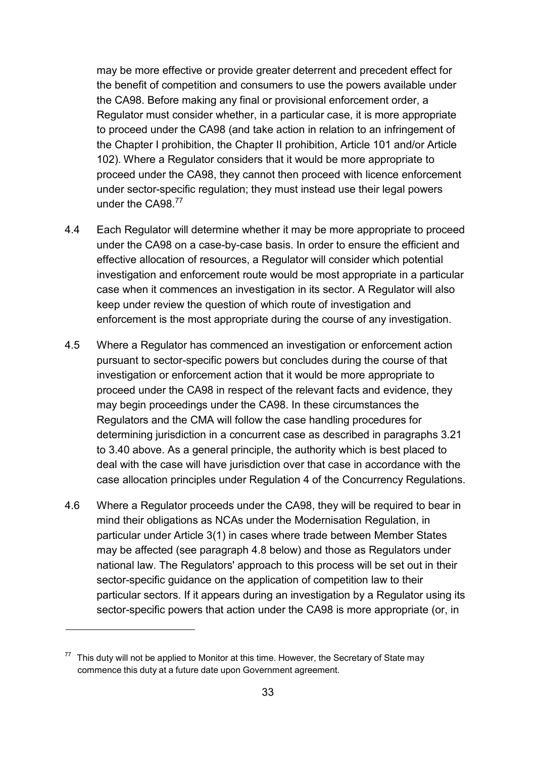may be more effective or provide greater deterrent and precedent effect for the benefit of competition and consumers to use the powers available under the CA98. Before making any final or provisional enforcement order, a Regulator must consider whether, in a particular case, it is more appropriate to proceed under the CA98 (and take action in relation to an infringement of the Chapter I prohibition, the Chapter II prohibition, Article 101 and/or Article 102). Where a Regulator considers that it would be more appropriate to proceed under the CA98, they cannot then proceed with licence enforcement under sector-specific regulation; they must instead use their legal powers under the CA98.[77]

4.4 Each Regulator will determine whether it may be more appropriate to proceed under the CA98 on a case-by-case basis. In order to ensure the efficient and effective allocation of resources, a Regulator will consider which potential investigation and enforcement route would be most appropriate in a particular case when it commences an investigation in its sector. A Regulator will also keep under review the question of which route of investigation and enforcement is the most appropriate during the course of any investigation.

4.5 Where a Regulator has commenced an investigation or enforcement action pursuant to sector-specific powers but concludes during the course of that investigation or enforcement action that it would be more appropriate to proceed under the CA98 in respect of the relevant facts and evidence, they may begin proceedings under the CA98. In these circumstances the Regulators and the CMA will follow the case handling procedures for determining jurisdiction in a concurrent case as described in paragraphs 3.21 to 3.40 above. As a general principle, the authority which is best placed to deal with the case will have jurisdiction over that case in accordance with the case allocation principles under Regulation 4 of the Concurrency Regulations.

4.6 Where a Regulator proceeds under the CA98, they will be required to bear in mind their obligations as NCAs under the Modernisation Regulation, in particular under Article 3(1) in cases where trade between Member States may be affected (see paragraph 4.8 below) and those as Regulators under national law. The Regulators' approach to this process will be set out in their sector-specific guidance on the application of competition law to their particular sectors. If it appears during an investigation by a Regulator using its sector-specific powers that action under the CA98 is more appropriate (or, in

---

[77] This duty will not be applied to Monitor at this time. However, the Secretary of State may commence this duty at a future date upon Government agreement.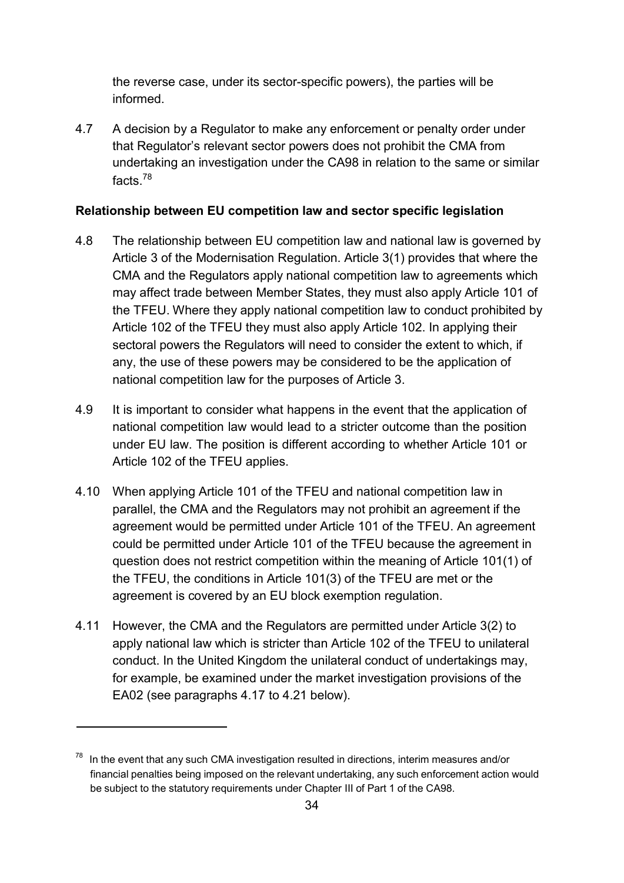the reverse case, under its sector-specific powers), the parties will be informed.

4.7 A decision by a Regulator to make any enforcement or penalty order under that Regulator's relevant sector powers does not prohibit the CMA from undertaking an investigation under the CA98 in relation to the same or similar facts.[78]

**Relationship between EU competition law and sector specific legislation**

4.8 The relationship between EU competition law and national law is governed by Article 3 of the Modernisation Regulation. Article 3(1) provides that where the CMA and the Regulators apply national competition law to agreements which may affect trade between Member States, they must also apply Article 101 of the TFEU. Where they apply national competition law to conduct prohibited by Article 102 of the TFEU they must also apply Article 102. In applying their sectoral powers the Regulators will need to consider the extent to which, if any, the use of these powers may be considered to be the application of national competition law for the purposes of Article 3.

4.9 It is important to consider what happens in the event that the application of national competition law would lead to a stricter outcome than the position under EU law. The position is different according to whether Article 101 or Article 102 of the TFEU applies.

4.10 When applying Article 101 of the TFEU and national competition law in parallel, the CMA and the Regulators may not prohibit an agreement if the agreement would be permitted under Article 101 of the TFEU. An agreement could be permitted under Article 101 of the TFEU because the agreement in question does not restrict competition within the meaning of Article 101(1) of the TFEU, the conditions in Article 101(3) of the TFEU are met or the agreement is covered by an EU block exemption regulation.

4.11 However, the CMA and the Regulators are permitted under Article 3(2) to apply national law which is stricter than Article 102 of the TFEU to unilateral conduct. In the United Kingdom the unilateral conduct of undertakings may, for example, be examined under the market investigation provisions of the EA02 (see paragraphs 4.17 to 4.21 below).

[78] In the event that any such CMA investigation resulted in directions, interim measures and/or financial penalties being imposed on the relevant undertaking, any such enforcement action would be subject to the statutory requirements under Chapter III of Part 1 of the CA98.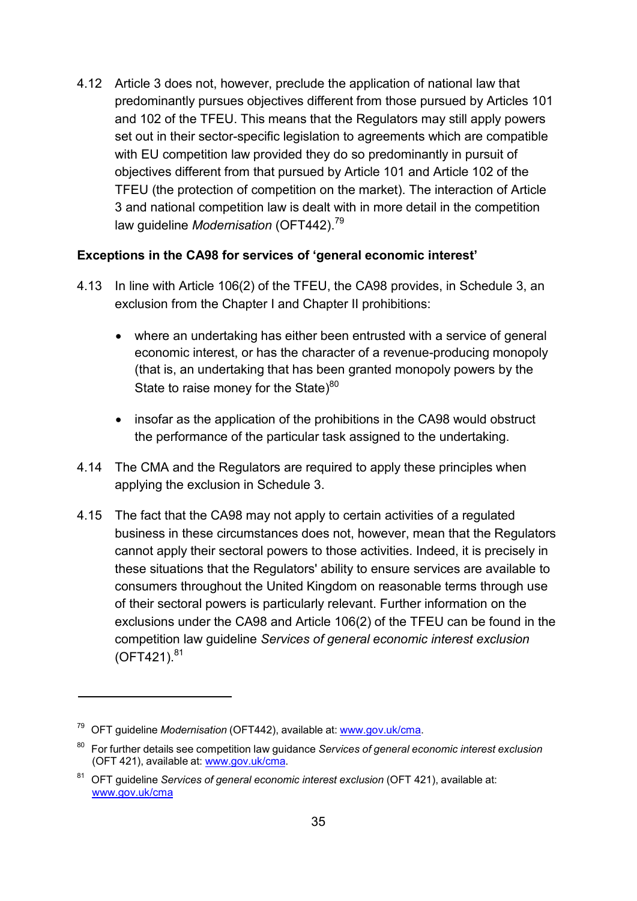4.12 Article 3 does not, however, preclude the application of national law that predominantly pursues objectives different from those pursued by Articles 101 and 102 of the TFEU. This means that the Regulators may still apply powers set out in their sector-specific legislation to agreements which are compatible with EU competition law provided they do so predominantly in pursuit of objectives different from that pursued by Article 101 and Article 102 of the TFEU (the protection of competition on the market). The interaction of Article 3 and national competition law is dealt with in more detail in the competition law guideline *Modernisation* (OFT442).[79]

**Exceptions in the CA98 for services of 'general economic interest'**

4.13 In line with Article 106(2) of the TFEU, the CA98 provides, in Schedule 3, an exclusion from the Chapter I and Chapter II prohibitions:

- where an undertaking has either been entrusted with a service of general economic interest, or has the character of a revenue-producing monopoly (that is, an undertaking that has been granted monopoly powers by the State to raise money for the State)[80]
- insofar as the application of the prohibitions in the CA98 would obstruct the performance of the particular task assigned to the undertaking.

4.14 The CMA and the Regulators are required to apply these principles when applying the exclusion in Schedule 3.

4.15 The fact that the CA98 may not apply to certain activities of a regulated business in these circumstances does not, however, mean that the Regulators cannot apply their sectoral powers to those activities. Indeed, it is precisely in these situations that the Regulators' ability to ensure services are available to consumers throughout the United Kingdom on reasonable terms through use of their sectoral powers is particularly relevant. Further information on the exclusions under the CA98 and Article 106(2) of the TFEU can be found in the competition law guideline *Services of general economic interest exclusion* (OFT421).[81]

---

[79] OFT guideline *Modernisation* (OFT442), available at: www.gov.uk/cma.

[80] For further details see competition law guidance *Services of general economic interest exclusion* (OFT 421), available at: www.gov.uk/cma.

[81] OFT guideline *Services of general economic interest exclusion* (OFT 421), available at: www.gov.uk/cma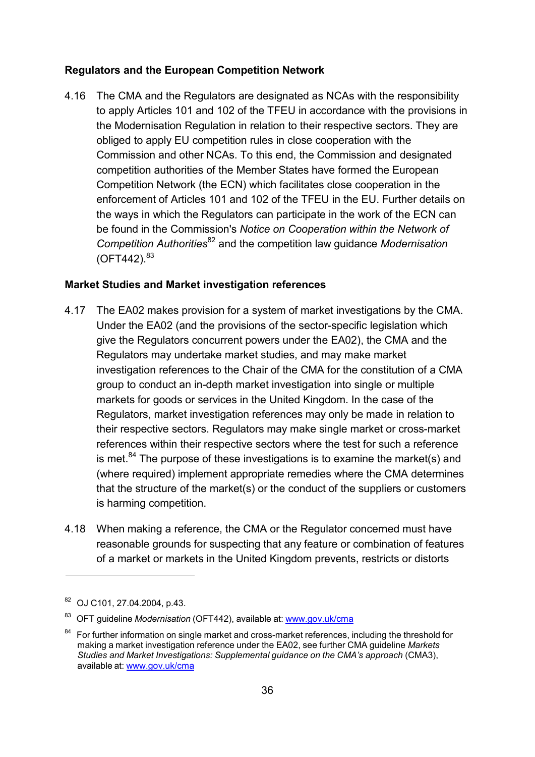### Regulators and the European Competition Network

4.16 The CMA and the Regulators are designated as NCAs with the responsibility to apply Articles 101 and 102 of the TFEU in accordance with the provisions in the Modernisation Regulation in relation to their respective sectors. They are obliged to apply EU competition rules in close cooperation with the Commission and other NCAs. To this end, the Commission and designated competition authorities of the Member States have formed the European Competition Network (the ECN) which facilitates close cooperation in the enforcement of Articles 101 and 102 of the TFEU in the EU. Further details on the ways in which the Regulators can participate in the work of the ECN can be found in the Commission's *Notice on Cooperation within the Network of Competition Authorities*[82] and the competition law guidance *Modernisation* (OFT442).[83]

### Market Studies and Market investigation references

4.17 The EA02 makes provision for a system of market investigations by the CMA. Under the EA02 (and the provisions of the sector-specific legislation which give the Regulators concurrent powers under the EA02), the CMA and the Regulators may undertake market studies, and may make market investigation references to the Chair of the CMA for the constitution of a CMA group to conduct an in-depth market investigation into single or multiple markets for goods or services in the United Kingdom. In the case of the Regulators, market investigation references may only be made in relation to their respective sectors. Regulators may make single market or cross-market references within their respective sectors where the test for such a reference is met.[84] The purpose of these investigations is to examine the market(s) and (where required) implement appropriate remedies where the CMA determines that the structure of the market(s) or the conduct of the suppliers or customers is harming competition.

4.18 When making a reference, the CMA or the Regulator concerned must have reasonable grounds for suspecting that any feature or combination of features of a market or markets in the United Kingdom prevents, restricts or distorts

---

[82] OJ C101, 27.04.2004, p.43.

[83] OFT guideline *Modernisation* (OFT442), available at: www.gov.uk/cma

[84] For further information on single market and cross-market references, including the threshold for making a market investigation reference under the EA02, see further CMA guideline *Markets Studies and Market Investigations: Supplemental guidance on the CMA's approach* (CMA3), available at: www.gov.uk/cma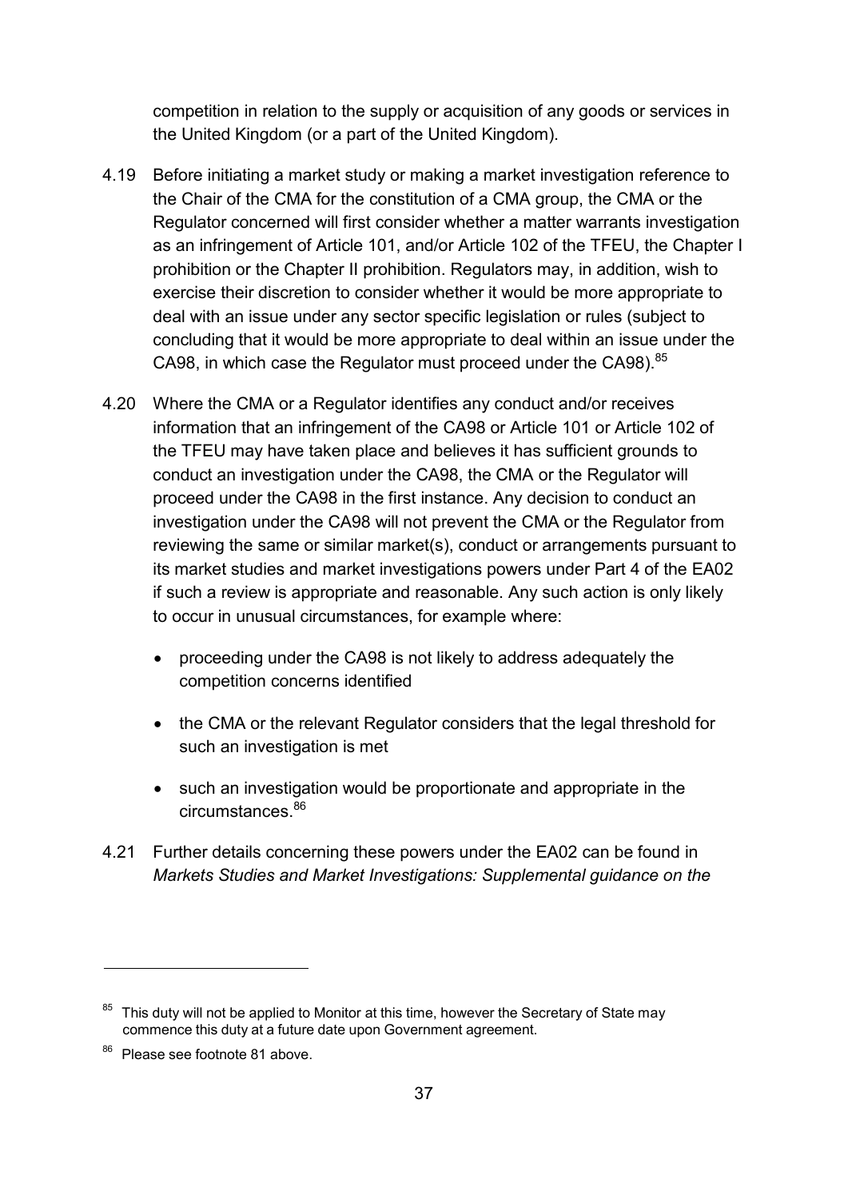competition in relation to the supply or acquisition of any goods or services in the United Kingdom (or a part of the United Kingdom).

4.19 Before initiating a market study or making a market investigation reference to the Chair of the CMA for the constitution of a CMA group, the CMA or the Regulator concerned will first consider whether a matter warrants investigation as an infringement of Article 101, and/or Article 102 of the TFEU, the Chapter I prohibition or the Chapter II prohibition. Regulators may, in addition, wish to exercise their discretion to consider whether it would be more appropriate to deal with an issue under any sector specific legislation or rules (subject to concluding that it would be more appropriate to deal within an issue under the CA98, in which case the Regulator must proceed under the CA98).[85]

4.20 Where the CMA or a Regulator identifies any conduct and/or receives information that an infringement of the CA98 or Article 101 or Article 102 of the TFEU may have taken place and believes it has sufficient grounds to conduct an investigation under the CA98, the CMA or the Regulator will proceed under the CA98 in the first instance. Any decision to conduct an investigation under the CA98 will not prevent the CMA or the Regulator from reviewing the same or similar market(s), conduct or arrangements pursuant to its market studies and market investigations powers under Part 4 of the EA02 if such a review is appropriate and reasonable. Any such action is only likely to occur in unusual circumstances, for example where:

- proceeding under the CA98 is not likely to address adequately the competition concerns identified
- the CMA or the relevant Regulator considers that the legal threshold for such an investigation is met
- such an investigation would be proportionate and appropriate in the circumstances.[86]

4.21 Further details concerning these powers under the EA02 can be found in *Markets Studies and Market Investigations: Supplemental guidance on the*

---

[85] This duty will not be applied to Monitor at this time, however the Secretary of State may commence this duty at a future date upon Government agreement.

[86] Please see footnote 81 above.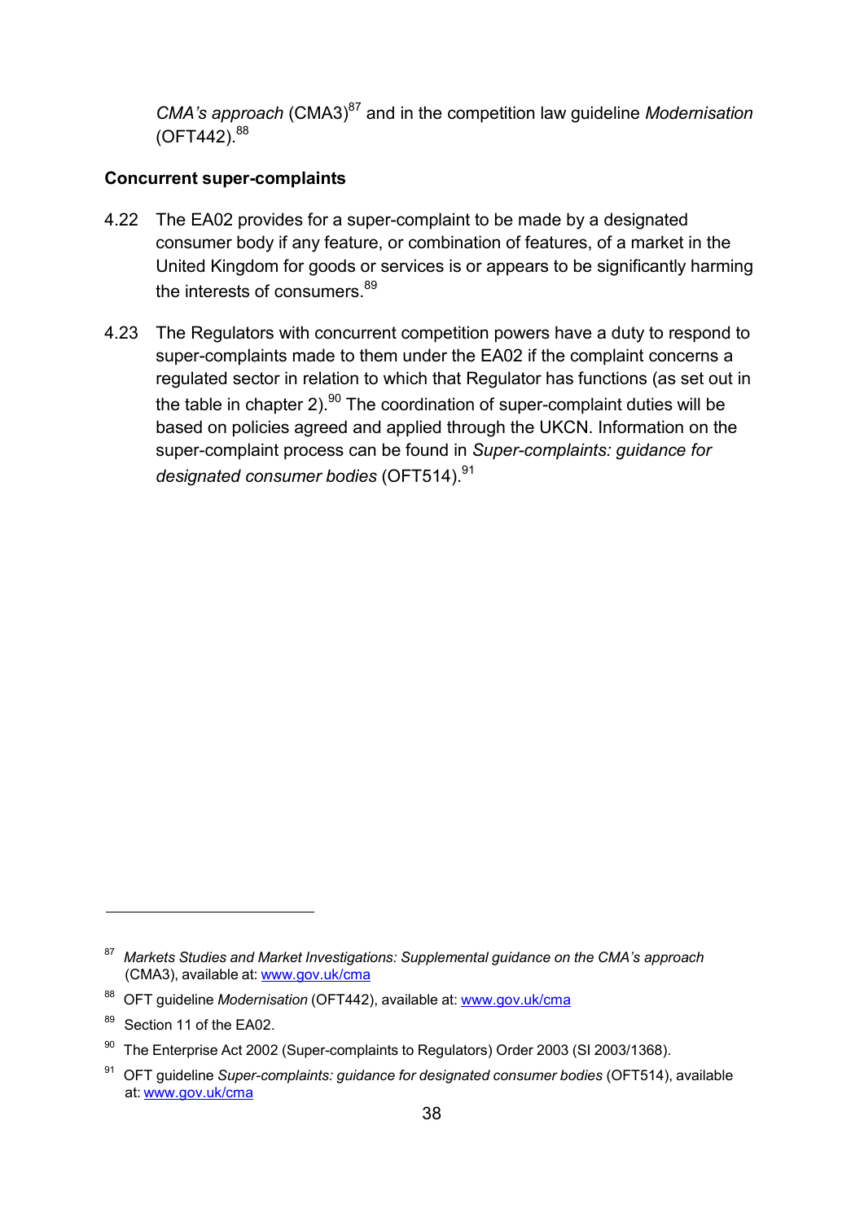*CMA's approach* (CMA3)[87] and in the competition law guideline *Modernisation* (OFT442).[88]

**Concurrent super-complaints**

4.22 The EA02 provides for a super-complaint to be made by a designated consumer body if any feature, or combination of features, of a market in the United Kingdom for goods or services is or appears to be significantly harming the interests of consumers.[89]

4.23 The Regulators with concurrent competition powers have a duty to respond to super-complaints made to them under the EA02 if the complaint concerns a regulated sector in relation to which that Regulator has functions (as set out in the table in chapter 2).[90] The coordination of super-complaint duties will be based on policies agreed and applied through the UKCN. Information on the super-complaint process can be found in *Super-complaints: guidance for designated consumer bodies* (OFT514).[91]

---

[87] *Markets Studies and Market Investigations: Supplemental guidance on the CMA's approach* (CMA3), available at: www.gov.uk/cma

[88] OFT guideline *Modernisation* (OFT442), available at: www.gov.uk/cma

[89] Section 11 of the EA02.

[90] The Enterprise Act 2002 (Super-complaints to Regulators) Order 2003 (SI 2003/1368).

[91] OFT guideline *Super-complaints: guidance for designated consumer bodies* (OFT514), available at: www.gov.uk/cma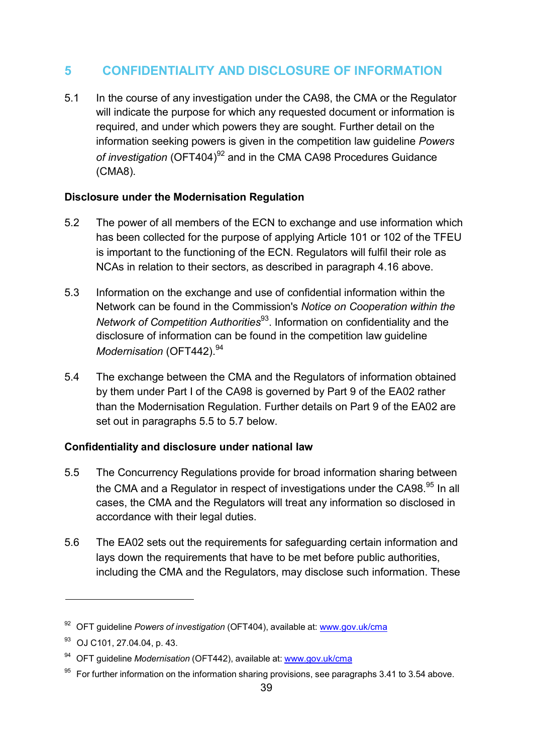## 5 CONFIDENTIALITY AND DISCLOSURE OF INFORMATION

5.1 In the course of any investigation under the CA98, the CMA or the Regulator will indicate the purpose for which any requested document or information is required, and under which powers they are sought. Further detail on the information seeking powers is given in the competition law guideline *Powers of investigation* (OFT404)[92] and in the CMA CA98 Procedures Guidance (CMA8).

**Disclosure under the Modernisation Regulation**

5.2 The power of all members of the ECN to exchange and use information which has been collected for the purpose of applying Article 101 or 102 of the TFEU is important to the functioning of the ECN. Regulators will fulfil their role as NCAs in relation to their sectors, as described in paragraph 4.16 above.

5.3 Information on the exchange and use of confidential information within the Network can be found in the Commission's *Notice on Cooperation within the Network of Competition Authorities*[93]. Information on confidentiality and the disclosure of information can be found in the competition law guideline *Modernisation* (OFT442).[94]

5.4 The exchange between the CMA and the Regulators of information obtained by them under Part I of the CA98 is governed by Part 9 of the EA02 rather than the Modernisation Regulation. Further details on Part 9 of the EA02 are set out in paragraphs 5.5 to 5.7 below.

**Confidentiality and disclosure under national law**

5.5 The Concurrency Regulations provide for broad information sharing between the CMA and a Regulator in respect of investigations under the CA98.[95] In all cases, the CMA and the Regulators will treat any information so disclosed in accordance with their legal duties.

5.6 The EA02 sets out the requirements for safeguarding certain information and lays down the requirements that have to be met before public authorities, including the CMA and the Regulators, may disclose such information. These

---

[92] OFT guideline *Powers of investigation* (OFT404), available at: www.gov.uk/cma

[93] OJ C101, 27.04.04, p. 43.

[94] OFT guideline *Modernisation* (OFT442), available at: www.gov.uk/cma

[95] For further information on the information sharing provisions, see paragraphs 3.41 to 3.54 above.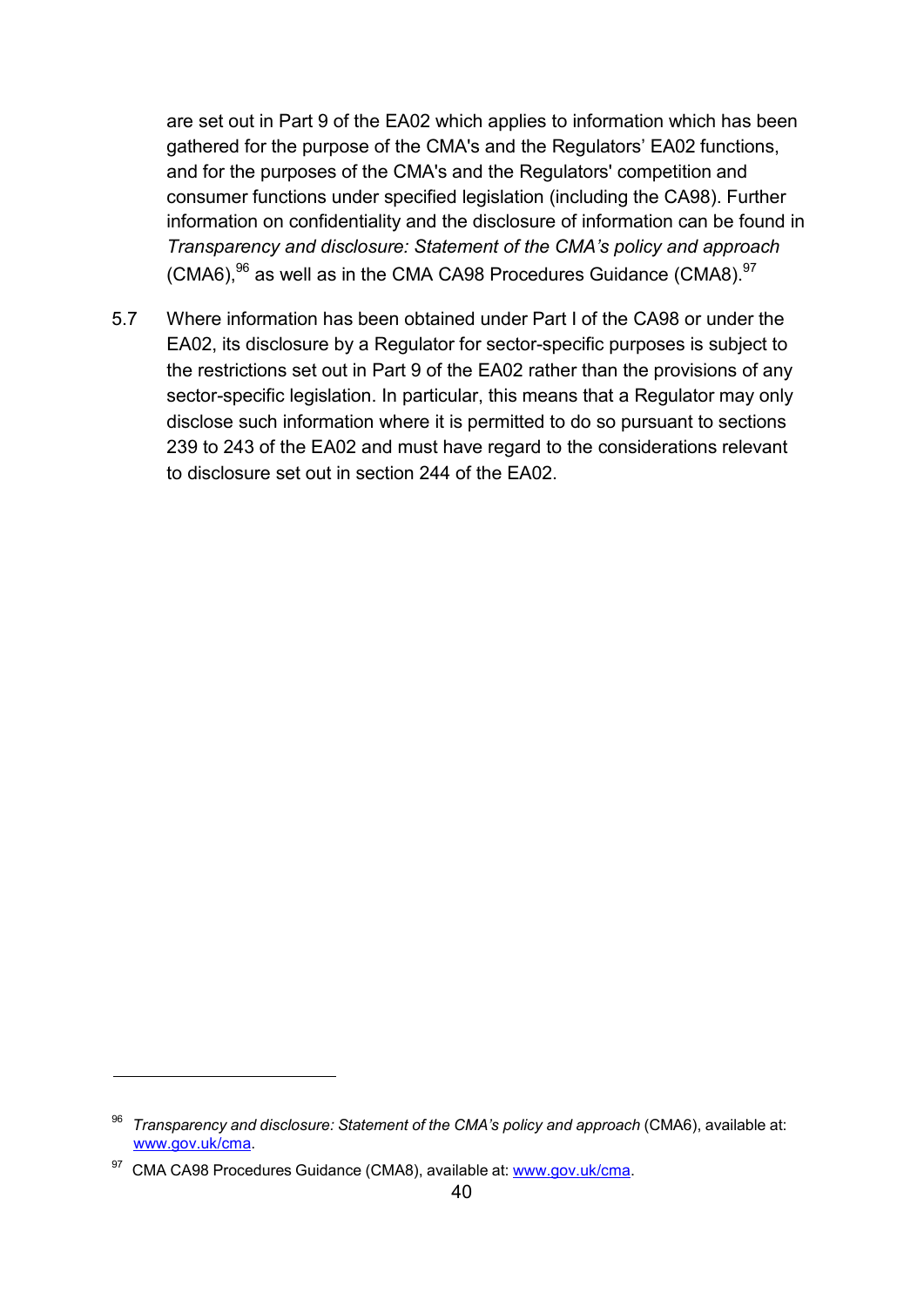are set out in Part 9 of the EA02 which applies to information which has been gathered for the purpose of the CMA's and the Regulators' EA02 functions, and for the purposes of the CMA's and the Regulators' competition and consumer functions under specified legislation (including the CA98). Further information on confidentiality and the disclosure of information can be found in *Transparency and disclosure: Statement of the CMA's policy and approach* (CMA6),[96] as well as in the CMA CA98 Procedures Guidance (CMA8).[97]

5.7 Where information has been obtained under Part I of the CA98 or under the EA02, its disclosure by a Regulator for sector-specific purposes is subject to the restrictions set out in Part 9 of the EA02 rather than the provisions of any sector-specific legislation. In particular, this means that a Regulator may only disclose such information where it is permitted to do so pursuant to sections 239 to 243 of the EA02 and must have regard to the considerations relevant to disclosure set out in section 244 of the EA02.

---

[96] *Transparency and disclosure: Statement of the CMA's policy and approach* (CMA6), available at: www.gov.uk/cma.

[97] CMA CA98 Procedures Guidance (CMA8), available at: www.gov.uk/cma.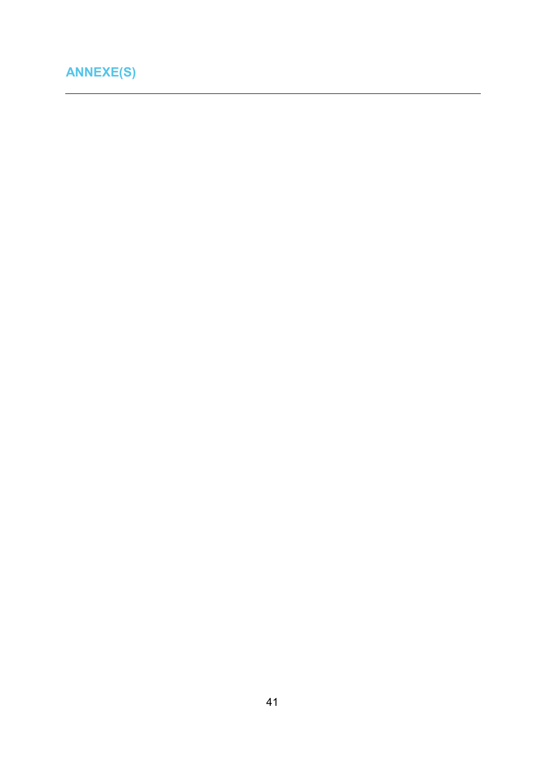# ANNEXE(S)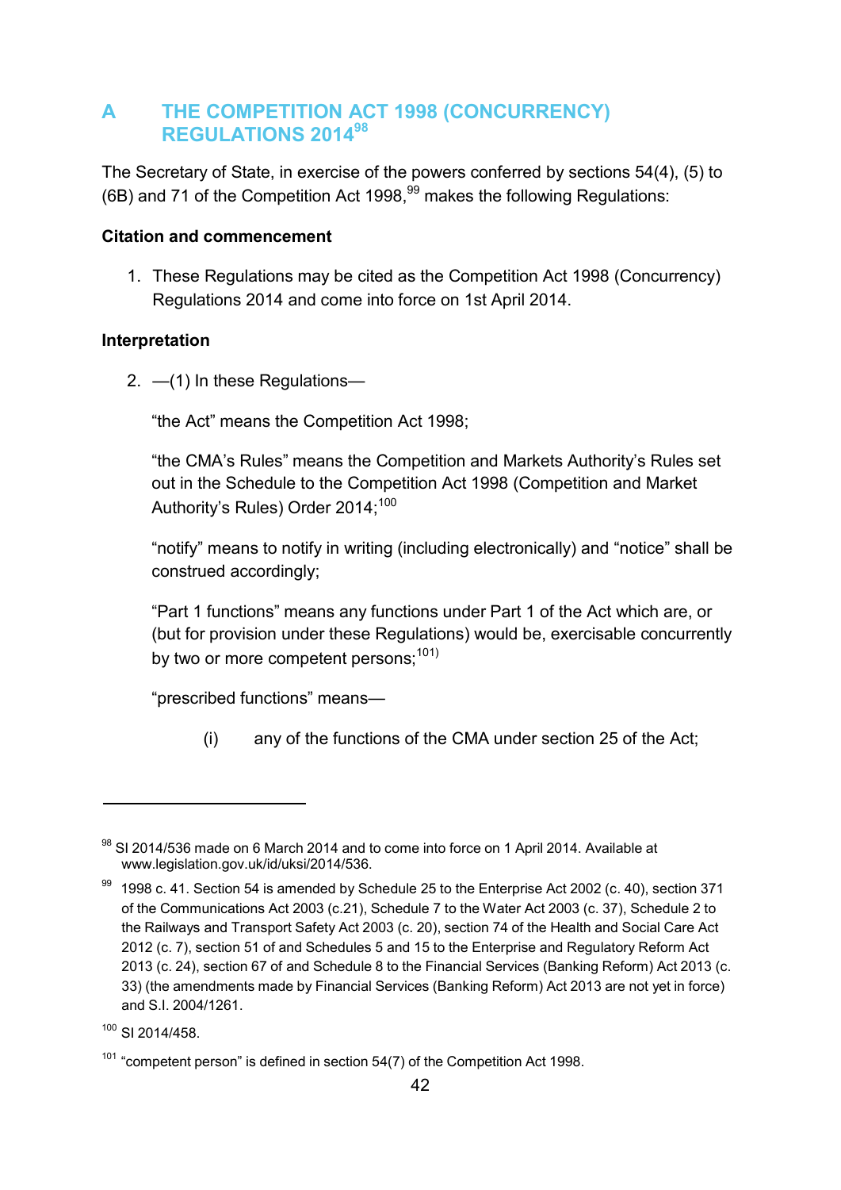## A THE COMPETITION ACT 1998 (CONCURRENCY) REGULATIONS 2014[98]

The Secretary of State, in exercise of the powers conferred by sections 54(4), (5) to (6B) and 71 of the Competition Act 1998,[99] makes the following Regulations:

**Citation and commencement**

1. These Regulations may be cited as the Competition Act 1998 (Concurrency) Regulations 2014 and come into force on 1st April 2014.

**Interpretation**

2. —(1) In these Regulations—

"the Act" means the Competition Act 1998;

"the CMA's Rules" means the Competition and Markets Authority's Rules set out in the Schedule to the Competition Act 1998 (Competition and Market Authority's Rules) Order 2014;[100]

"notify" means to notify in writing (including electronically) and "notice" shall be construed accordingly;

"Part 1 functions" means any functions under Part 1 of the Act which are, or (but for provision under these Regulations) would be, exercisable concurrently by two or more competent persons;[101)]

"prescribed functions" means—

(i) any of the functions of the CMA under section 25 of the Act;

---

[98] SI 2014/536 made on 6 March 2014 and to come into force on 1 April 2014. Available at www.legislation.gov.uk/id/uksi/2014/536.

[99] 1998 c. 41. Section 54 is amended by Schedule 25 to the Enterprise Act 2002 (c. 40), section 371 of the Communications Act 2003 (c.21), Schedule 7 to the Water Act 2003 (c. 37), Schedule 2 to the Railways and Transport Safety Act 2003 (c. 20), section 74 of the Health and Social Care Act 2012 (c. 7), section 51 of and Schedules 5 and 15 to the Enterprise and Regulatory Reform Act 2013 (c. 24), section 67 of and Schedule 8 to the Financial Services (Banking Reform) Act 2013 (c. 33) (the amendments made by Financial Services (Banking Reform) Act 2013 are not yet in force) and S.I. 2004/1261.

[100] SI 2014/458.

[101] "competent person" is defined in section 54(7) of the Competition Act 1998.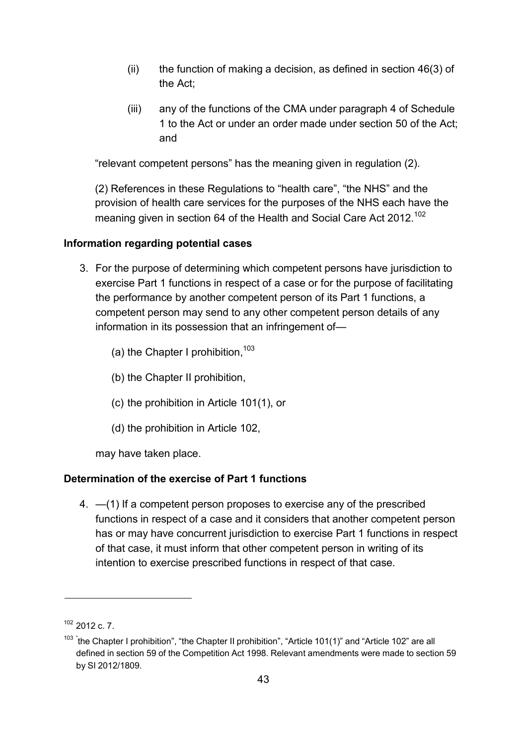(ii) the function of making a decision, as defined in section 46(3) of the Act;

(iii) any of the functions of the CMA under paragraph 4 of Schedule 1 to the Act or under an order made under section 50 of the Act; and

"relevant competent persons" has the meaning given in regulation (2).

(2) References in these Regulations to "health care", "the NHS" and the provision of health care services for the purposes of the NHS each have the meaning given in section 64 of the Health and Social Care Act 2012.[102]

**Information regarding potential cases**

3. For the purpose of determining which competent persons have jurisdiction to exercise Part 1 functions in respect of a case or for the purpose of facilitating the performance by another competent person of its Part 1 functions, a competent person may send to any other competent person details of any information in its possession that an infringement of—

   (a) the Chapter I prohibition,[103]

   (b) the Chapter II prohibition,

   (c) the prohibition in Article 101(1), or

   (d) the prohibition in Article 102,

   may have taken place.

**Determination of the exercise of Part 1 functions**

4. —(1) If a competent person proposes to exercise any of the prescribed functions in respect of a case and it considers that another competent person has or may have concurrent jurisdiction to exercise Part 1 functions in respect of that case, it must inform that other competent person in writing of its intention to exercise prescribed functions in respect of that case.

---

[102] 2012 c. 7.

[103] "the Chapter I prohibition", "the Chapter II prohibition", "Article 101(1)" and "Article 102" are all defined in section 59 of the Competition Act 1998. Relevant amendments were made to section 59 by SI 2012/1809.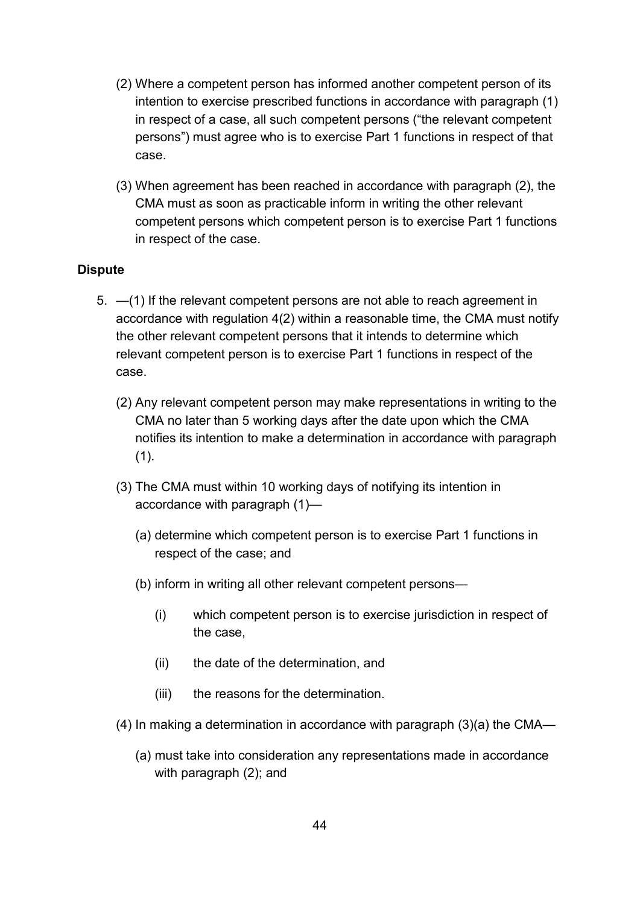(2) Where a competent person has informed another competent person of its intention to exercise prescribed functions in accordance with paragraph (1) in respect of a case, all such competent persons ("the relevant competent persons") must agree who is to exercise Part 1 functions in respect of that case.

(3) When agreement has been reached in accordance with paragraph (2), the CMA must as soon as practicable inform in writing the other relevant competent persons which competent person is to exercise Part 1 functions in respect of the case.

**Dispute**

5. —(1) If the relevant competent persons are not able to reach agreement in accordance with regulation 4(2) within a reasonable time, the CMA must notify the other relevant competent persons that it intends to determine which relevant competent person is to exercise Part 1 functions in respect of the case.

   (2) Any relevant competent person may make representations in writing to the CMA no later than 5 working days after the date upon which the CMA notifies its intention to make a determination in accordance with paragraph (1).

   (3) The CMA must within 10 working days of notifying its intention in accordance with paragraph (1)—

      (a) determine which competent person is to exercise Part 1 functions in respect of the case; and

      (b) inform in writing all other relevant competent persons—

         (i) which competent person is to exercise jurisdiction in respect of the case,

         (ii) the date of the determination, and

         (iii) the reasons for the determination.

   (4) In making a determination in accordance with paragraph (3)(a) the CMA—

      (a) must take into consideration any representations made in accordance with paragraph (2); and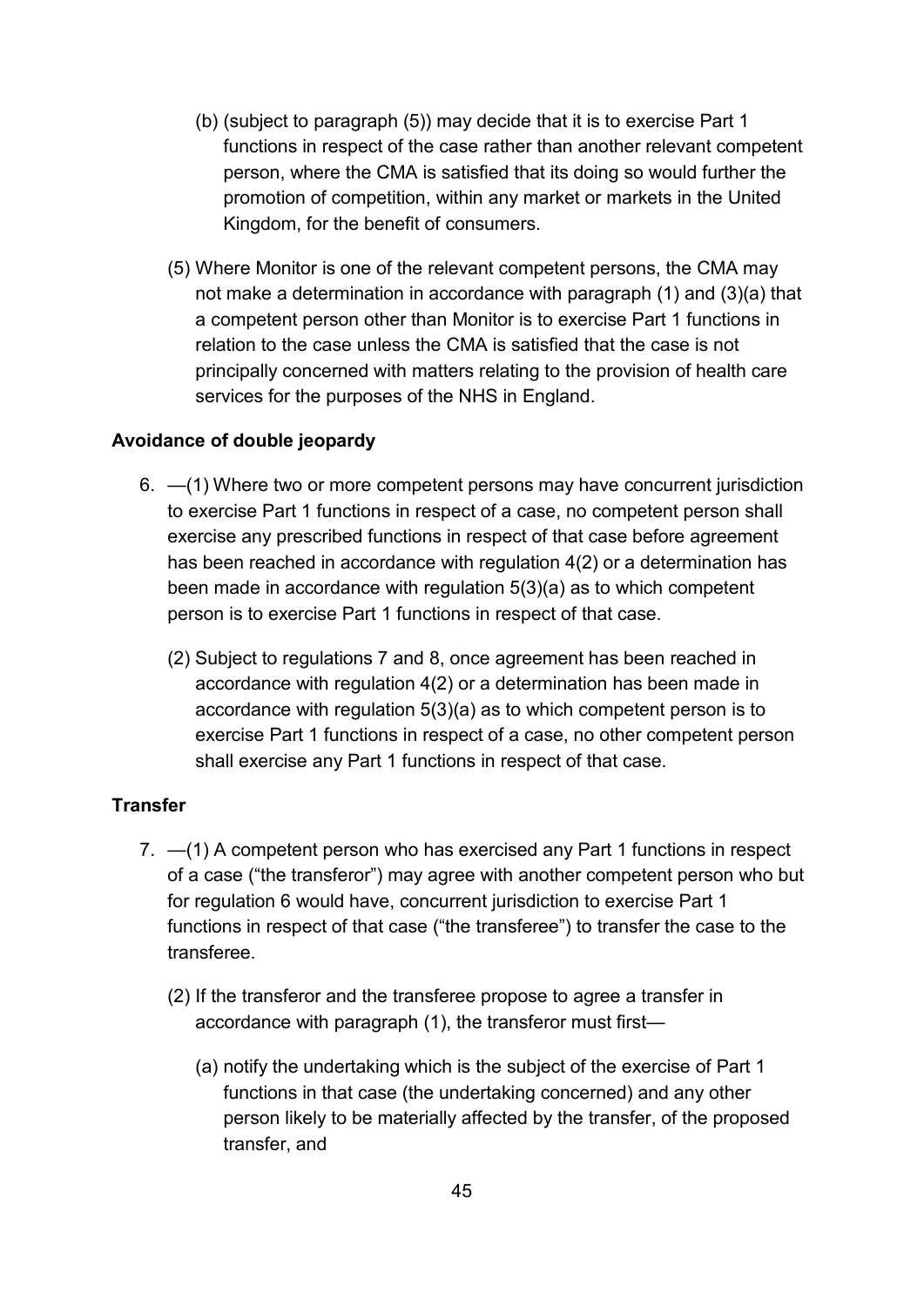(b) (subject to paragraph (5)) may decide that it is to exercise Part 1 functions in respect of the case rather than another relevant competent person, where the CMA is satisfied that its doing so would further the promotion of competition, within any market or markets in the United Kingdom, for the benefit of consumers.

(5) Where Monitor is one of the relevant competent persons, the CMA may not make a determination in accordance with paragraph (1) and (3)(a) that a competent person other than Monitor is to exercise Part 1 functions in relation to the case unless the CMA is satisfied that the case is not principally concerned with matters relating to the provision of health care services for the purposes of the NHS in England.

**Avoidance of double jeopardy**

6. —(1) Where two or more competent persons may have concurrent jurisdiction to exercise Part 1 functions in respect of a case, no competent person shall exercise any prescribed functions in respect of that case before agreement has been reached in accordance with regulation 4(2) or a determination has been made in accordance with regulation 5(3)(a) as to which competent person is to exercise Part 1 functions in respect of that case.

   (2) Subject to regulations 7 and 8, once agreement has been reached in accordance with regulation 4(2) or a determination has been made in accordance with regulation 5(3)(a) as to which competent person is to exercise Part 1 functions in respect of a case, no other competent person shall exercise any Part 1 functions in respect of that case.

**Transfer**

7. —(1) A competent person who has exercised any Part 1 functions in respect of a case ("the transferor") may agree with another competent person who but for regulation 6 would have, concurrent jurisdiction to exercise Part 1 functions in respect of that case ("the transferee") to transfer the case to the transferee.

   (2) If the transferor and the transferee propose to agree a transfer in accordance with paragraph (1), the transferor must first—

      (a) notify the undertaking which is the subject of the exercise of Part 1 functions in that case (the undertaking concerned) and any other person likely to be materially affected by the transfer, of the proposed transfer, and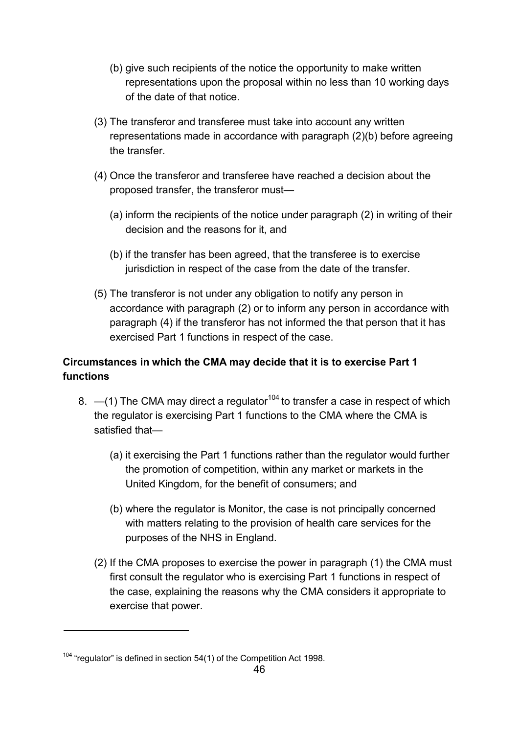(b) give such recipients of the notice the opportunity to make written representations upon the proposal within no less than 10 working days of the date of that notice.

(3) The transferor and transferee must take into account any written representations made in accordance with paragraph (2)(b) before agreeing the transfer.

(4) Once the transferor and transferee have reached a decision about the proposed transfer, the transferor must—

(a) inform the recipients of the notice under paragraph (2) in writing of their decision and the reasons for it, and

(b) if the transfer has been agreed, that the transferee is to exercise jurisdiction in respect of the case from the date of the transfer.

(5) The transferor is not under any obligation to notify any person in accordance with paragraph (2) or to inform any person in accordance with paragraph (4) if the transferor has not informed the that person that it has exercised Part 1 functions in respect of the case.

**Circumstances in which the CMA may decide that it is to exercise Part 1 functions**

8. —(1) The CMA may direct a regulator[104] to transfer a case in respect of which the regulator is exercising Part 1 functions to the CMA where the CMA is satisfied that—

(a) it exercising the Part 1 functions rather than the regulator would further the promotion of competition, within any market or markets in the United Kingdom, for the benefit of consumers; and

(b) where the regulator is Monitor, the case is not principally concerned with matters relating to the provision of health care services for the purposes of the NHS in England.

(2) If the CMA proposes to exercise the power in paragraph (1) the CMA must first consult the regulator who is exercising Part 1 functions in respect of the case, explaining the reasons why the CMA considers it appropriate to exercise that power.

---

[104] "regulator" is defined in section 54(1) of the Competition Act 1998.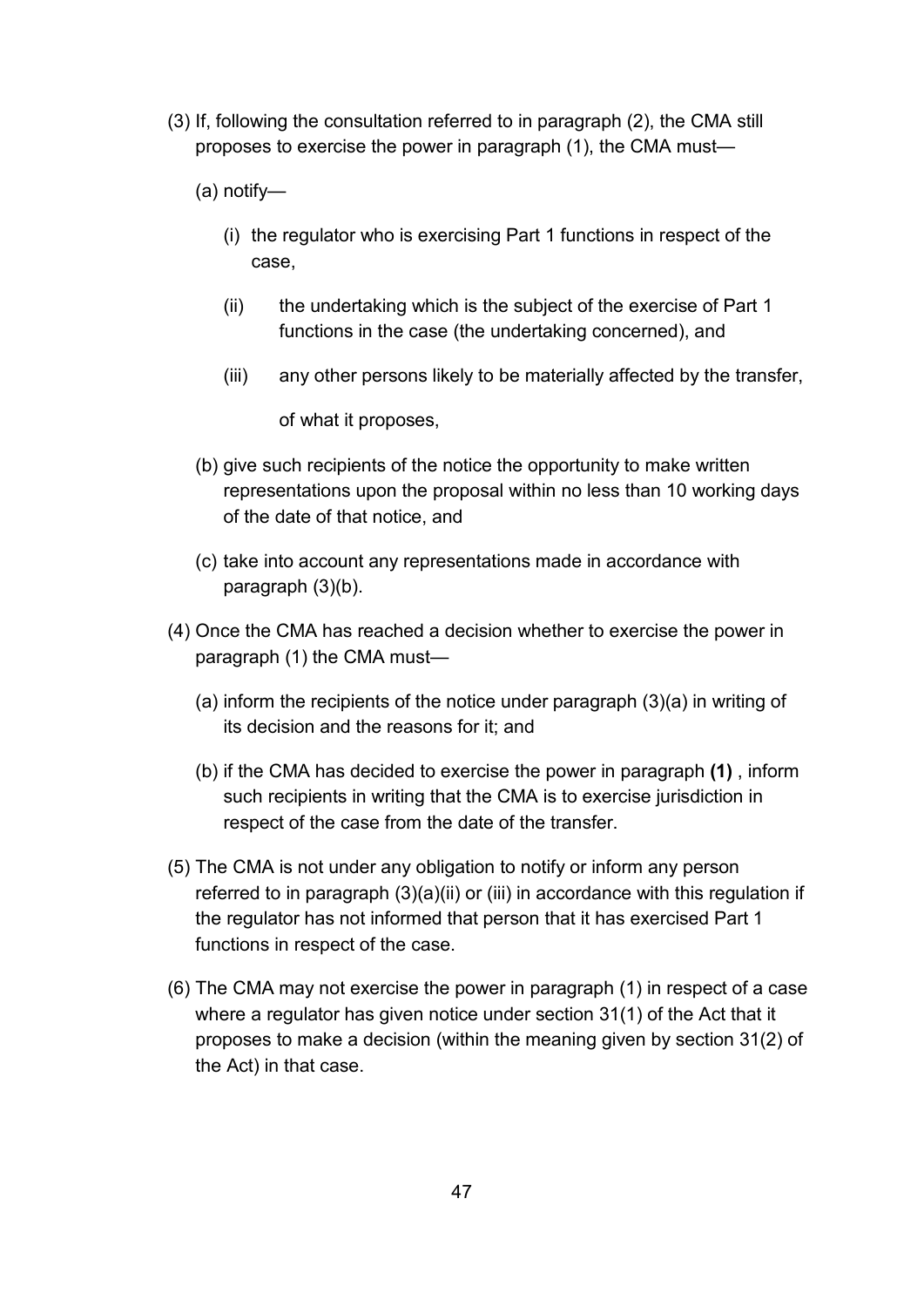(3) If, following the consultation referred to in paragraph (2), the CMA still proposes to exercise the power in paragraph (1), the CMA must—

(a) notify—

(i) the regulator who is exercising Part 1 functions in respect of the case,

(ii) the undertaking which is the subject of the exercise of Part 1 functions in the case (the undertaking concerned), and

(iii) any other persons likely to be materially affected by the transfer,

of what it proposes,

(b) give such recipients of the notice the opportunity to make written representations upon the proposal within no less than 10 working days of the date of that notice, and

(c) take into account any representations made in accordance with paragraph (3)(b).

(4) Once the CMA has reached a decision whether to exercise the power in paragraph (1) the CMA must—

(a) inform the recipients of the notice under paragraph (3)(a) in writing of its decision and the reasons for it; and

(b) if the CMA has decided to exercise the power in paragraph **(1)** , inform such recipients in writing that the CMA is to exercise jurisdiction in respect of the case from the date of the transfer.

(5) The CMA is not under any obligation to notify or inform any person referred to in paragraph (3)(a)(ii) or (iii) in accordance with this regulation if the regulator has not informed that person that it has exercised Part 1 functions in respect of the case.

(6) The CMA may not exercise the power in paragraph (1) in respect of a case where a regulator has given notice under section 31(1) of the Act that it proposes to make a decision (within the meaning given by section 31(2) of the Act) in that case.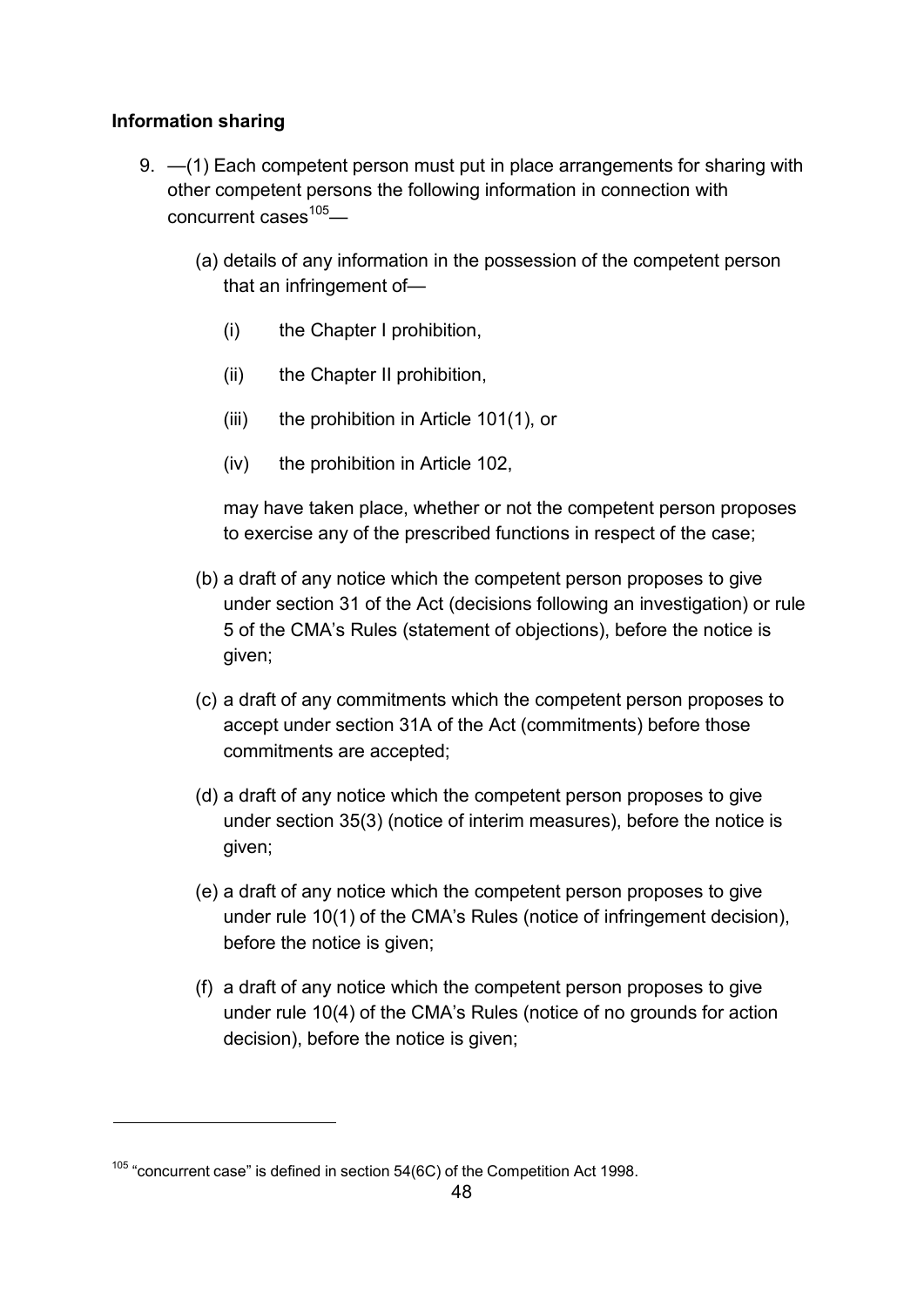**Information sharing**

9. —(1) Each competent person must put in place arrangements for sharing with other competent persons the following information in connection with concurrent cases[105]—

   (a) details of any information in the possession of the competent person that an infringement of—

      (i) the Chapter I prohibition,

      (ii) the Chapter II prohibition,

      (iii) the prohibition in Article 101(1), or

      (iv) the prohibition in Article 102,

   may have taken place, whether or not the competent person proposes to exercise any of the prescribed functions in respect of the case;

   (b) a draft of any notice which the competent person proposes to give under section 31 of the Act (decisions following an investigation) or rule 5 of the CMA's Rules (statement of objections), before the notice is given;

   (c) a draft of any commitments which the competent person proposes to accept under section 31A of the Act (commitments) before those commitments are accepted;

   (d) a draft of any notice which the competent person proposes to give under section 35(3) (notice of interim measures), before the notice is given;

   (e) a draft of any notice which the competent person proposes to give under rule 10(1) of the CMA's Rules (notice of infringement decision), before the notice is given;

   (f) a draft of any notice which the competent person proposes to give under rule 10(4) of the CMA's Rules (notice of no grounds for action decision), before the notice is given;

[105] "concurrent case" is defined in section 54(6C) of the Competition Act 1998.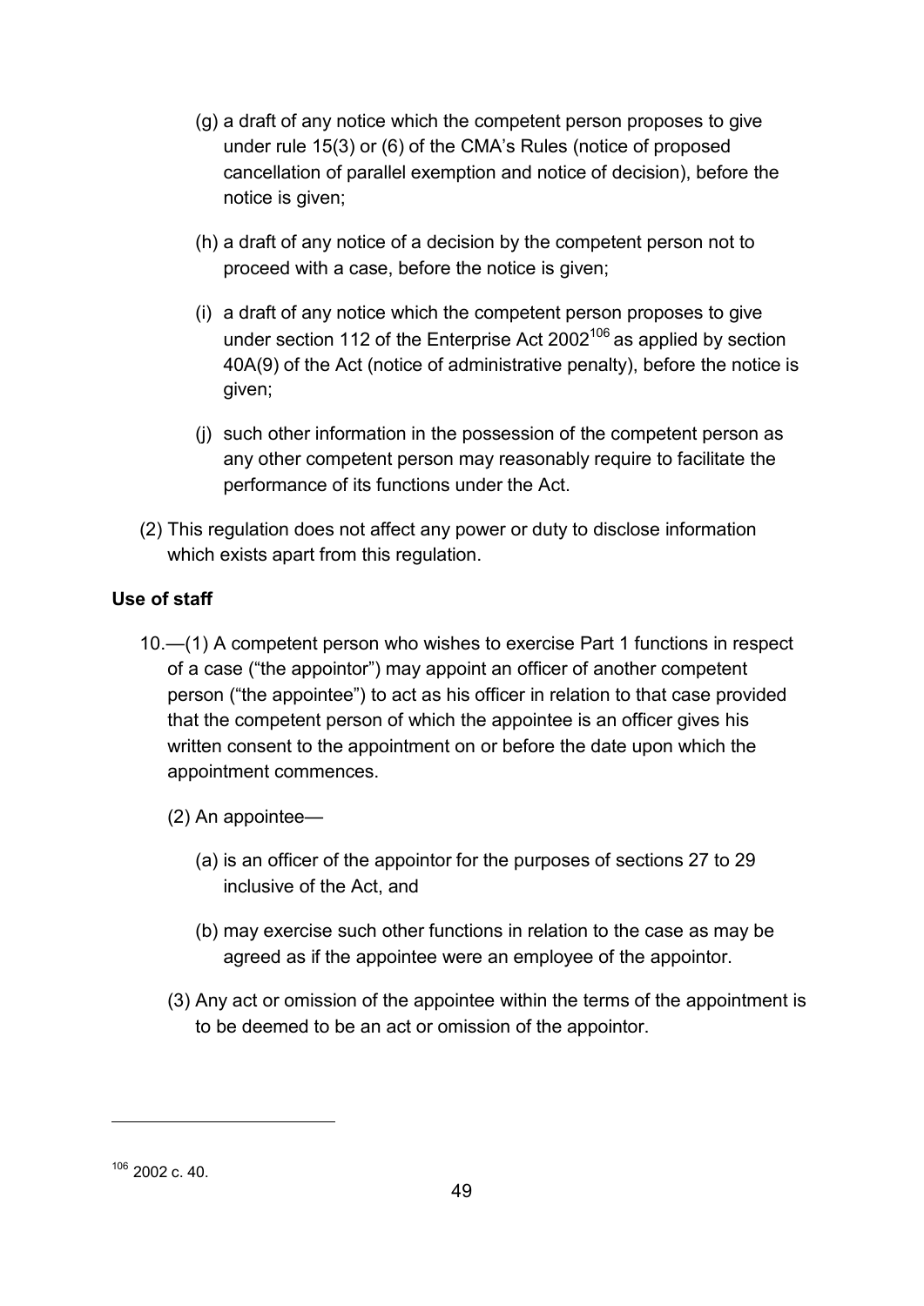(g) a draft of any notice which the competent person proposes to give under rule 15(3) or (6) of the CMA's Rules (notice of proposed cancellation of parallel exemption and notice of decision), before the notice is given;

(h) a draft of any notice of a decision by the competent person not to proceed with a case, before the notice is given;

(i) a draft of any notice which the competent person proposes to give under section 112 of the Enterprise Act 2002[106] as applied by section 40A(9) of the Act (notice of administrative penalty), before the notice is given;

(j) such other information in the possession of the competent person as any other competent person may reasonably require to facilitate the performance of its functions under the Act.

(2) This regulation does not affect any power or duty to disclose information which exists apart from this regulation.

**Use of staff**

10.—(1) A competent person who wishes to exercise Part 1 functions in respect of a case ("the appointor") may appoint an officer of another competent person ("the appointee") to act as his officer in relation to that case provided that the competent person of which the appointee is an officer gives his written consent to the appointment on or before the date upon which the appointment commences.

(2) An appointee—

(a) is an officer of the appointor for the purposes of sections 27 to 29 inclusive of the Act, and

(b) may exercise such other functions in relation to the case as may be agreed as if the appointee were an employee of the appointor.

(3) Any act or omission of the appointee within the terms of the appointment is to be deemed to be an act or omission of the appointor.

---

[106] 2002 c. 40.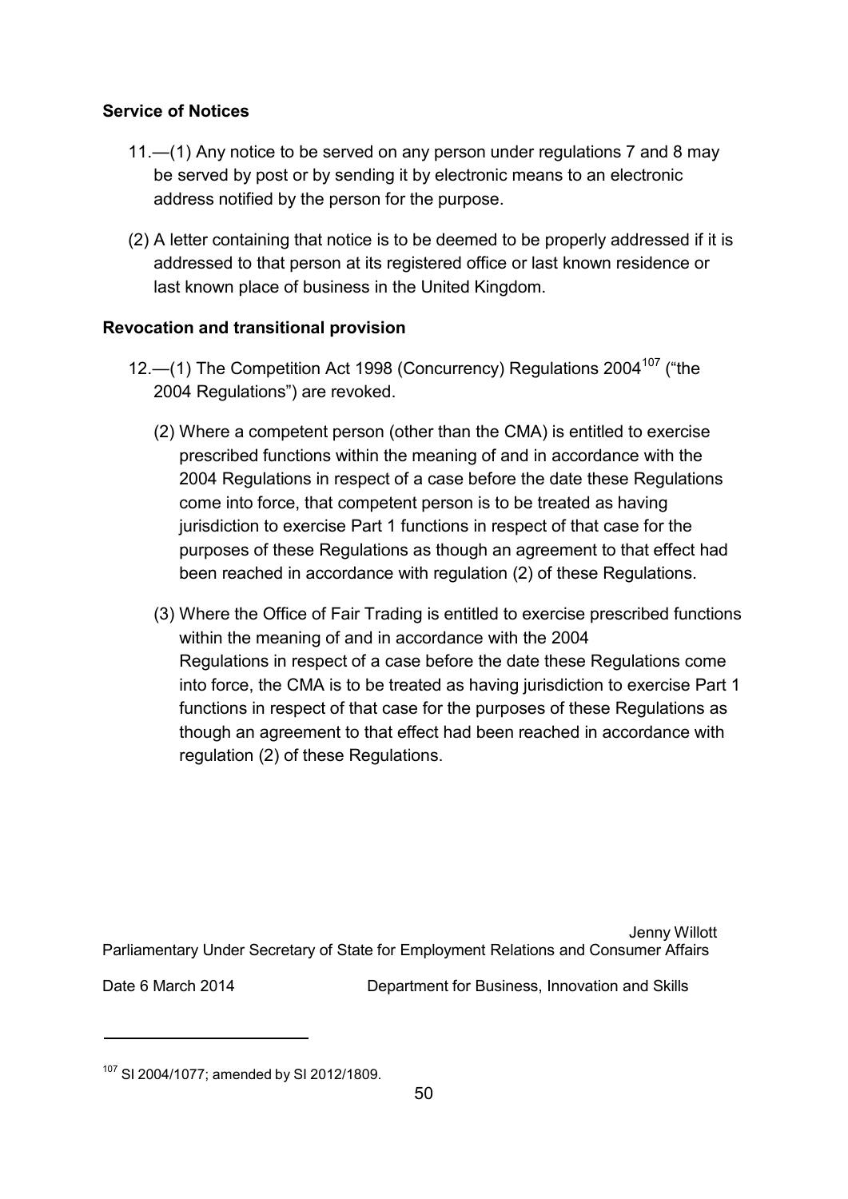**Service of Notices**

11.—(1) Any notice to be served on any person under regulations 7 and 8 may be served by post or by sending it by electronic means to an electronic address notified by the person for the purpose.

(2) A letter containing that notice is to be deemed to be properly addressed if it is addressed to that person at its registered office or last known residence or last known place of business in the United Kingdom.

**Revocation and transitional provision**

12.—(1) The Competition Act 1998 (Concurrency) Regulations 2004[107] ("the 2004 Regulations") are revoked.

(2) Where a competent person (other than the CMA) is entitled to exercise prescribed functions within the meaning of and in accordance with the 2004 Regulations in respect of a case before the date these Regulations come into force, that competent person is to be treated as having jurisdiction to exercise Part 1 functions in respect of that case for the purposes of these Regulations as though an agreement to that effect had been reached in accordance with regulation (2) of these Regulations.

(3) Where the Office of Fair Trading is entitled to exercise prescribed functions within the meaning of and in accordance with the 2004 Regulations in respect of a case before the date these Regulations come into force, the CMA is to be treated as having jurisdiction to exercise Part 1 functions in respect of that case for the purposes of these Regulations as though an agreement to that effect had been reached in accordance with regulation (2) of these Regulations.

Jenny Willott
Parliamentary Under Secretary of State for Employment Relations and Consumer Affairs

Date 6 March 2014 Department for Business, Innovation and Skills

---

[107] SI 2004/1077; amended by SI 2012/1809.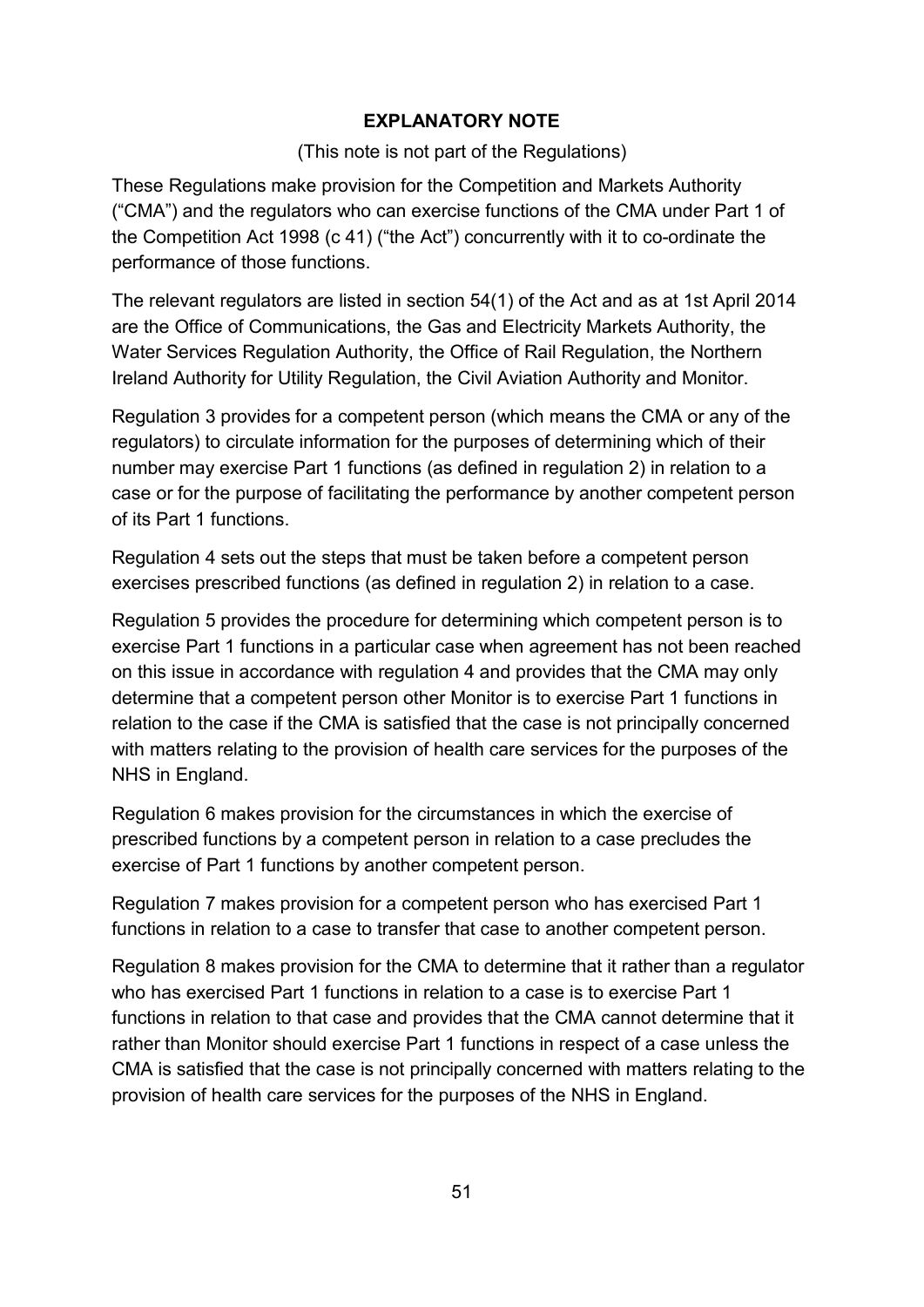**EXPLANATORY NOTE**

(This note is not part of the Regulations)

These Regulations make provision for the Competition and Markets Authority ("CMA") and the regulators who can exercise functions of the CMA under Part 1 of the Competition Act 1998 (c 41) ("the Act") concurrently with it to co-ordinate the performance of those functions.

The relevant regulators are listed in section 54(1) of the Act and as at 1st April 2014 are the Office of Communications, the Gas and Electricity Markets Authority, the Water Services Regulation Authority, the Office of Rail Regulation, the Northern Ireland Authority for Utility Regulation, the Civil Aviation Authority and Monitor.

Regulation 3 provides for a competent person (which means the CMA or any of the regulators) to circulate information for the purposes of determining which of their number may exercise Part 1 functions (as defined in regulation 2) in relation to a case or for the purpose of facilitating the performance by another competent person of its Part 1 functions.

Regulation 4 sets out the steps that must be taken before a competent person exercises prescribed functions (as defined in regulation 2) in relation to a case.

Regulation 5 provides the procedure for determining which competent person is to exercise Part 1 functions in a particular case when agreement has not been reached on this issue in accordance with regulation 4 and provides that the CMA may only determine that a competent person other Monitor is to exercise Part 1 functions in relation to the case if the CMA is satisfied that the case is not principally concerned with matters relating to the provision of health care services for the purposes of the NHS in England.

Regulation 6 makes provision for the circumstances in which the exercise of prescribed functions by a competent person in relation to a case precludes the exercise of Part 1 functions by another competent person.

Regulation 7 makes provision for a competent person who has exercised Part 1 functions in relation to a case to transfer that case to another competent person.

Regulation 8 makes provision for the CMA to determine that it rather than a regulator who has exercised Part 1 functions in relation to a case is to exercise Part 1 functions in relation to that case and provides that the CMA cannot determine that it rather than Monitor should exercise Part 1 functions in respect of a case unless the CMA is satisfied that the case is not principally concerned with matters relating to the provision of health care services for the purposes of the NHS in England.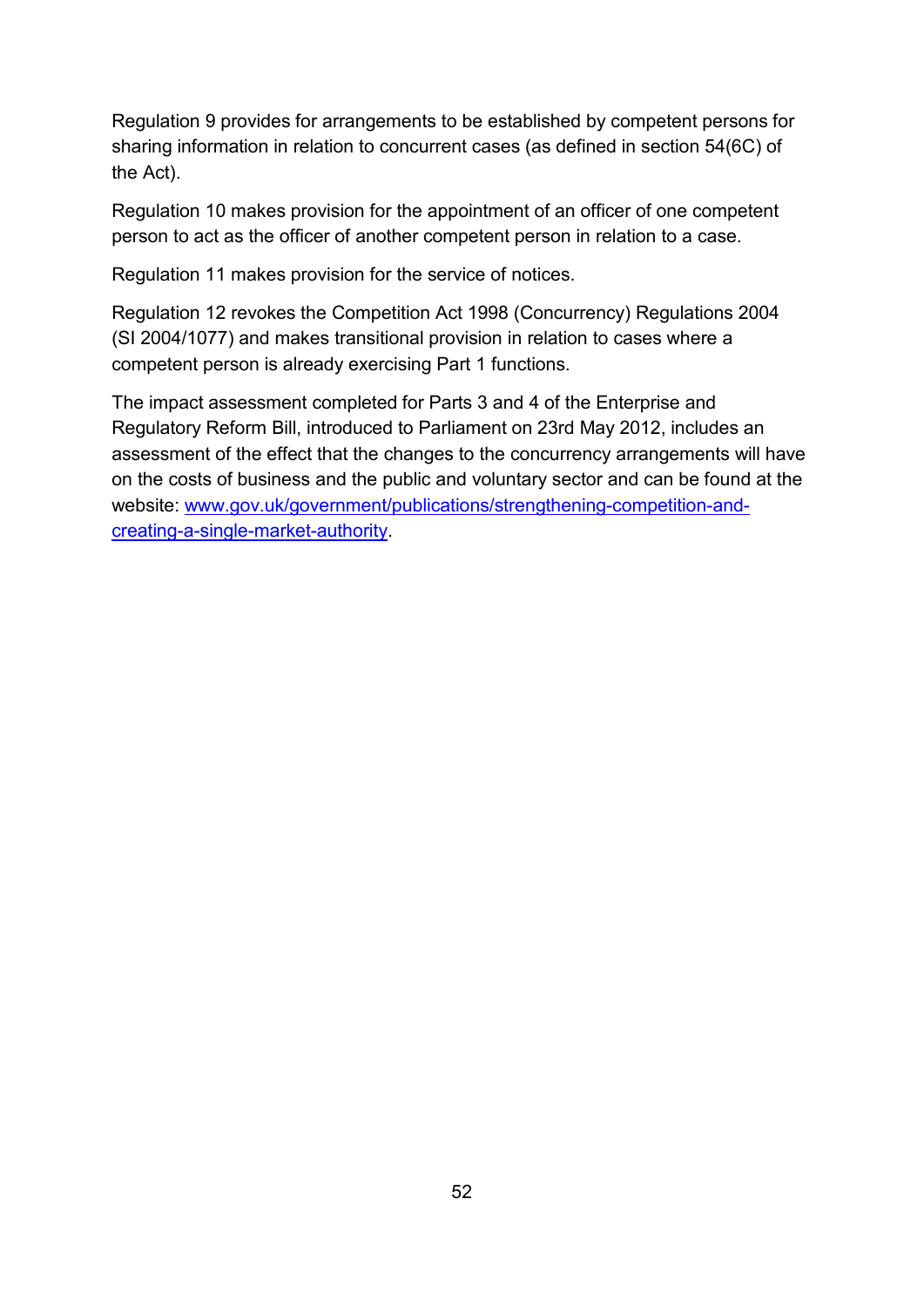Regulation 9 provides for arrangements to be established by competent persons for sharing information in relation to concurrent cases (as defined in section 54(6C) of the Act).

Regulation 10 makes provision for the appointment of an officer of one competent person to act as the officer of another competent person in relation to a case.

Regulation 11 makes provision for the service of notices.

Regulation 12 revokes the Competition Act 1998 (Concurrency) Regulations 2004 (SI 2004/1077) and makes transitional provision in relation to cases where a competent person is already exercising Part 1 functions.

The impact assessment completed for Parts 3 and 4 of the Enterprise and Regulatory Reform Bill, introduced to Parliament on 23rd May 2012, includes an assessment of the effect that the changes to the concurrency arrangements will have on the costs of business and the public and voluntary sector and can be found at the website: [www.gov.uk/government/publications/strengthening-competition-and-creating-a-single-market-authority](http://www.gov.uk/government/publications/strengthening-competition-and-creating-a-single-market-authority).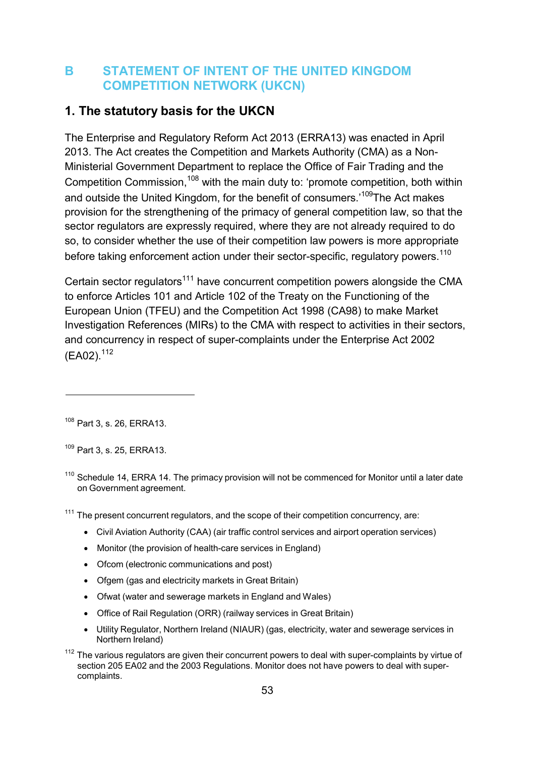## B STATEMENT OF INTENT OF THE UNITED KINGDOM COMPETITION NETWORK (UKCN)

### 1. The statutory basis for the UKCN

The Enterprise and Regulatory Reform Act 2013 (ERRA13) was enacted in April 2013. The Act creates the Competition and Markets Authority (CMA) as a Non-Ministerial Government Department to replace the Office of Fair Trading and the Competition Commission,[108] with the main duty to: 'promote competition, both within and outside the United Kingdom, for the benefit of consumers.'[109]The Act makes provision for the strengthening of the primacy of general competition law, so that the sector regulators are expressly required, where they are not already required to do so, to consider whether the use of their competition law powers is more appropriate before taking enforcement action under their sector-specific, regulatory powers.[110]

Certain sector regulators[111] have concurrent competition powers alongside the CMA to enforce Articles 101 and Article 102 of the Treaty on the Functioning of the European Union (TFEU) and the Competition Act 1998 (CA98) to make Market Investigation References (MIRs) to the CMA with respect to activities in their sectors, and concurrency in respect of super-complaints under the Enterprise Act 2002 (EA02).[112]

---

[108] Part 3, s. 26, ERRA13.

[109] Part 3, s. 25, ERRA13.

[110] Schedule 14, ERRA 14. The primacy provision will not be commenced for Monitor until a later date on Government agreement.

[111] The present concurrent regulators, and the scope of their competition concurrency, are:

- Civil Aviation Authority (CAA) (air traffic control services and airport operation services)
- Monitor (the provision of health-care services in England)
- Ofcom (electronic communications and post)
- Ofgem (gas and electricity markets in Great Britain)
- Ofwat (water and sewerage markets in England and Wales)
- Office of Rail Regulation (ORR) (railway services in Great Britain)
- Utility Regulator, Northern Ireland (NIAUR) (gas, electricity, water and sewerage services in Northern Ireland)

[112] The various regulators are given their concurrent powers to deal with super-complaints by virtue of section 205 EA02 and the 2003 Regulations. Monitor does not have powers to deal with super-complaints.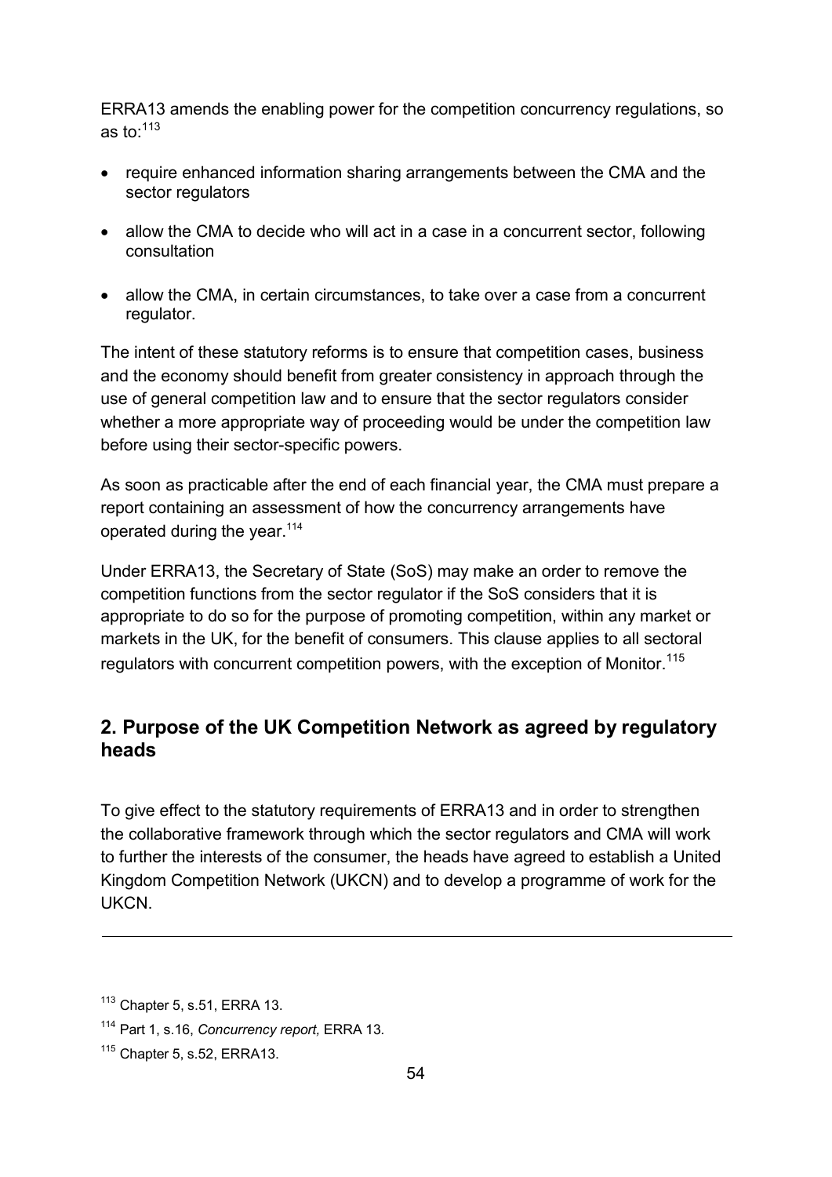ERRA13 amends the enabling power for the competition concurrency regulations, so as to:[113]

- require enhanced information sharing arrangements between the CMA and the sector regulators
- allow the CMA to decide who will act in a case in a concurrent sector, following consultation
- allow the CMA, in certain circumstances, to take over a case from a concurrent regulator.

The intent of these statutory reforms is to ensure that competition cases, business and the economy should benefit from greater consistency in approach through the use of general competition law and to ensure that the sector regulators consider whether a more appropriate way of proceeding would be under the competition law before using their sector-specific powers.

As soon as practicable after the end of each financial year, the CMA must prepare a report containing an assessment of how the concurrency arrangements have operated during the year.[114]

Under ERRA13, the Secretary of State (SoS) may make an order to remove the competition functions from the sector regulator if the SoS considers that it is appropriate to do so for the purpose of promoting competition, within any market or markets in the UK, for the benefit of consumers. This clause applies to all sectoral regulators with concurrent competition powers, with the exception of Monitor.[115]

## 2. Purpose of the UK Competition Network as agreed by regulatory heads

To give effect to the statutory requirements of ERRA13 and in order to strengthen the collaborative framework through which the sector regulators and CMA will work to further the interests of the consumer, the heads have agreed to establish a United Kingdom Competition Network (UKCN) and to develop a programme of work for the UKCN.

---

[113] Chapter 5, s.51, ERRA 13.

[114] Part 1, s.16, *Concurrency report,* ERRA 13.

[115] Chapter 5, s.52, ERRA13.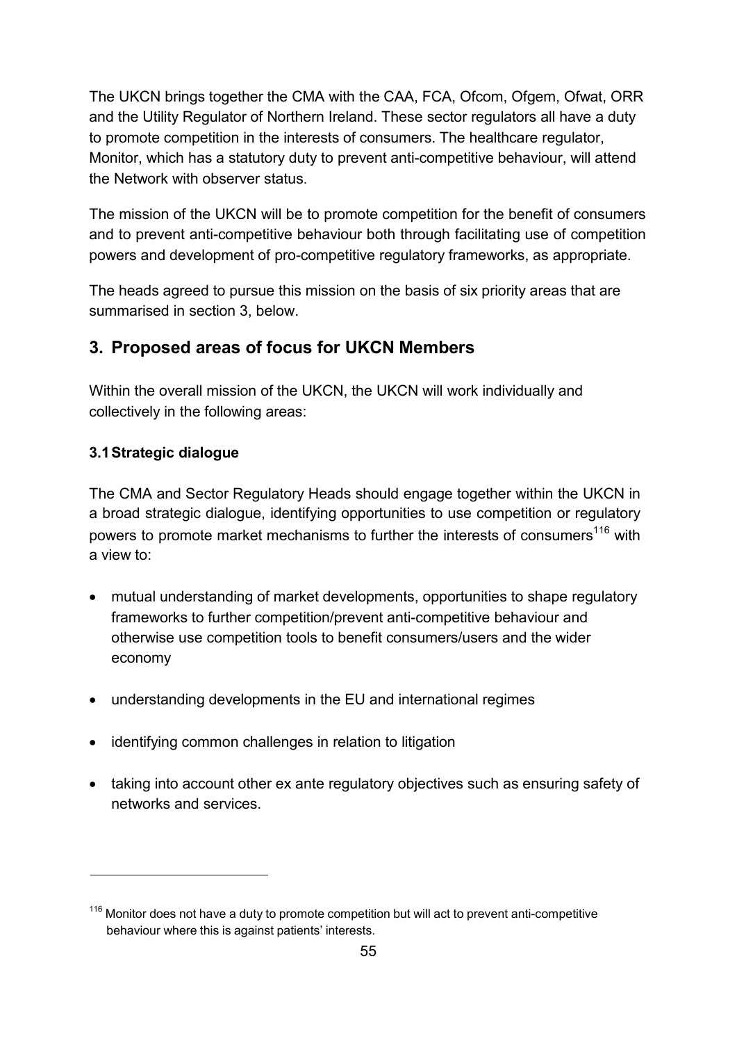The UKCN brings together the CMA with the CAA, FCA, Ofcom, Ofgem, Ofwat, ORR and the Utility Regulator of Northern Ireland. These sector regulators all have a duty to promote competition in the interests of consumers. The healthcare regulator, Monitor, which has a statutory duty to prevent anti-competitive behaviour, will attend the Network with observer status.

The mission of the UKCN will be to promote competition for the benefit of consumers and to prevent anti-competitive behaviour both through facilitating use of competition powers and development of pro-competitive regulatory frameworks, as appropriate.

The heads agreed to pursue this mission on the basis of six priority areas that are summarised in section 3, below.

## 3. Proposed areas of focus for UKCN Members

Within the overall mission of the UKCN, the UKCN will work individually and collectively in the following areas:

### 3.1 Strategic dialogue

The CMA and Sector Regulatory Heads should engage together within the UKCN in a broad strategic dialogue, identifying opportunities to use competition or regulatory powers to promote market mechanisms to further the interests of consumers[116] with a view to:

- mutual understanding of market developments, opportunities to shape regulatory frameworks to further competition/prevent anti-competitive behaviour and otherwise use competition tools to benefit consumers/users and the wider economy
- understanding developments in the EU and international regimes
- identifying common challenges in relation to litigation
- taking into account other ex ante regulatory objectives such as ensuring safety of networks and services.

[116] Monitor does not have a duty to promote competition but will act to prevent anti-competitive behaviour where this is against patients' interests.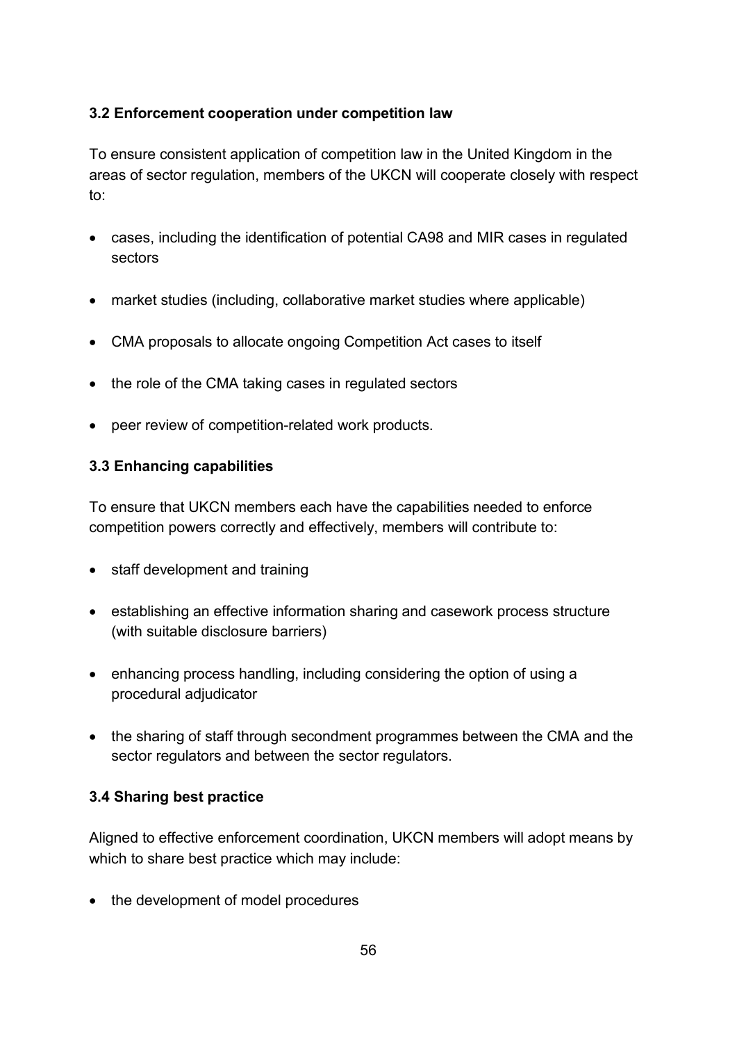### 3.2 Enforcement cooperation under competition law

To ensure consistent application of competition law in the United Kingdom in the areas of sector regulation, members of the UKCN will cooperate closely with respect to:

- cases, including the identification of potential CA98 and MIR cases in regulated sectors
- market studies (including, collaborative market studies where applicable)
- CMA proposals to allocate ongoing Competition Act cases to itself
- the role of the CMA taking cases in regulated sectors
- peer review of competition-related work products.

### 3.3 Enhancing capabilities

To ensure that UKCN members each have the capabilities needed to enforce competition powers correctly and effectively, members will contribute to:

- staff development and training
- establishing an effective information sharing and casework process structure (with suitable disclosure barriers)
- enhancing process handling, including considering the option of using a procedural adjudicator
- the sharing of staff through secondment programmes between the CMA and the sector regulators and between the sector regulators.

### 3.4 Sharing best practice

Aligned to effective enforcement coordination, UKCN members will adopt means by which to share best practice which may include:

- the development of model procedures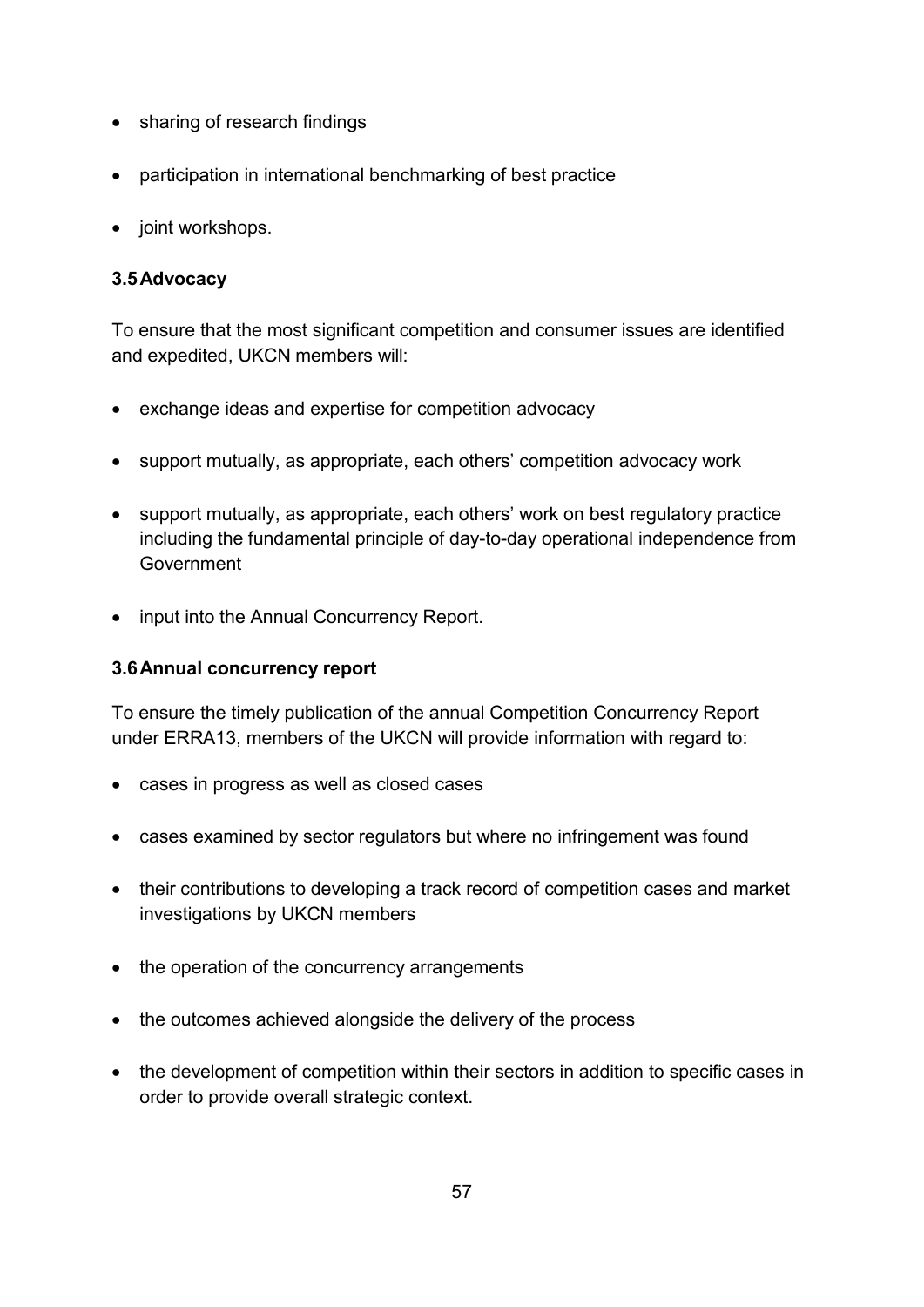- sharing of research findings
- participation in international benchmarking of best practice
- joint workshops.

### 3.5 Advocacy

To ensure that the most significant competition and consumer issues are identified and expedited, UKCN members will:

- exchange ideas and expertise for competition advocacy
- support mutually, as appropriate, each others' competition advocacy work
- support mutually, as appropriate, each others' work on best regulatory practice including the fundamental principle of day-to-day operational independence from Government
- input into the Annual Concurrency Report.

### 3.6 Annual concurrency report

To ensure the timely publication of the annual Competition Concurrency Report under ERRA13, members of the UKCN will provide information with regard to:

- cases in progress as well as closed cases
- cases examined by sector regulators but where no infringement was found
- their contributions to developing a track record of competition cases and market investigations by UKCN members
- the operation of the concurrency arrangements
- the outcomes achieved alongside the delivery of the process
- the development of competition within their sectors in addition to specific cases in order to provide overall strategic context.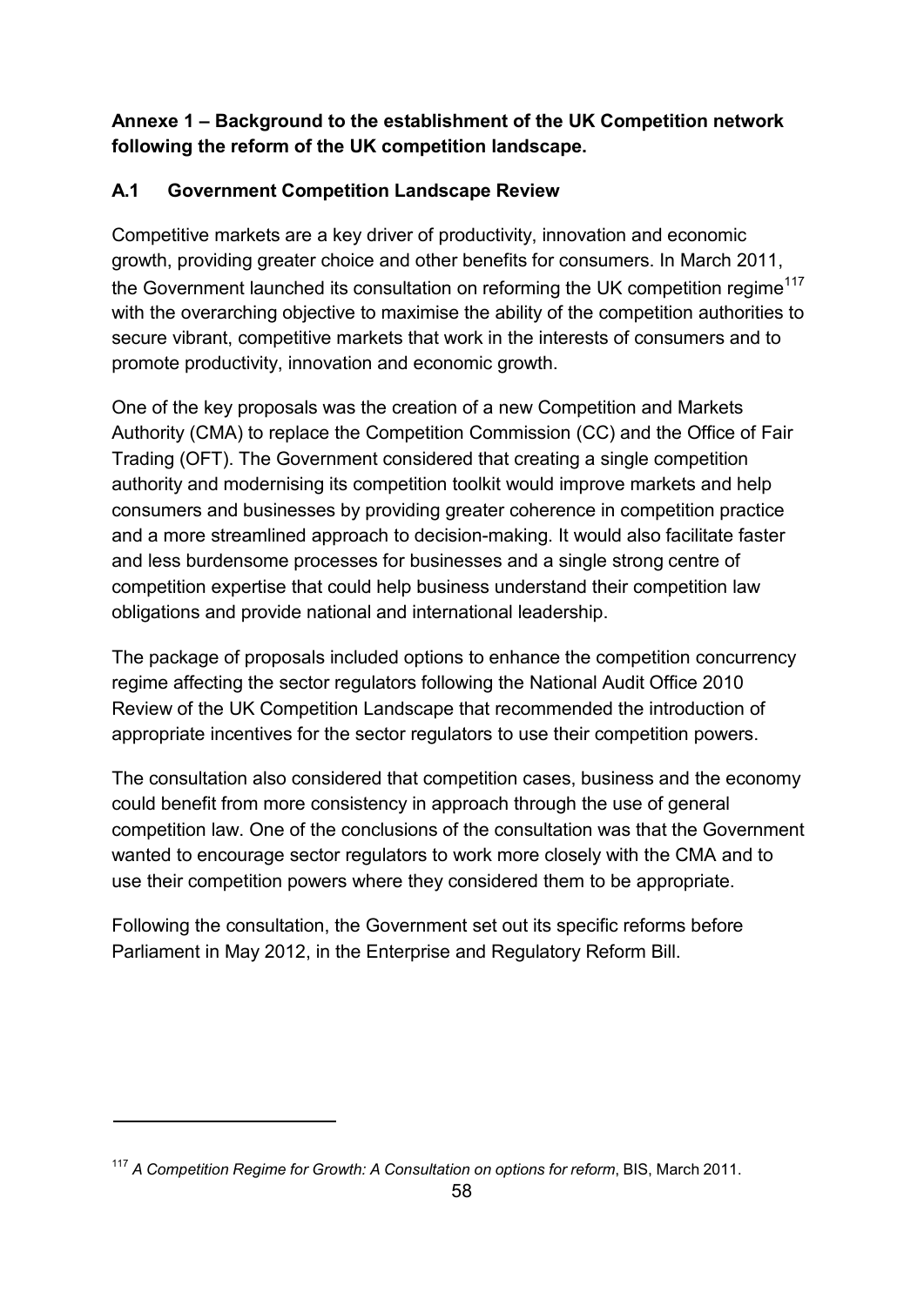**Annexe 1 – Background to the establishment of the UK Competition network following the reform of the UK competition landscape.**

**A.1 Government Competition Landscape Review**

Competitive markets are a key driver of productivity, innovation and economic growth, providing greater choice and other benefits for consumers. In March 2011, the Government launched its consultation on reforming the UK competition regime[117] with the overarching objective to maximise the ability of the competition authorities to secure vibrant, competitive markets that work in the interests of consumers and to promote productivity, innovation and economic growth.

One of the key proposals was the creation of a new Competition and Markets Authority (CMA) to replace the Competition Commission (CC) and the Office of Fair Trading (OFT). The Government considered that creating a single competition authority and modernising its competition toolkit would improve markets and help consumers and businesses by providing greater coherence in competition practice and a more streamlined approach to decision-making. It would also facilitate faster and less burdensome processes for businesses and a single strong centre of competition expertise that could help business understand their competition law obligations and provide national and international leadership.

The package of proposals included options to enhance the competition concurrency regime affecting the sector regulators following the National Audit Office 2010 Review of the UK Competition Landscape that recommended the introduction of appropriate incentives for the sector regulators to use their competition powers.

The consultation also considered that competition cases, business and the economy could benefit from more consistency in approach through the use of general competition law. One of the conclusions of the consultation was that the Government wanted to encourage sector regulators to work more closely with the CMA and to use their competition powers where they considered them to be appropriate.

Following the consultation, the Government set out its specific reforms before Parliament in May 2012, in the Enterprise and Regulatory Reform Bill.

---

[117] *A Competition Regime for Growth: A Consultation on options for reform*, BIS, March 2011.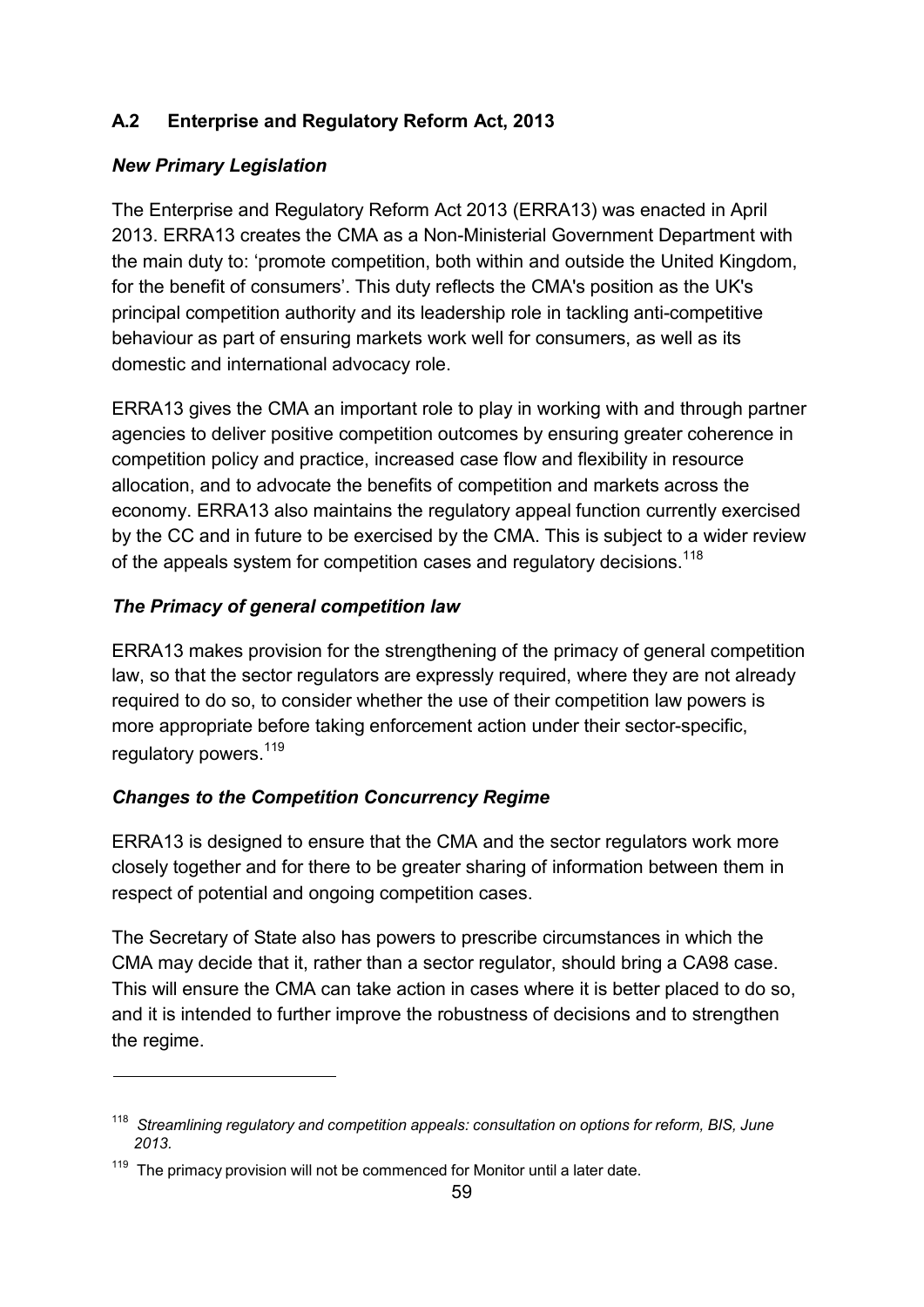## A.2 Enterprise and Regulatory Reform Act, 2013

### *New Primary Legislation*

The Enterprise and Regulatory Reform Act 2013 (ERRA13) was enacted in April 2013. ERRA13 creates the CMA as a Non-Ministerial Government Department with the main duty to: 'promote competition, both within and outside the United Kingdom, for the benefit of consumers'. This duty reflects the CMA's position as the UK's principal competition authority and its leadership role in tackling anti-competitive behaviour as part of ensuring markets work well for consumers, as well as its domestic and international advocacy role.

ERRA13 gives the CMA an important role to play in working with and through partner agencies to deliver positive competition outcomes by ensuring greater coherence in competition policy and practice, increased case flow and flexibility in resource allocation, and to advocate the benefits of competition and markets across the economy. ERRA13 also maintains the regulatory appeal function currently exercised by the CC and in future to be exercised by the CMA. This is subject to a wider review of the appeals system for competition cases and regulatory decisions.[118]

### *The Primacy of general competition law*

ERRA13 makes provision for the strengthening of the primacy of general competition law, so that the sector regulators are expressly required, where they are not already required to do so, to consider whether the use of their competition law powers is more appropriate before taking enforcement action under their sector-specific, regulatory powers.[119]

### *Changes to the Competition Concurrency Regime*

ERRA13 is designed to ensure that the CMA and the sector regulators work more closely together and for there to be greater sharing of information between them in respect of potential and ongoing competition cases.

The Secretary of State also has powers to prescribe circumstances in which the CMA may decide that it, rather than a sector regulator, should bring a CA98 case. This will ensure the CMA can take action in cases where it is better placed to do so, and it is intended to further improve the robustness of decisions and to strengthen the regime.

---

[118] *Streamlining regulatory and competition appeals: consultation on options for reform, BIS, June 2013.*

[119] The primacy provision will not be commenced for Monitor until a later date.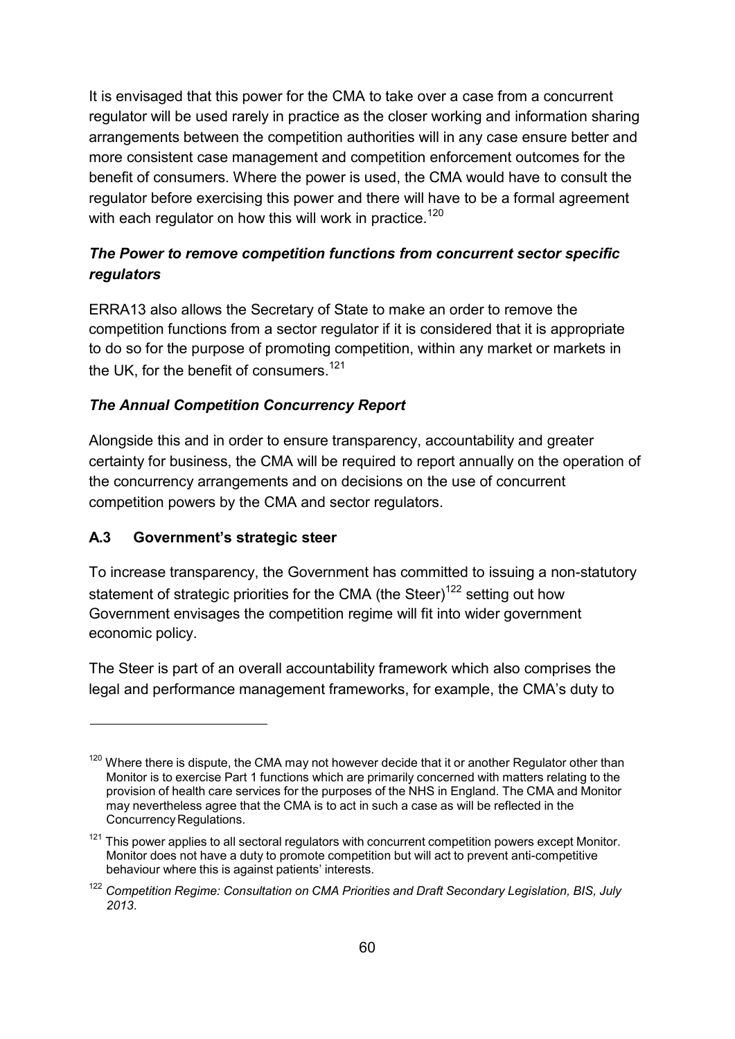It is envisaged that this power for the CMA to take over a case from a concurrent regulator will be used rarely in practice as the closer working and information sharing arrangements between the competition authorities will in any case ensure better and more consistent case management and competition enforcement outcomes for the benefit of consumers. Where the power is used, the CMA would have to consult the regulator before exercising this power and there will have to be a formal agreement with each regulator on how this will work in practice.[120]

### *The Power to remove competition functions from concurrent sector specific regulators*

ERRA13 also allows the Secretary of State to make an order to remove the competition functions from a sector regulator if it is considered that it is appropriate to do so for the purpose of promoting competition, within any market or markets in the UK, for the benefit of consumers.[121]

### *The Annual Competition Concurrency Report*

Alongside this and in order to ensure transparency, accountability and greater certainty for business, the CMA will be required to report annually on the operation of the concurrency arrangements and on decisions on the use of concurrent competition powers by the CMA and sector regulators.

## A.3 Government's strategic steer

To increase transparency, the Government has committed to issuing a non-statutory statement of strategic priorities for the CMA (the Steer)[122] setting out how Government envisages the competition regime will fit into wider government economic policy.

The Steer is part of an overall accountability framework which also comprises the legal and performance management frameworks, for example, the CMA's duty to

---

[120] Where there is dispute, the CMA may not however decide that it or another Regulator other than Monitor is to exercise Part 1 functions which are primarily concerned with matters relating to the provision of health care services for the purposes of the NHS in England. The CMA and Monitor may nevertheless agree that the CMA is to act in such a case as will be reflected in the Concurrency Regulations.

[121] This power applies to all sectoral regulators with concurrent competition powers except Monitor. Monitor does not have a duty to promote competition but will act to prevent anti-competitive behaviour where this is against patients' interests.

[122] *Competition Regime: Consultation on CMA Priorities and Draft Secondary Legislation, BIS, July 2013*.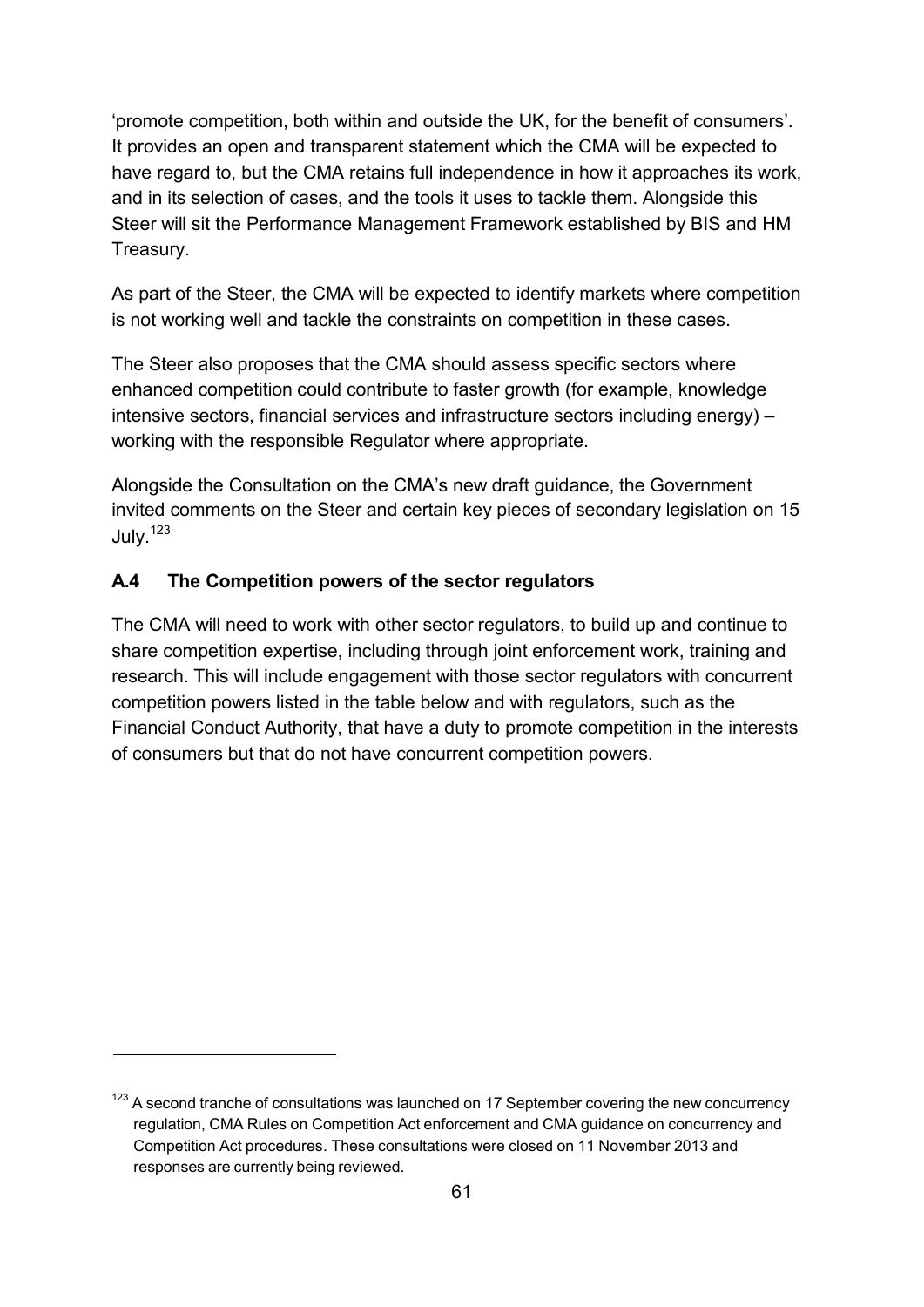'promote competition, both within and outside the UK, for the benefit of consumers'. It provides an open and transparent statement which the CMA will be expected to have regard to, but the CMA retains full independence in how it approaches its work, and in its selection of cases, and the tools it uses to tackle them. Alongside this Steer will sit the Performance Management Framework established by BIS and HM Treasury.

As part of the Steer, the CMA will be expected to identify markets where competition is not working well and tackle the constraints on competition in these cases.

The Steer also proposes that the CMA should assess specific sectors where enhanced competition could contribute to faster growth (for example, knowledge intensive sectors, financial services and infrastructure sectors including energy) – working with the responsible Regulator where appropriate.

Alongside the Consultation on the CMA's new draft guidance, the Government invited comments on the Steer and certain key pieces of secondary legislation on 15 July.[123]

### A.4 The Competition powers of the sector regulators

The CMA will need to work with other sector regulators, to build up and continue to share competition expertise, including through joint enforcement work, training and research. This will include engagement with those sector regulators with concurrent competition powers listed in the table below and with regulators, such as the Financial Conduct Authority, that have a duty to promote competition in the interests of consumers but that do not have concurrent competition powers.

---

[123] A second tranche of consultations was launched on 17 September covering the new concurrency regulation, CMA Rules on Competition Act enforcement and CMA guidance on concurrency and Competition Act procedures. These consultations were closed on 11 November 2013 and responses are currently being reviewed.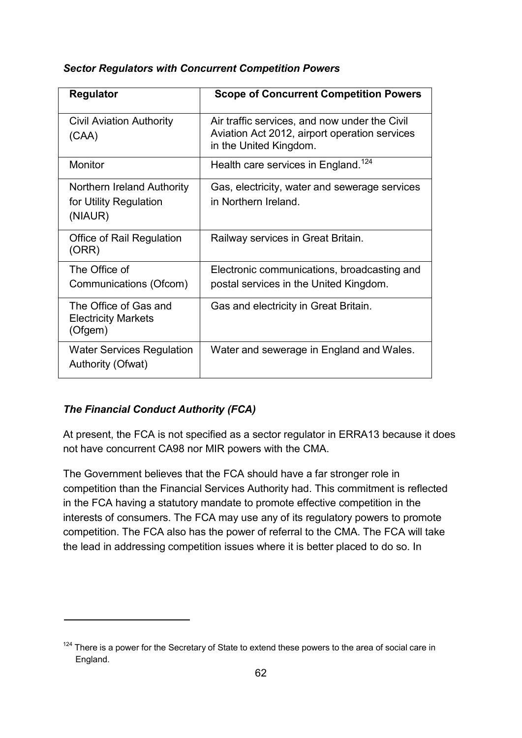***Sector Regulators with Concurrent Competition Powers***

| Regulator | Scope of Concurrent Competition Powers |
|---|---|
| Civil Aviation Authority (CAA) | Air traffic services, and now under the Civil Aviation Act 2012, airport operation services in the United Kingdom. |
| Monitor | Health care services in England.[124] |
| Northern Ireland Authority for Utility Regulation (NIAUR) | Gas, electricity, water and sewerage services in Northern Ireland. |
| Office of Rail Regulation (ORR) | Railway services in Great Britain. |
| The Office of Communications (Ofcom) | Electronic communications, broadcasting and postal services in the United Kingdom. |
| The Office of Gas and Electricity Markets (Ofgem) | Gas and electricity in Great Britain. |
| Water Services Regulation Authority (Ofwat) | Water and sewerage in England and Wales. |

***The Financial Conduct Authority (FCA)***

At present, the FCA is not specified as a sector regulator in ERRA13 because it does not have concurrent CA98 nor MIR powers with the CMA.

The Government believes that the FCA should have a far stronger role in competition than the Financial Services Authority had. This commitment is reflected in the FCA having a statutory mandate to promote effective competition in the interests of consumers. The FCA may use any of its regulatory powers to promote competition. The FCA also has the power of referral to the CMA. The FCA will take the lead in addressing competition issues where it is better placed to do so. In

[124] There is a power for the Secretary of State to extend these powers to the area of social care in England.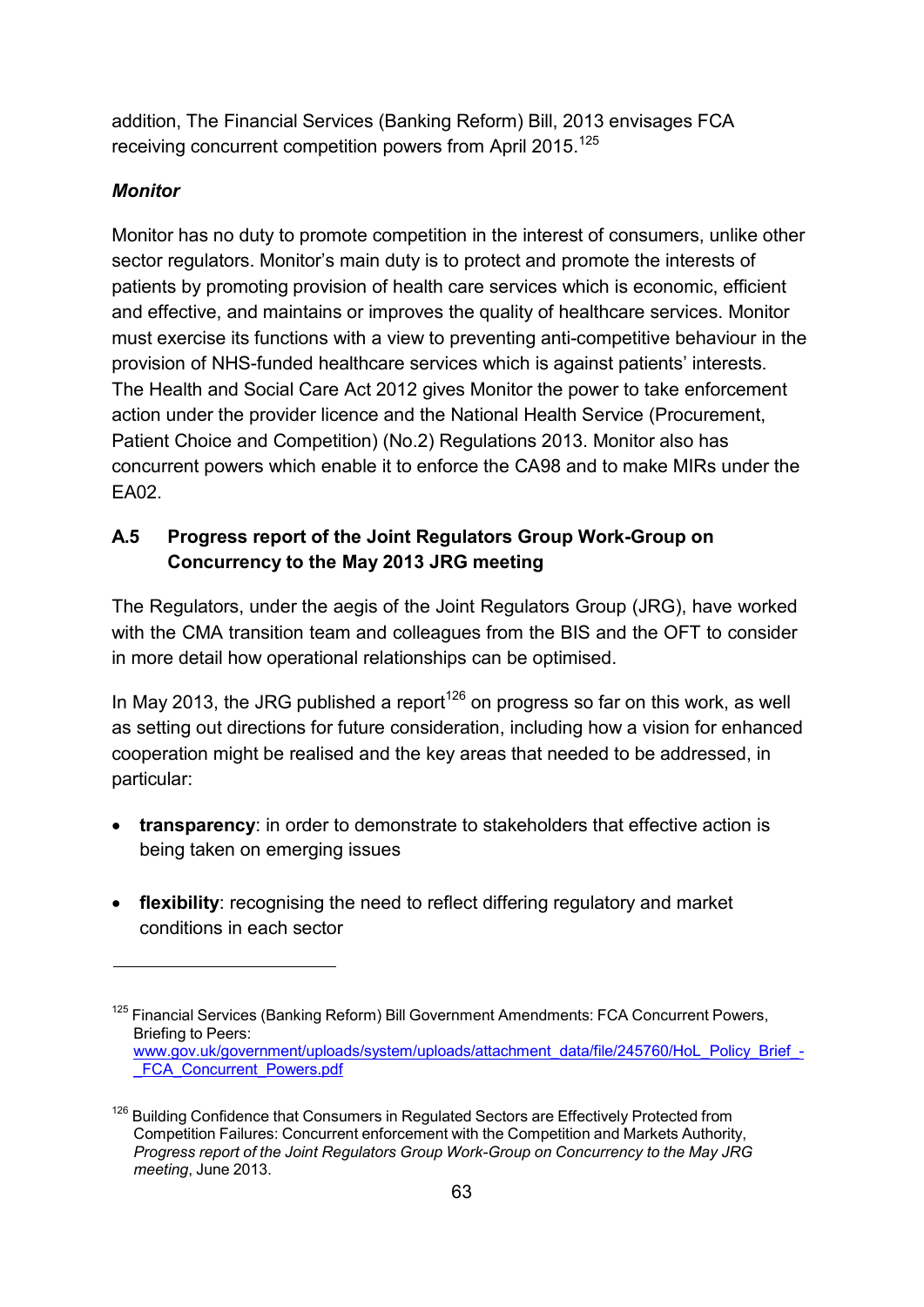addition, The Financial Services (Banking Reform) Bill, 2013 envisages FCA receiving concurrent competition powers from April 2015.[125]

***Monitor***

Monitor has no duty to promote competition in the interest of consumers, unlike other sector regulators. Monitor's main duty is to protect and promote the interests of patients by promoting provision of health care services which is economic, efficient and effective, and maintains or improves the quality of healthcare services. Monitor must exercise its functions with a view to preventing anti-competitive behaviour in the provision of NHS-funded healthcare services which is against patients' interests. The Health and Social Care Act 2012 gives Monitor the power to take enforcement action under the provider licence and the National Health Service (Procurement, Patient Choice and Competition) (No.2) Regulations 2013. Monitor also has concurrent powers which enable it to enforce the CA98 and to make MIRs under the EA02.

### A.5 Progress report of the Joint Regulators Group Work-Group on Concurrency to the May 2013 JRG meeting

The Regulators, under the aegis of the Joint Regulators Group (JRG), have worked with the CMA transition team and colleagues from the BIS and the OFT to consider in more detail how operational relationships can be optimised.

In May 2013, the JRG published a report[126] on progress so far on this work, as well as setting out directions for future consideration, including how a vision for enhanced cooperation might be realised and the key areas that needed to be addressed, in particular:

- **transparency**: in order to demonstrate to stakeholders that effective action is being taken on emerging issues
- **flexibility**: recognising the need to reflect differing regulatory and market conditions in each sector

---

[125] Financial Services (Banking Reform) Bill Government Amendments: FCA Concurrent Powers, Briefing to Peers: www.gov.uk/government/uploads/system/uploads/attachment_data/file/245760/HoL_Policy_Brief_-_FCA_Concurrent_Powers.pdf

[126] Building Confidence that Consumers in Regulated Sectors are Effectively Protected from Competition Failures: Concurrent enforcement with the Competition and Markets Authority, *Progress report of the Joint Regulators Group Work-Group on Concurrency to the May JRG meeting*, June 2013.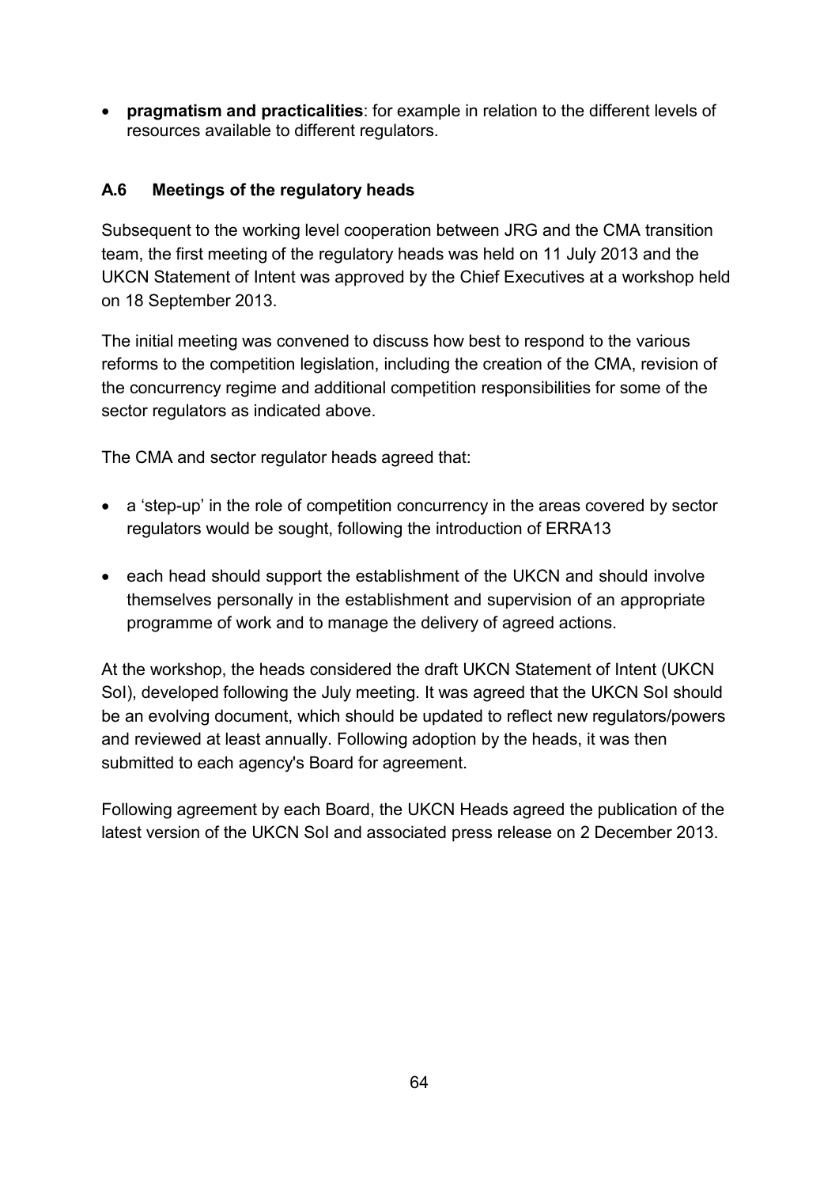- **pragmatism and practicalities**: for example in relation to the different levels of resources available to different regulators.

### A.6 Meetings of the regulatory heads

Subsequent to the working level cooperation between JRG and the CMA transition team, the first meeting of the regulatory heads was held on 11 July 2013 and the UKCN Statement of Intent was approved by the Chief Executives at a workshop held on 18 September 2013.

The initial meeting was convened to discuss how best to respond to the various reforms to the competition legislation, including the creation of the CMA, revision of the concurrency regime and additional competition responsibilities for some of the sector regulators as indicated above.

The CMA and sector regulator heads agreed that:

- a 'step-up' in the role of competition concurrency in the areas covered by sector regulators would be sought, following the introduction of ERRA13
- each head should support the establishment of the UKCN and should involve themselves personally in the establishment and supervision of an appropriate programme of work and to manage the delivery of agreed actions.

At the workshop, the heads considered the draft UKCN Statement of Intent (UKCN SoI), developed following the July meeting. It was agreed that the UKCN SoI should be an evolving document, which should be updated to reflect new regulators/powers and reviewed at least annually. Following adoption by the heads, it was then submitted to each agency's Board for agreement.

Following agreement by each Board, the UKCN Heads agreed the publication of the latest version of the UKCN SoI and associated press release on 2 December 2013.